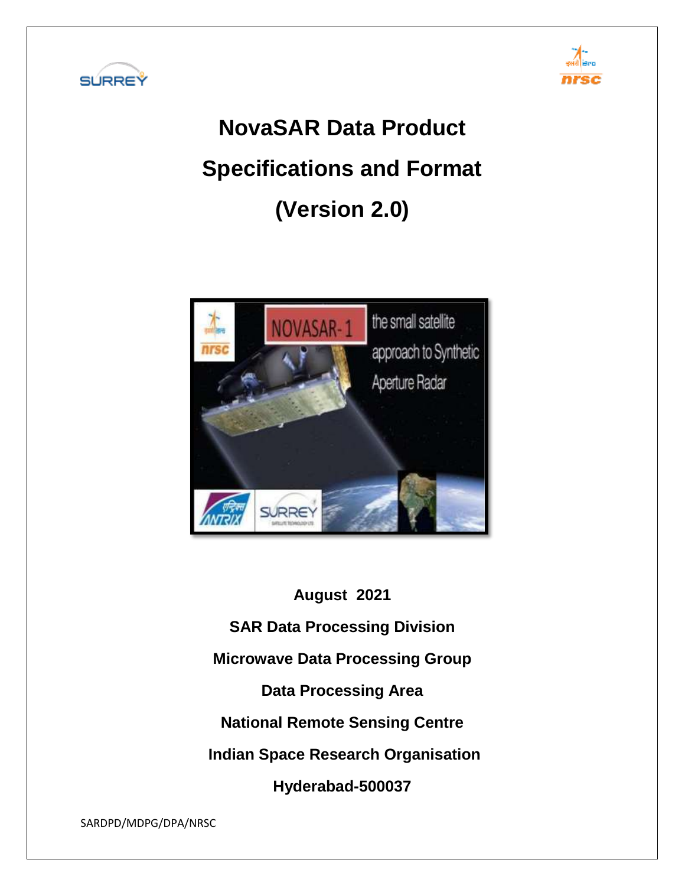# NovaSAR Data Product Specifications and Format (Version 2.0)

**August 2021**

**SAR Data Processing Division**

**Microwave Data Processing Group**

**Data Processing Area**

**National Remote Sensing Centre**

**Indian Space Research Organisation**

**Hyderabad-500037**

SARDPD/MDPG/DPA/NRSC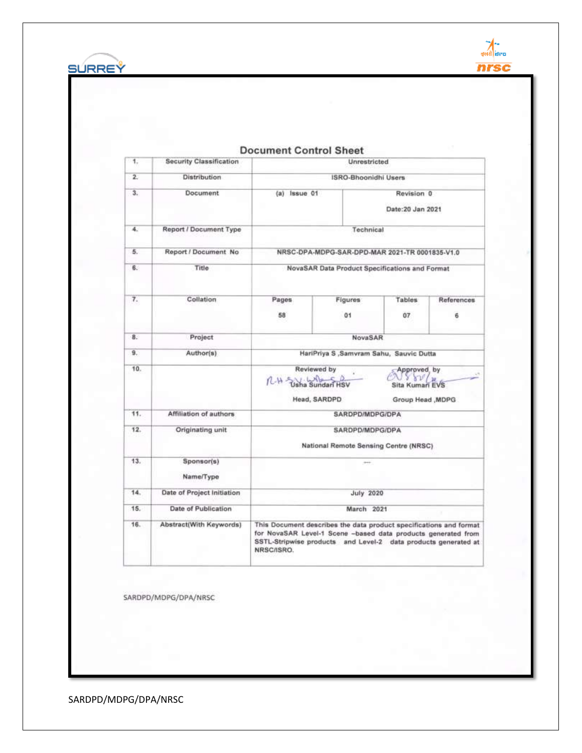# Document Control Sheet

| | | | | | |
|---|---|---|---|---|---|
| 1. | Security Classification | Unrestricted | | | |
| 2. | Distribution | ISRO-Bhoonidhi Users | | | |
| 3. | Document | (a) Issue 01 | Revision 0<br>Date:20 Jan 2021 | | |
| 4. | Report / Document Type | Technical | | | |
| 5. | Report / Document No | NRSC-DPA-MDPG-SAR-DPD-MAR 2021-TR 0001835-V1.0 | | | |
| 6. | Title | NovaSAR Data Product Specifications and Format | | | |
| 7. | Collation | Pages<br>58 | Figures<br>01 | Tables<br>07 | References<br>6 |
| 8. | Project | NovaSAR | | | |
| 9. | Author(s) | HariPriya S ,Samvram Sahu, Sauvic Dutta | | | |
| 10. | | Reviewed by<br>Usha Sundari HSV<br>Head, SARDPD | Approved by<br>Sita Kumari EVS<br>Group Head ,MDPG | | |
| 11. | Affiliation of authors | SARDPD/MDPG/DPA | | | |
| 12. | Originating unit | SARDPD/MDPG/DPA<br>National Remote Sensing Centre (NRSC) | | | |
| 13. | Sponsor(s)<br>Name/Type | --- | | | |
| 14. | Date of Project Initiation | July 2020 | | | |
| 15. | Date of Publication | March 2021 | | | |
| 16. | Abstract(With Keywords) | This Document describes the data product specifications and format for NovaSAR Level-1 Scene –based data products generated from SSTL-Stripwise products and Level-2 data products generated at NRSC/ISRO. | | | |

SARDPD/MDPG/DPA/NRSC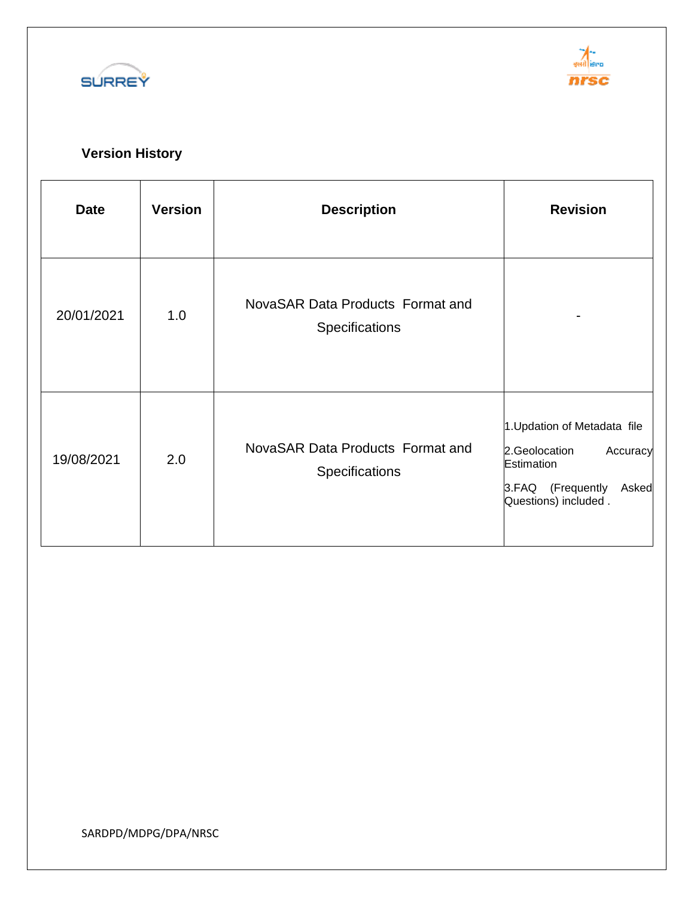## Version History

| Date | Version | Description | Revision |
|---|---|---|---|
| 20/01/2021 | 1.0 | NovaSAR Data Products Format and Specifications | - |
| 19/08/2021 | 2.0 | NovaSAR Data Products Format and Specifications | 1.Updation of Metadata file<br>2.Geolocation Accuracy Estimation<br>3.FAQ (Frequently Asked Questions) included . |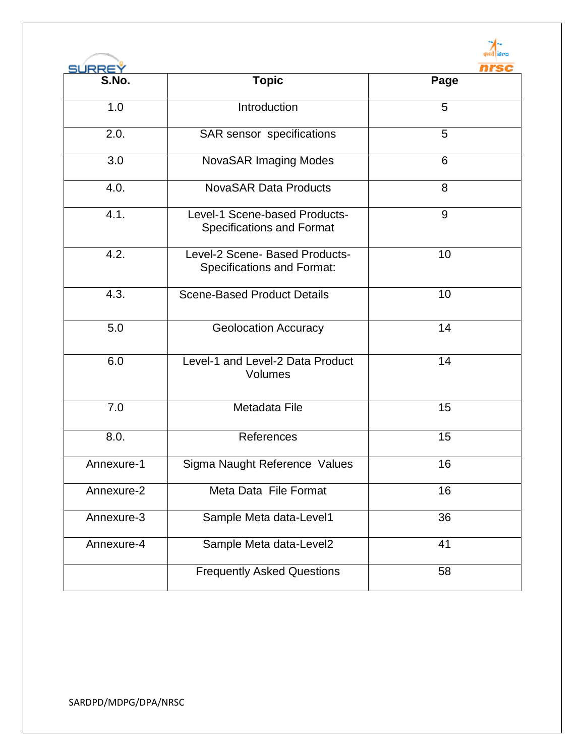| S.No. | Topic | Page |
|---|---|---|
| 1.0 | Introduction | 5 |
| 2.0. | SAR sensor specifications | 5 |
| 3.0 | NovaSAR Imaging Modes | 6 |
| 4.0. | NovaSAR Data Products | 8 |
| 4.1. | Level-1 Scene-based Products- Specifications and Format | 9 |
| 4.2. | Level-2 Scene- Based Products- Specifications and Format: | 10 |
| 4.3. | Scene-Based Product Details | 10 |
| 5.0 | Geolocation Accuracy | 14 |
| 6.0 | Level-1 and Level-2 Data Product Volumes | 14 |
| 7.0 | Metadata File | 15 |
| 8.0. | References | 15 |
| Annexure-1 | Sigma Naught Reference Values | 16 |
| Annexure-2 | Meta Data File Format | 16 |
| Annexure-3 | Sample Meta data-Level1 | 36 |
| Annexure-4 | Sample Meta data-Level2 | 41 |
| | Frequently Asked Questions | 58 |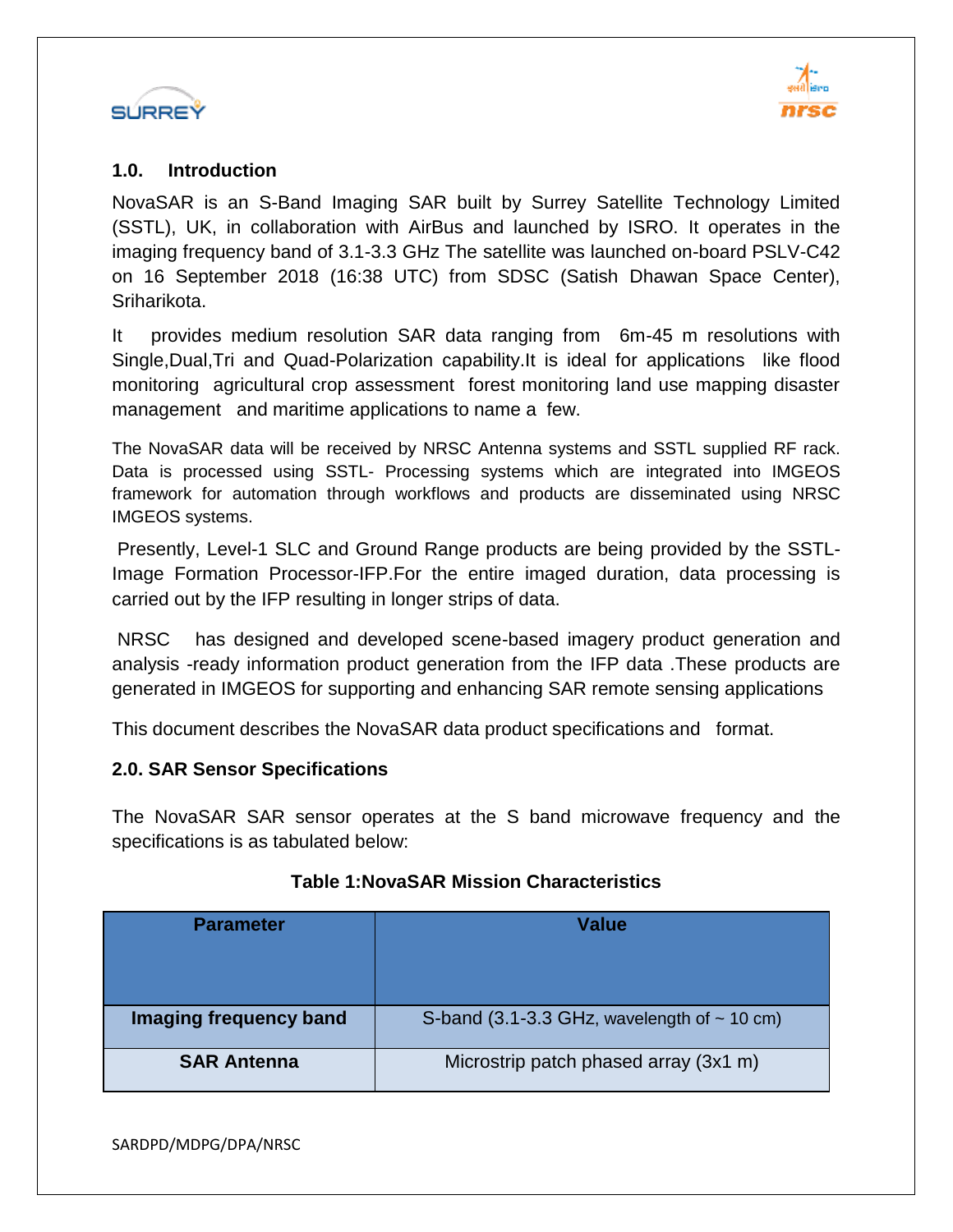## 1.0. Introduction

NovaSAR is an S-Band Imaging SAR built by Surrey Satellite Technology Limited (SSTL), UK, in collaboration with AirBus and launched by ISRO. It operates in the imaging frequency band of 3.1-3.3 GHz The satellite was launched on-board PSLV-C42 on 16 September 2018 (16:38 UTC) from SDSC (Satish Dhawan Space Center), Sriharikota.

It provides medium resolution SAR data ranging from 6m-45 m resolutions with Single,Dual,Tri and Quad-Polarization capability.It is ideal for applications like flood monitoring agricultural crop assessment forest monitoring land use mapping disaster management and maritime applications to name a few.

The NovaSAR data will be received by NRSC Antenna systems and SSTL supplied RF rack. Data is processed using SSTL- Processing systems which are integrated into IMGEOS framework for automation through workflows and products are disseminated using NRSC IMGEOS systems.

Presently, Level-1 SLC and Ground Range products are being provided by the SSTL-Image Formation Processor-IFP.For the entire imaged duration, data processing is carried out by the IFP resulting in longer strips of data.

NRSC has designed and developed scene-based imagery product generation and analysis -ready information product generation from the IFP data .These products are generated in IMGEOS for supporting and enhancing SAR remote sensing applications

This document describes the NovaSAR data product specifications and format.

## 2.0. SAR Sensor Specifications

The NovaSAR SAR sensor operates at the S band microwave frequency and the specifications is as tabulated below:

**Table 1:NovaSAR Mission Characteristics**

| Parameter | Value |
|---|---|
| **Imaging frequency band** | S-band (3.1-3.3 GHz, wavelength of ~ 10 cm) |
| **SAR Antenna** | Microstrip patch phased array (3x1 m) |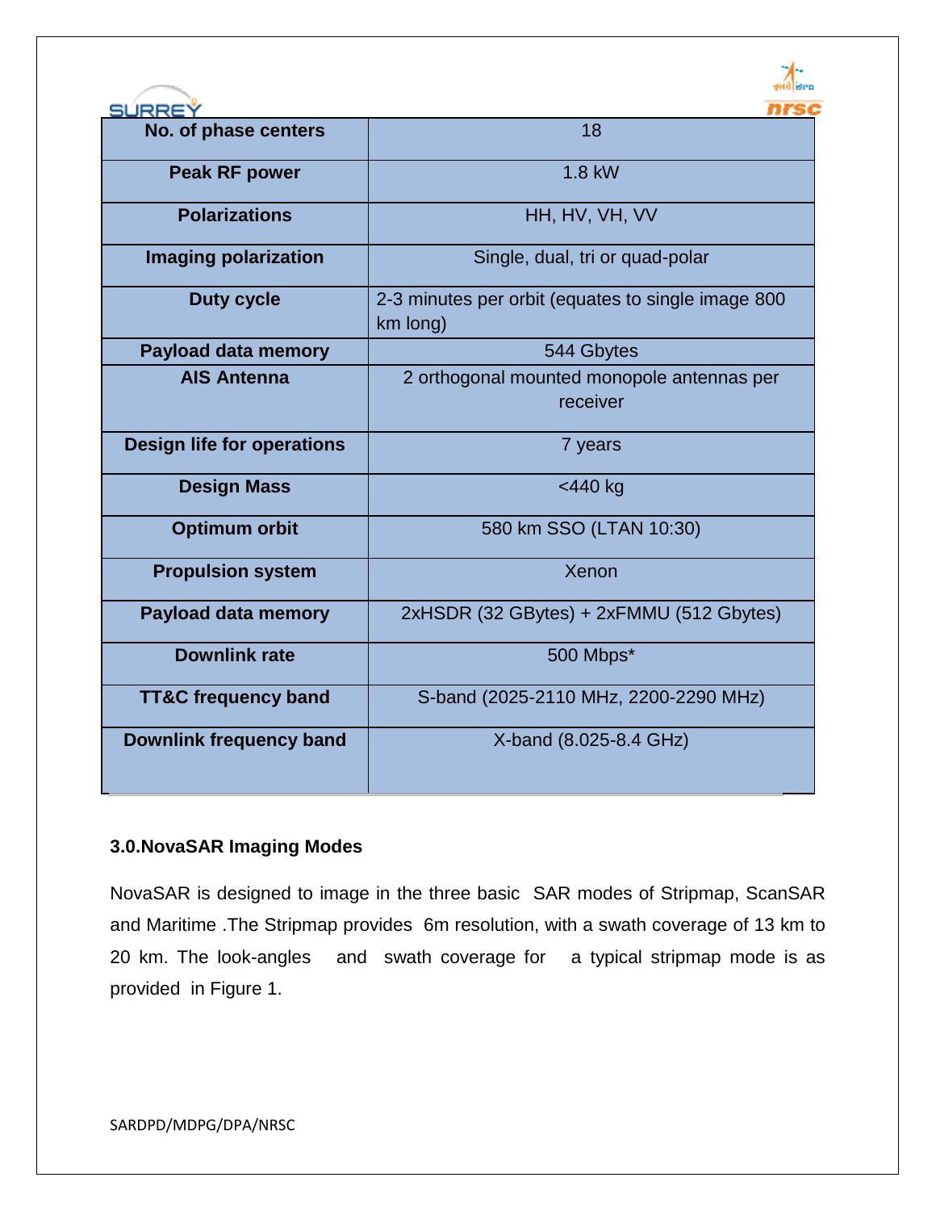| No. of phase centers | 18 |
|---|---|
| Peak RF power | 1.8 kW |
| Polarizations | HH, HV, VH, VV |
| Imaging polarization | Single, dual, tri or quad-polar |
| Duty cycle | 2-3 minutes per orbit (equates to single image 800 km long) |
| Payload data memory | 544 Gbytes |
| AIS Antenna | 2 orthogonal mounted monopole antennas per receiver |
| Design life for operations | 7 years |
| Design Mass | <440 kg |
| Optimum orbit | 580 km SSO (LTAN 10:30) |
| Propulsion system | Xenon |
| Payload data memory | 2xHSDR (32 GBytes) + 2xFMMU (512 Gbytes) |
| Downlink rate | 500 Mbps* |
| TT&C frequency band | S-band (2025-2110 MHz, 2200-2290 MHz) |
| Downlink frequency band | X-band (8.025-8.4 GHz) |

**3.0.NovaSAR Imaging Modes**

NovaSAR is designed to image in the three basic SAR modes of Stripmap, ScanSAR and Maritime .The Stripmap provides 6m resolution, with a swath coverage of 13 km to 20 km. The look-angles and swath coverage for a typical stripmap mode is as provided in Figure 1.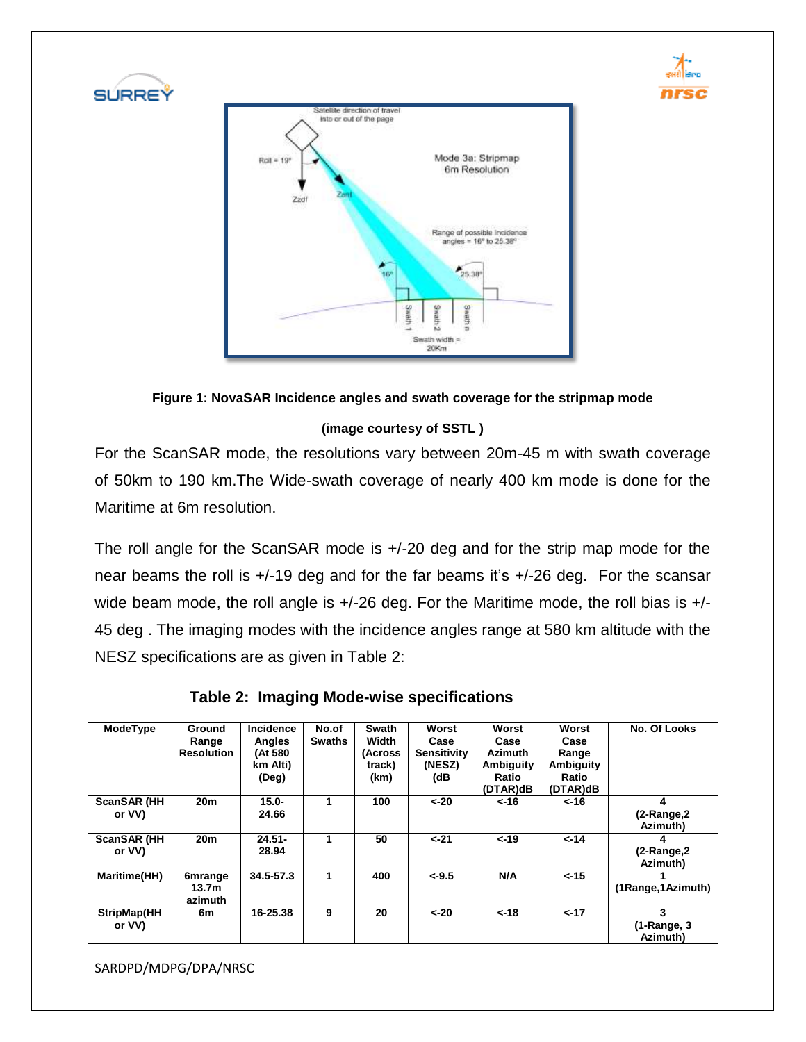**Figure 1: NovaSAR Incidence angles and swath coverage for the stripmap mode**

**(image courtesy of SSTL )**

For the ScanSAR mode, the resolutions vary between 20m-45 m with swath coverage of 50km to 190 km.The Wide-swath coverage of nearly 400 km mode is done for the Maritime at 6m resolution.

The roll angle for the ScanSAR mode is +/-20 deg and for the strip map mode for the near beams the roll is +/-19 deg and for the far beams it's +/-26 deg. For the scansar wide beam mode, the roll angle is +/-26 deg. For the Maritime mode, the roll bias is +/-45 deg . The imaging modes with the incidence angles range at 580 km altitude with the NESZ specifications are as given in Table 2:

**Table 2: Imaging Mode-wise specifications**

| ModeType | Ground Range Resolution | Incidence Angles (At 580 km Alti) (Deg) | No.of Swaths | Swath Width (Across track) (km) | Worst Case Sensitivity (NESZ) (dB | Worst Case Azimuth Ambiguity Ratio (DTAR)dB | Worst Case Range Ambiguity Ratio (DTAR)dB | No. Of Looks |
|---|---|---|---|---|---|---|---|---|
| ScanSAR (HH or VV) | 20m | 15.0-24.66 | 1 | 100 | <-20 | <-16 | <-16 | 4 (2-Range,2 Azimuth) |
| ScanSAR (HH or VV) | 20m | 24.51-28.94 | 1 | 50 | <-21 | <-19 | <-14 | 4 (2-Range,2 Azimuth) |
| Maritime(HH) | 6mrange 13.7m azimuth | 34.5-57.3 | 1 | 400 | <-9.5 | N/A | <-15 | 1 (1Range,1Azimuth) |
| StripMap(HH or VV) | 6m | 16-25.38 | 9 | 20 | <-20 | <-18 | <-17 | 3 (1-Range, 3 Azimuth) |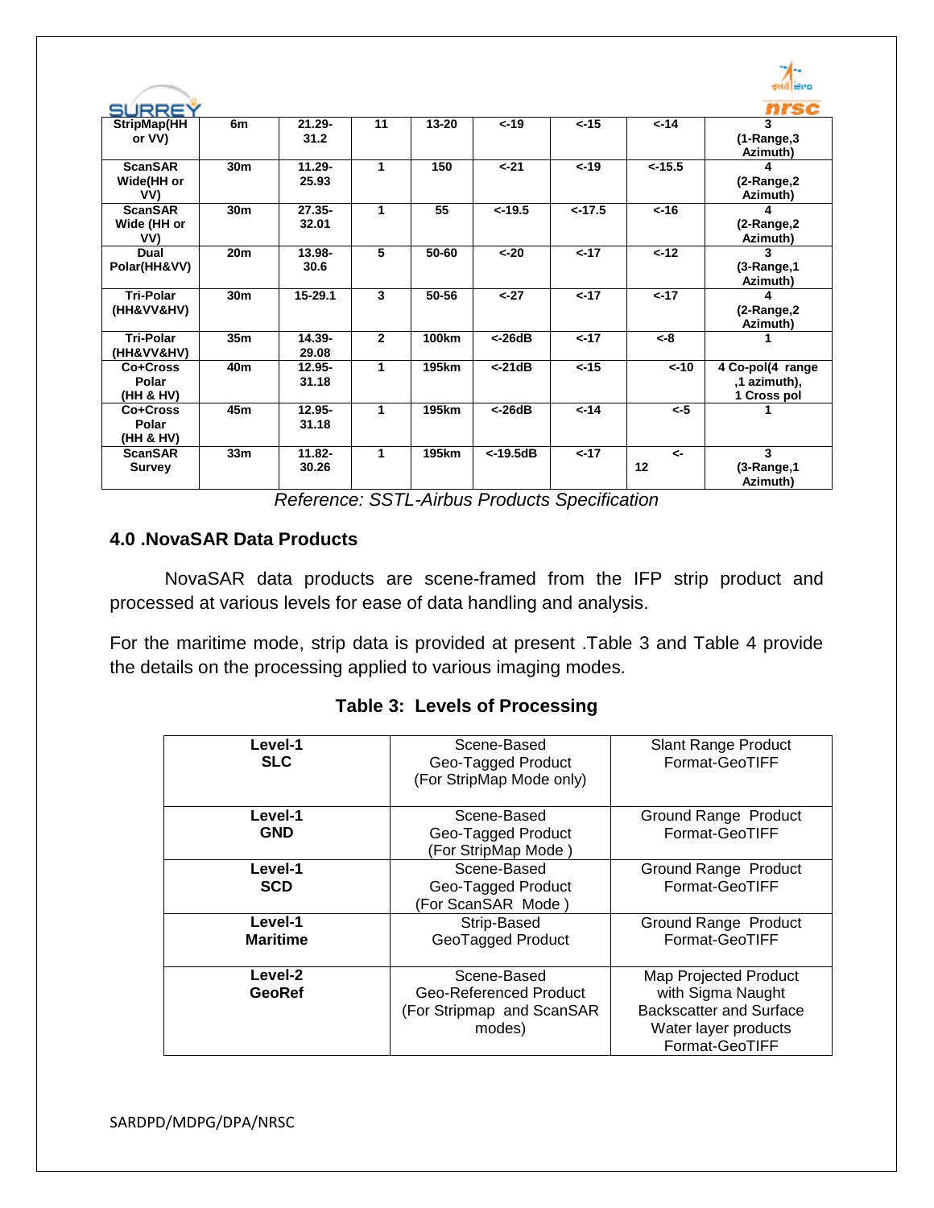| | | | | | | | | |
|---|---|---|---|---|---|---|---|---|
| **StripMap(HH or VV)** | **6m** | **21.29-31.2** | **11** | **13-20** | **<-19** | **<-15** | **<-14** | **3 (1-Range,3 Azimuth)** |
| **ScanSAR Wide(HH or VV)** | **30m** | **11.29-25.93** | **1** | **150** | **<-21** | **<-19** | **<-15.5** | **4 (2-Range,2 Azimuth)** |
| **ScanSAR Wide (HH or VV)** | **30m** | **27.35-32.01** | **1** | **55** | **<-19.5** | **<-17.5** | **<-16** | **4 (2-Range,2 Azimuth)** |
| **Dual Polar(HH&VV)** | **20m** | **13.98-30.6** | **5** | **50-60** | **<-20** | **<-17** | **<-12** | **3 (3-Range,1 Azimuth)** |
| **Tri-Polar (HH&VV&HV)** | **30m** | **15-29.1** | **3** | **50-56** | **<-27** | **<-17** | **<-17** | **4 (2-Range,2 Azimuth)** |
| **Tri-Polar (HH&VV&HV)** | **35m** | **14.39-29.08** | **2** | **100km** | **<-26dB** | **<-17** | **<-8** | **1** |
| **Co+Cross Polar (HH & HV)** | **40m** | **12.95-31.18** | **1** | **195km** | **<-21dB** | **<-15** | **<-10** | **4 Co-pol(4 range ,1 azimuth), 1 Cross pol** |
| **Co+Cross Polar (HH & HV)** | **45m** | **12.95-31.18** | **1** | **195km** | **<-26dB** | **<-14** | **<-5** | **1** |
| **ScanSAR Survey** | **33m** | **11.82-30.26** | **1** | **195km** | **<-19.5dB** | **<-17** | **<-12** | **3 (3-Range,1 Azimuth)** |

*Reference: SSTL-Airbus Products Specification*

## 4.0 .NovaSAR Data Products

NovaSAR data products are scene-framed from the IFP strip product and processed at various levels for ease of data handling and analysis.

For the maritime mode, strip data is provided at present .Table 3 and Table 4 provide the details on the processing applied to various imaging modes.

**Table 3: Levels of Processing**

| | | |
|---|---|---|
| **Level-1 SLC** | Scene-Based Geo-Tagged Product (For StripMap Mode only) | Slant Range Product Format-GeoTIFF |
| **Level-1 GND** | Scene-Based Geo-Tagged Product (For StripMap Mode ) | Ground Range Product Format-GeoTIFF |
| **Level-1 SCD** | Scene-Based Geo-Tagged Product (For ScanSAR Mode ) | Ground Range Product Format-GeoTIFF |
| **Level-1 Maritime** | Strip-Based GeoTagged Product | Ground Range Product Format-GeoTIFF |
| **Level-2 GeoRef** | Scene-Based Geo-Referenced Product (For Stripmap and ScanSAR modes) | Map Projected Product with Sigma Naught Backscatter and Surface Water layer products Format-GeoTIFF |

SARDPD/MDPG/DPA/NRSC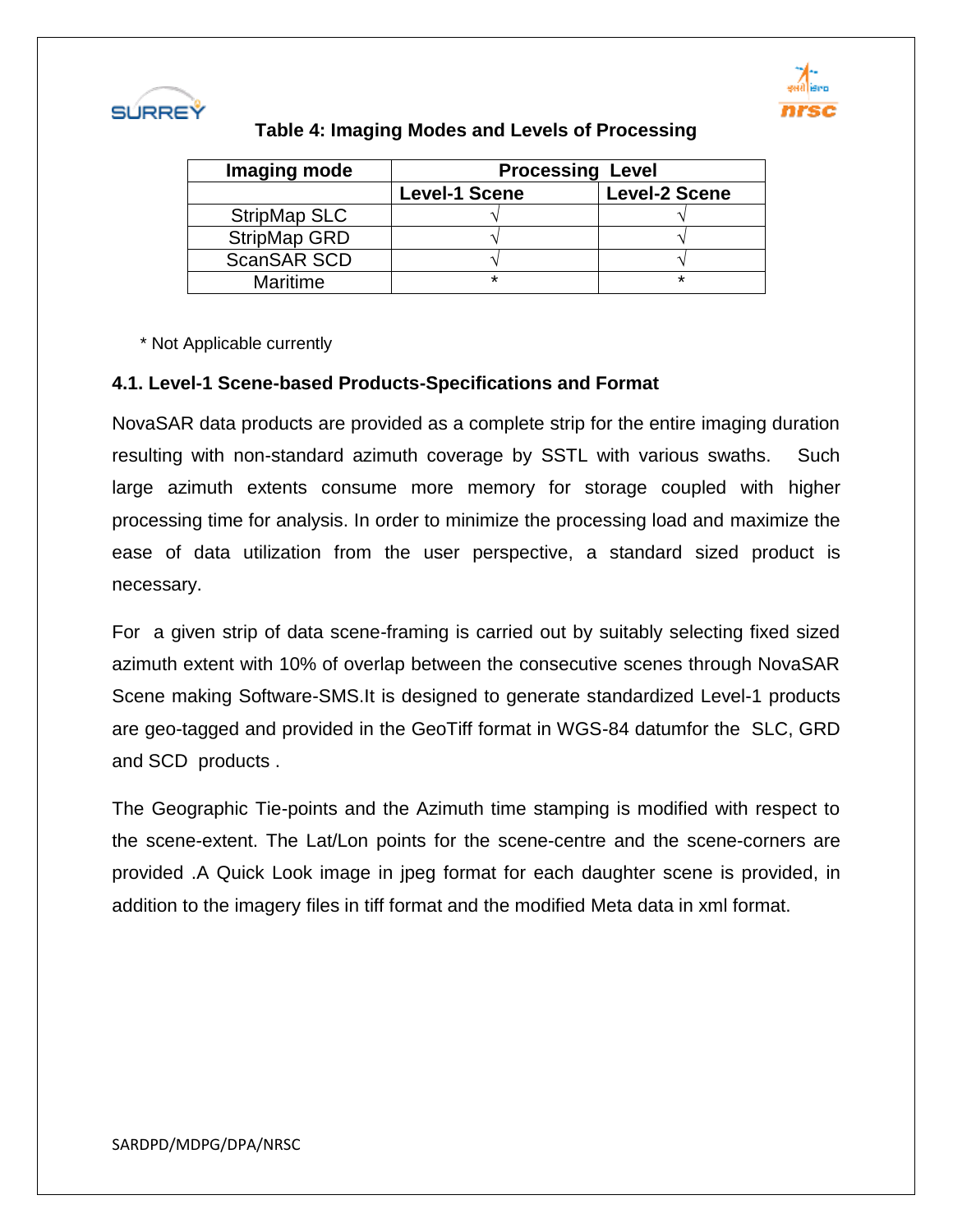**Table 4: Imaging Modes and Levels of Processing**

| Imaging mode | Processing Level | |
|---|---|---|
| | Level-1 Scene | Level-2 Scene |
| StripMap SLC | √ | √ |
| StripMap GRD | √ | √ |
| ScanSAR SCD | √ | √ |
| Maritime | * | * |

* Not Applicable currently

### 4.1. Level-1 Scene-based Products-Specifications and Format

NovaSAR data products are provided as a complete strip for the entire imaging duration resulting with non-standard azimuth coverage by SSTL with various swaths. Such large azimuth extents consume more memory for storage coupled with higher processing time for analysis. In order to minimize the processing load and maximize the ease of data utilization from the user perspective, a standard sized product is necessary.

For a given strip of data scene-framing is carried out by suitably selecting fixed sized azimuth extent with 10% of overlap between the consecutive scenes through NovaSAR Scene making Software-SMS.It is designed to generate standardized Level-1 products are geo-tagged and provided in the GeoTiff format in WGS-84 datumfor the SLC, GRD and SCD products .

The Geographic Tie-points and the Azimuth time stamping is modified with respect to the scene-extent. The Lat/Lon points for the scene-centre and the scene-corners are provided .A Quick Look image in jpeg format for each daughter scene is provided, in addition to the imagery files in tiff format and the modified Meta data in xml format.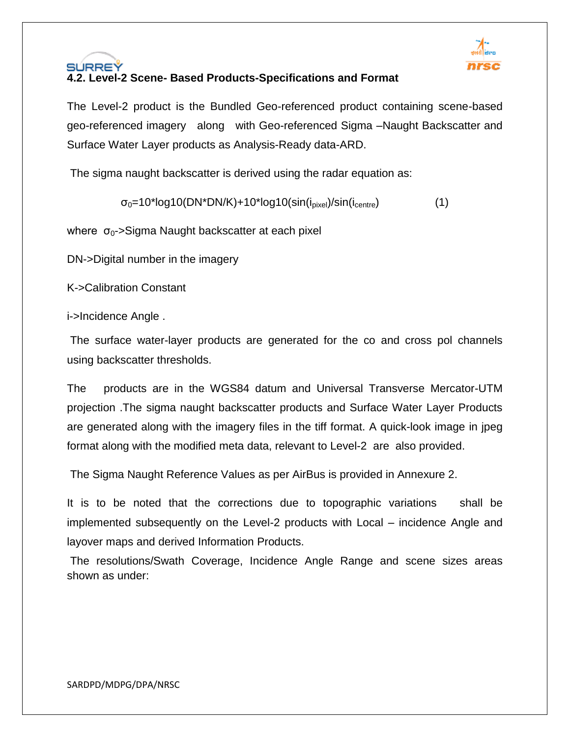### 4.2. Level-2 Scene- Based Products-Specifications and Format

The Level-2 product is the Bundled Geo-referenced product containing scene-based geo-referenced imagery along with Geo-referenced Sigma –Naught Backscatter and Surface Water Layer products as Analysis-Ready data-ARD.

The sigma naught backscatter is derived using the radar equation as:

$$\sigma_0=10*\log10(DN*DN/K)+10*\log10(\sin(i_{pixel})/\sin(i_{centre}) \qquad (1)$$

where $\sigma_0$->Sigma Naught backscatter at each pixel

DN->Digital number in the imagery

K->Calibration Constant

i->Incidence Angle .

The surface water-layer products are generated for the co and cross pol channels using backscatter thresholds.

The products are in the WGS84 datum and Universal Transverse Mercator-UTM projection .The sigma naught backscatter products and Surface Water Layer Products are generated along with the imagery files in the tiff format. A quick-look image in jpeg format along with the modified meta data, relevant to Level-2 are also provided.

The Sigma Naught Reference Values as per AirBus is provided in Annexure 2.

It is to be noted that the corrections due to topographic variations shall be implemented subsequently on the Level-2 products with Local – incidence Angle and layover maps and derived Information Products.

The resolutions/Swath Coverage, Incidence Angle Range and scene sizes areas shown as under: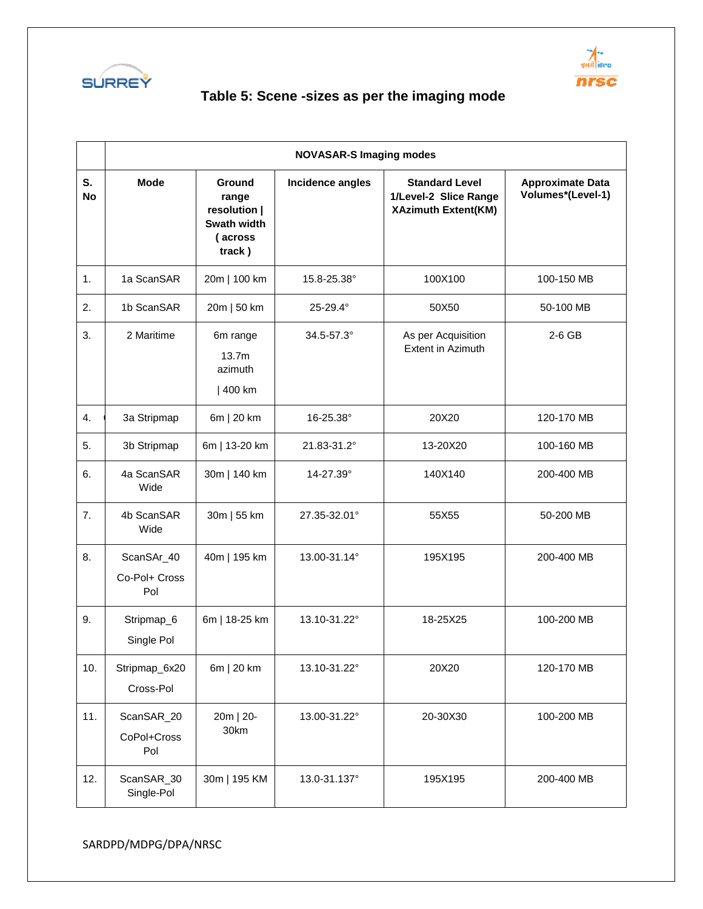## Table 5: Scene -sizes as per the imaging mode

| | NOVASAR-S Imaging modes | | | | |
|---|---|---|---|---|---|
| **S. No** | **Mode** | **Ground range resolution \| Swath width ( across track )** | **Incidence angles** | **Standard Level 1/Level-2 Slice Range XAzimuth Extent(KM)** | **Approximate Data Volumes*(Level-1)** |
| 1. | 1a ScanSAR | 20m \| 100 km | 15.8-25.38° | 100X100 | 100-150 MB |
| 2. | 1b ScanSAR | 20m \| 50 km | 25-29.4° | 50X50 | 50-100 MB |
| 3. | 2 Maritime | 6m range 13.7m azimuth \| 400 km | 34.5-57.3° | As per Acquisition Extent in Azimuth | 2-6 GB |
| 4. | 3a Stripmap | 6m \| 20 km | 16-25.38° | 20X20 | 120-170 MB |
| 5. | 3b Stripmap | 6m \| 13-20 km | 21.83-31.2° | 13-20X20 | 100-160 MB |
| 6. | 4a ScanSAR Wide | 30m \| 140 km | 14-27.39° | 140X140 | 200-400 MB |
| 7. | 4b ScanSAR Wide | 30m \| 55 km | 27.35-32.01° | 55X55 | 50-200 MB |
| 8. | ScanSAr_40 Co-Pol+ Cross Pol | 40m \| 195 km | 13.00-31.14° | 195X195 | 200-400 MB |
| 9. | Stripmap_6 Single Pol | 6m \| 18-25 km | 13.10-31.22° | 18-25X25 | 100-200 MB |
| 10. | Stripmap_6x20 Cross-Pol | 6m \| 20 km | 13.10-31.22° | 20X20 | 120-170 MB |
| 11. | ScanSAR_20 CoPol+Cross Pol | 20m \| 20-30km | 13.00-31.22° | 20-30X30 | 100-200 MB |
| 12. | ScanSAR_30 Single-Pol | 30m \| 195 KM | 13.0-31.137° | 195X195 | 200-400 MB |

SARDPD/MDPG/DPA/NRSC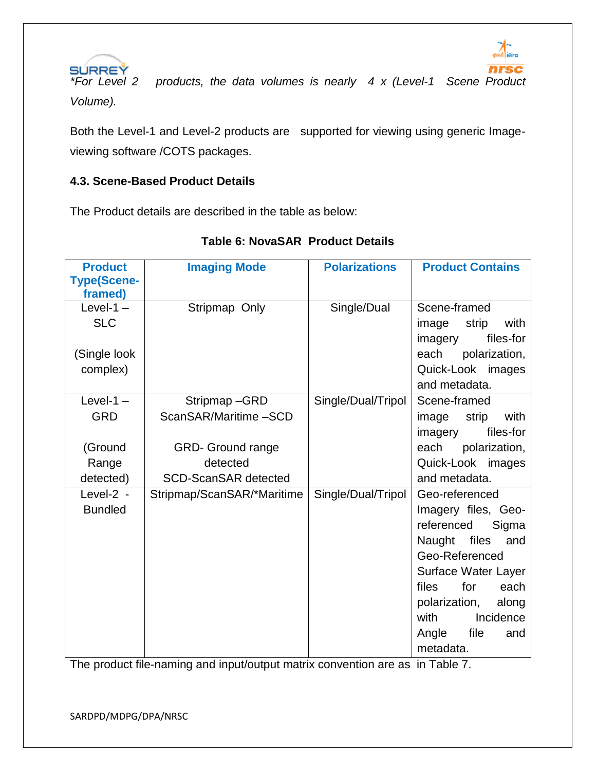*For Level 2 products, the data volumes is nearly 4 x (Level-1 Scene Product Volume).*

Both the Level-1 and Level-2 products are supported for viewing using generic Image-viewing software /COTS packages.

### 4.3. Scene-Based Product Details

The Product details are described in the table as below:

**Table 6: NovaSAR Product Details**

| Product Type(Scene-framed) | Imaging Mode | Polarizations | Product Contains |
|---|---|---|---|
| Level-1 – SLC (Single look complex) | Stripmap Only | Single/Dual | Scene-framed image strip with imagery files-for each polarization, Quick-Look images and metadata. |
| Level-1 – GRD (Ground Range detected) | Stripmap –GRD ScanSAR/Maritime –SCD GRD- Ground range detected SCD-ScanSAR detected | Single/Dual/Tripol | Scene-framed image strip with imagery files-for each polarization, Quick-Look images and metadata. |
| Level-2 - Bundled | Stripmap/ScanSAR/*Maritime | Single/Dual/Tripol | Geo-referenced Imagery files, Geo-referenced Sigma Naught files and Geo-Referenced Surface Water Layer files for each polarization, along with Incidence Angle file and metadata. |

The product file-naming and input/output matrix convention are as in Table 7.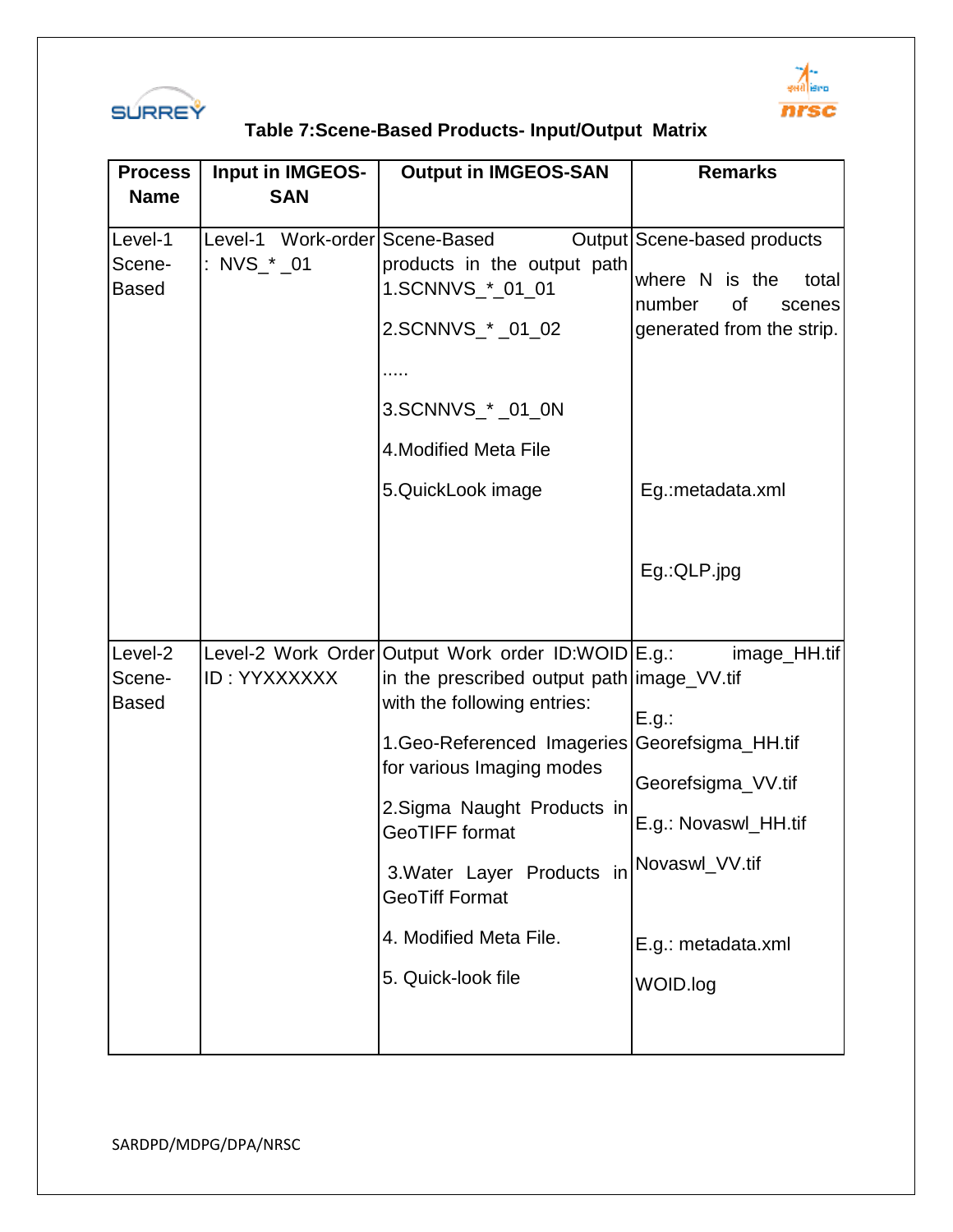**Table 7:Scene-Based Products- Input/Output Matrix**

| Process Name | Input in IMGEOS-SAN | Output in IMGEOS-SAN | Remarks |
|---|---|---|---|
| Level-1 Scene-Based | Level-1 Work-order : NVS_* _01 | Scene-Based Output products in the output path<br>1.SCNNVS_*_01_01<br>2.SCNNVS_* _01_02<br>.....<br>3.SCNNVS_* _01_0N<br>4.Modified Meta File<br>5.QuickLook image | Scene-based products<br>where N is the total number of scenes generated from the strip.<br>Eg.:metadata.xml<br>Eg.:QLP.jpg |
| Level-2 Scene-Based | Level-2 Work Order ID : YYXXXXXX | Output Work order ID:WOID in the prescribed output path with the following entries:<br>1.Geo-Referenced Imageries for various Imaging modes<br>2.Sigma Naught Products in GeoTIFF format<br>3.Water Layer Products in GeoTiff Format<br>4. Modified Meta File.<br>5. Quick-look file | E.g.: image_HH.tif image_VV.tif<br>E.g.: Georefsigma_HH.tif<br>Georefsigma_VV.tif<br>E.g.: Novaswl_HH.tif<br>Novaswl_VV.tif<br>E.g.: metadata.xml<br>WOID.log |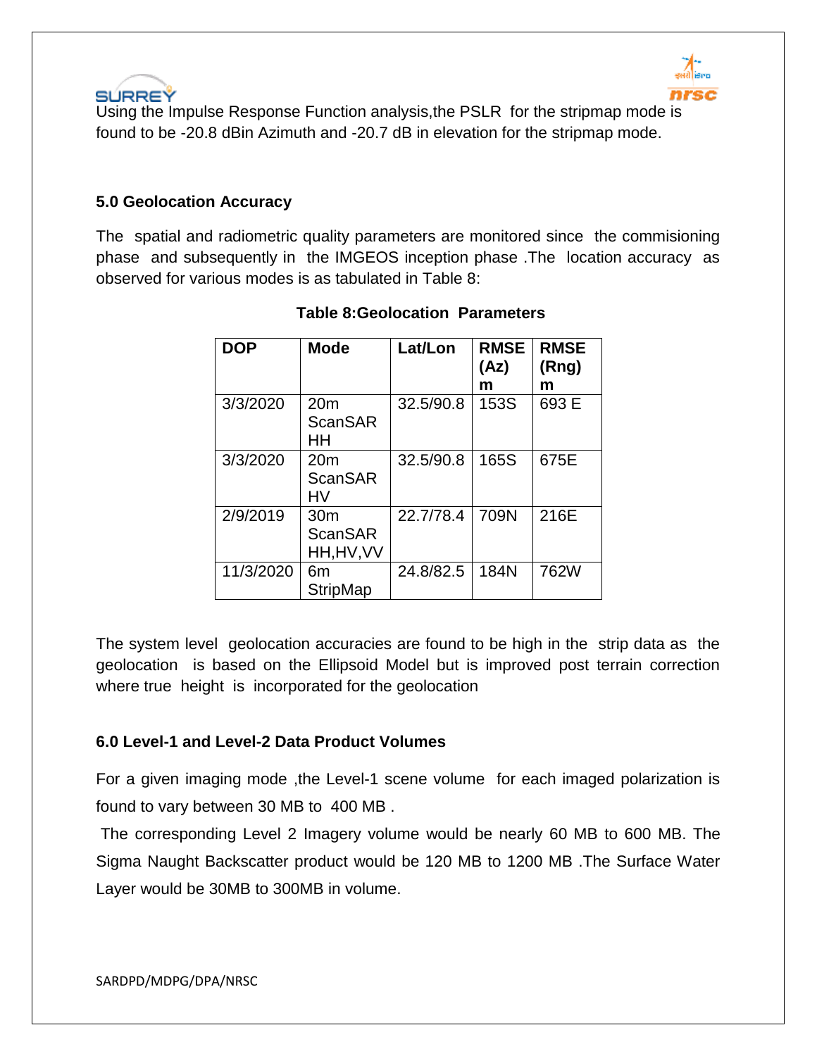Using the Impulse Response Function analysis,the PSLR for the stripmap mode is found to be -20.8 dBin Azimuth and -20.7 dB in elevation for the stripmap mode.

### 5.0 Geolocation Accuracy

The spatial and radiometric quality parameters are monitored since the commisioning phase and subsequently in the IMGEOS inception phase .The location accuracy as observed for various modes is as tabulated in Table 8:

**Table 8:Geolocation Parameters**

| DOP | Mode | Lat/Lon | RMSE (Az) m | RMSE (Rng) m |
|---|---|---|---|---|
| 3/3/2020 | 20m ScanSAR HH | 32.5/90.8 | 153S | 693 E |
| 3/3/2020 | 20m ScanSAR HV | 32.5/90.8 | 165S | 675E |
| 2/9/2019 | 30m ScanSAR HH,HV,VV | 22.7/78.4 | 709N | 216E |
| 11/3/2020 | 6m StripMap | 24.8/82.5 | 184N | 762W |

The system level geolocation accuracies are found to be high in the strip data as the geolocation is based on the Ellipsoid Model but is improved post terrain correction where true height is incorporated for the geolocation

### 6.0 Level-1 and Level-2 Data Product Volumes

For a given imaging mode ,the Level-1 scene volume for each imaged polarization is found to vary between 30 MB to 400 MB .

The corresponding Level 2 Imagery volume would be nearly 60 MB to 600 MB. The Sigma Naught Backscatter product would be 120 MB to 1200 MB .The Surface Water Layer would be 30MB to 300MB in volume.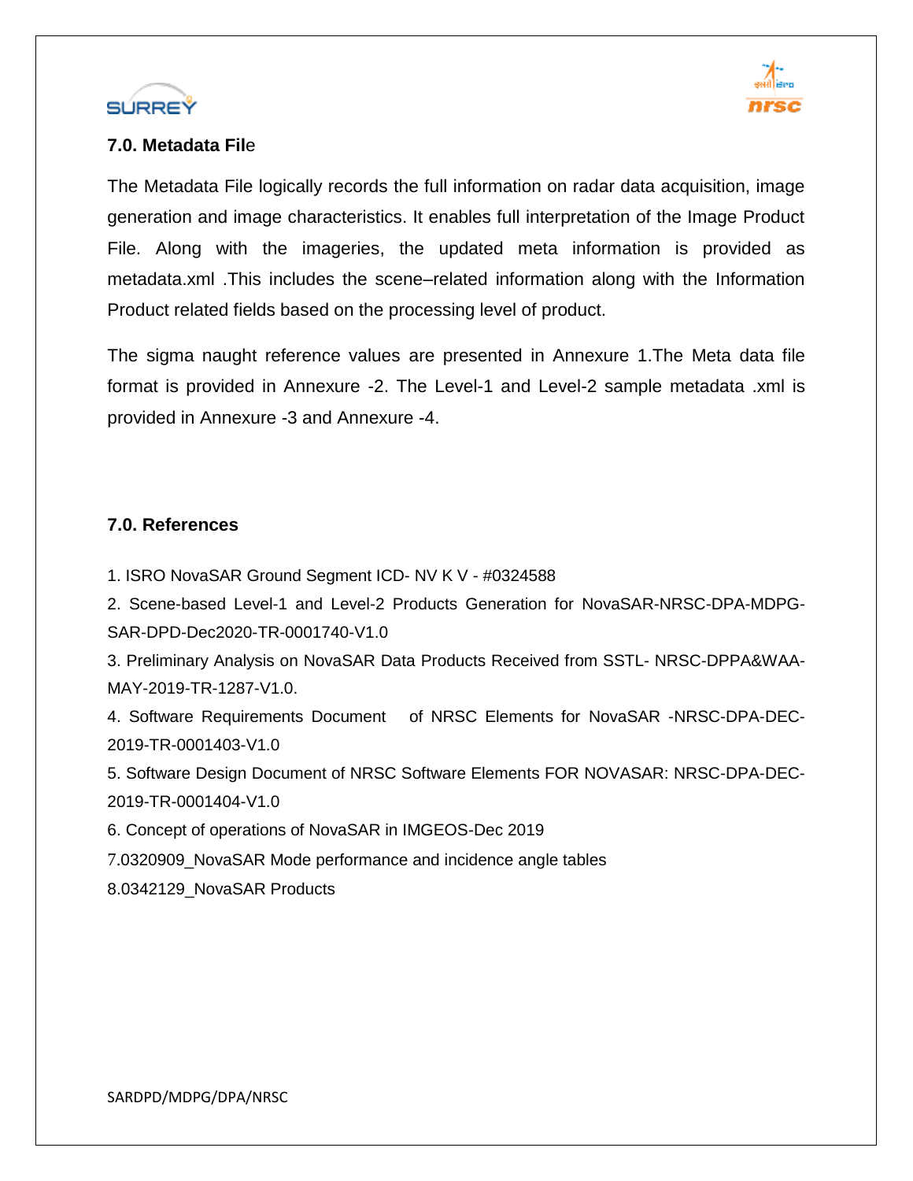## 7.0. Metadata File

The Metadata File logically records the full information on radar data acquisition, image generation and image characteristics. It enables full interpretation of the Image Product File. Along with the imageries, the updated meta information is provided as metadata.xml .This includes the scene–related information along with the Information Product related fields based on the processing level of product.

The sigma naught reference values are presented in Annexure 1.The Meta data file format is provided in Annexure -2. The Level-1 and Level-2 sample metadata .xml is provided in Annexure -3 and Annexure -4.

## 7.0. References

1. ISRO NovaSAR Ground Segment ICD- NV K V - #0324588
2. Scene-based Level-1 and Level-2 Products Generation for NovaSAR-NRSC-DPA-MDPG-SAR-DPD-Dec2020-TR-0001740-V1.0
3. Preliminary Analysis on NovaSAR Data Products Received from SSTL- NRSC-DPPA&WAA-MAY-2019-TR-1287-V1.0.
4. Software Requirements Document of NRSC Elements for NovaSAR -NRSC-DPA-DEC-2019-TR-0001403-V1.0
5. Software Design Document of NRSC Software Elements FOR NOVASAR: NRSC-DPA-DEC-2019-TR-0001404-V1.0
6. Concept of operations of NovaSAR in IMGEOS-Dec 2019
7. 0320909_NovaSAR Mode performance and incidence angle tables
8. 0342129_NovaSAR Products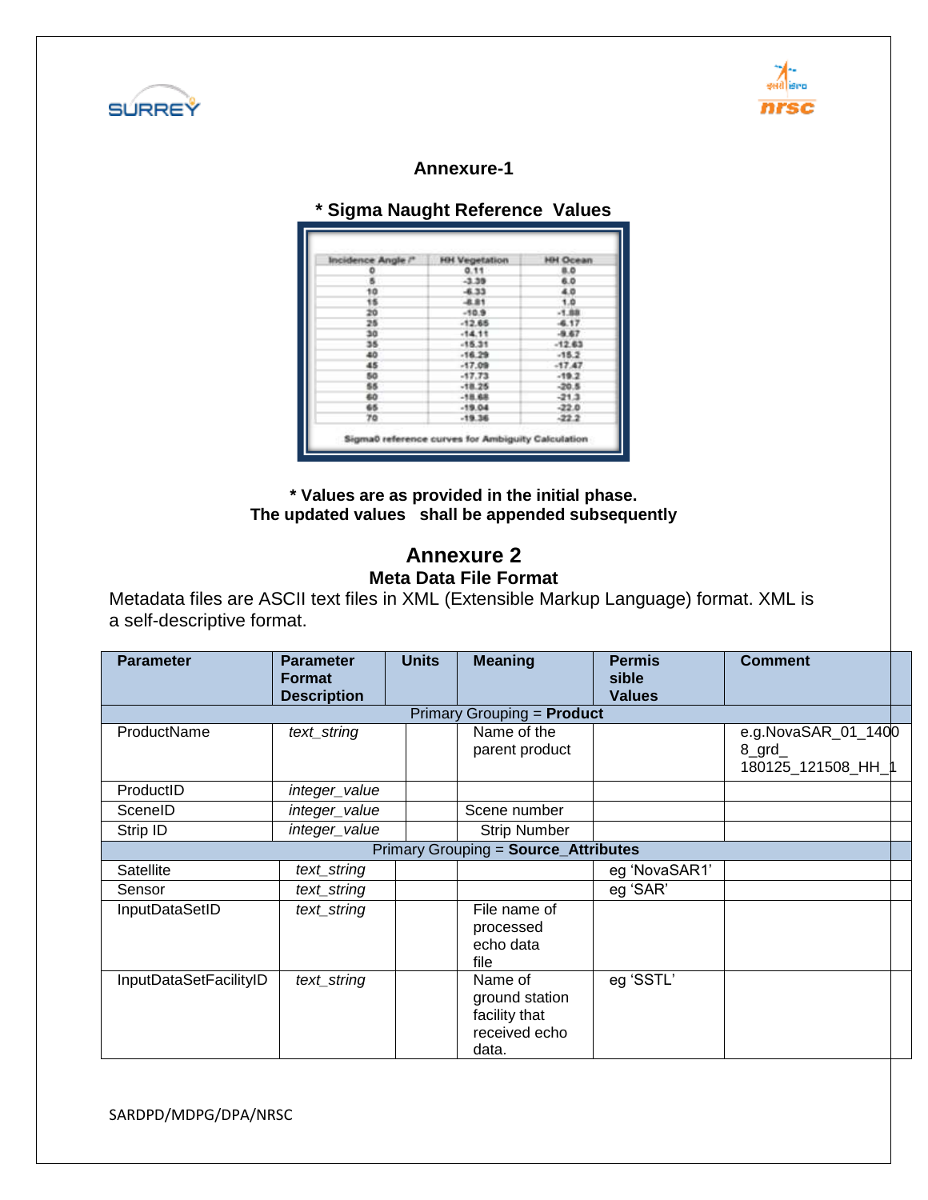## Annexure-1

### * Sigma Naught Reference Values

| Incidence Angle /° | HH Vegetation | HH Ocean |
|---|---|---|
| 0 | 0.11 | 8.0 |
| 5 | -3.39 | 6.0 |
| 10 | -6.33 | 4.0 |
| 15 | -8.81 | 1.0 |
| 20 | -10.9 | -1.88 |
| 25 | -12.65 | -6.17 |
| 30 | -14.11 | -9.67 |
| 35 | -15.31 | -12.63 |
| 40 | -16.29 | -15.2 |
| 45 | -17.09 | -17.47 |
| 50 | -17.73 | -19.2 |
| 55 | -18.25 | -20.5 |
| 60 | -18.68 | -21.3 |
| 65 | -19.04 | -22.0 |
| 70 | -19.36 | -22.2 |

Sigma0 reference curves for Ambiguity Calculation

**\* Values are as provided in the initial phase.**
**The updated values shall be appended subsequently**

## Annexure 2

### Meta Data File Format

Metadata files are ASCII text files in XML (Extensible Markup Language) format. XML is a self-descriptive format.

| Parameter | Parameter Format Description | Units | Meaning | Permissible Values | Comment |
|---|---|---|---|---|---|
| Primary Grouping = **Product** | | | | | |
| ProductName | *text_string* | | Name of the parent product | | e.g.NovaSAR_01_14008_grd_180125_121508_HH_1 |
| ProductID | *integer_value* | | | | |
| SceneID | *integer_value* | | Scene number | | |
| Strip ID | *integer_value* | | Strip Number | | |
| Primary Grouping = **Source_Attributes** | | | | | |
| Satellite | *text_string* | | | eg 'NovaSAR1' | |
| Sensor | *text_string* | | | eg 'SAR' | |
| InputDataSetID | *text_string* | | File name of processed echo data file | | |
| InputDataSetFacilityID | *text_string* | | Name of ground station facility that received echo data. | eg 'SSTL' | |

SARDPD/MDPG/DPA/NRSC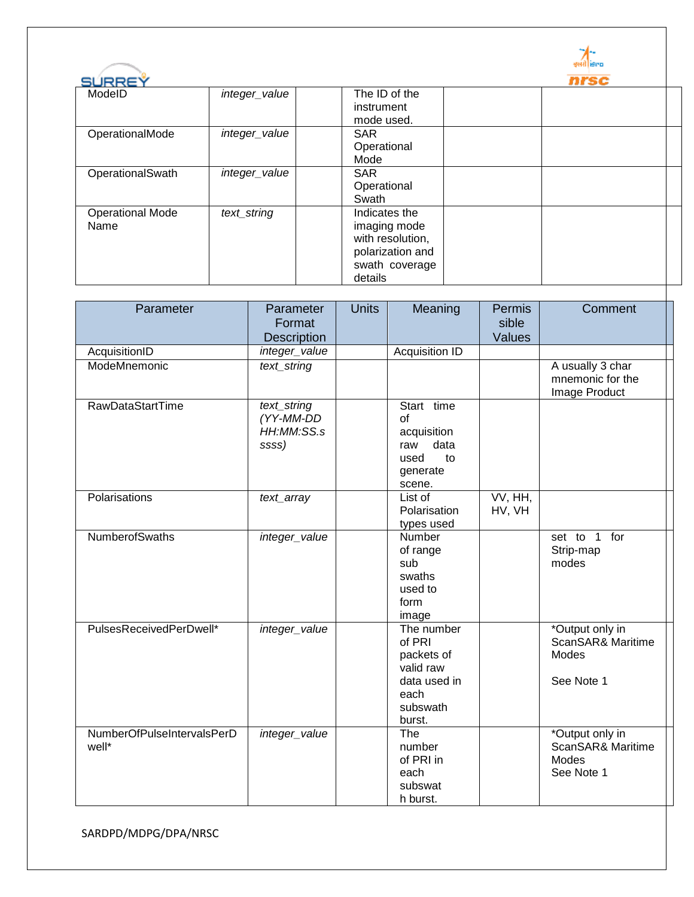| Parameter | Parameter Format Description | Units | Meaning | Permissible Values | Comment |
|---|---|---|---|---|---|
| ModeID | *integer_value* | | The ID of the instrument mode used. | | |
| OperationalMode | *integer_value* | | SAR Operational Mode | | |
| OperationalSwath | *integer_value* | | SAR Operational Swath | | |
| Operational Mode Name | *text_string* | | Indicates the imaging mode with resolution, polarization and swath coverage details | | |

| Parameter | Parameter Format Description | Units | Meaning | Permissible Values | Comment |
|---|---|---|---|---|---|
| AcquisitionID | *integer_value* | | Acquisition ID | | |
| ModeMnemonic | *text_string* | | | | A usually 3 char mnemonic for the Image Product |
| RawDataStartTime | *text_string (YY-MM-DD HH:MM:SS.sssss)* | | Start time of acquisition raw data used to generate scene. | | |
| Polarisations | *text_array* | | List of Polarisation types used | VV, HH, HV, VH | |
| NumberofSwaths | *integer_value* | | Number of range sub swaths used to form image | | set to 1 for Strip-map modes |
| PulsesReceivedPerDwell* | *integer_value* | | The number of PRI packets of valid raw data used in each subswath burst. | | *Output only in ScanSAR& Maritime Modes<br><br>See Note 1 |
| NumberOfPulseIntervalsPerDwell* | *integer_value* | | The number of PRI in each subswath burst. | | *Output only in ScanSAR& Maritime Modes<br>See Note 1 |

SARDPD/MDPG/DPA/NRSC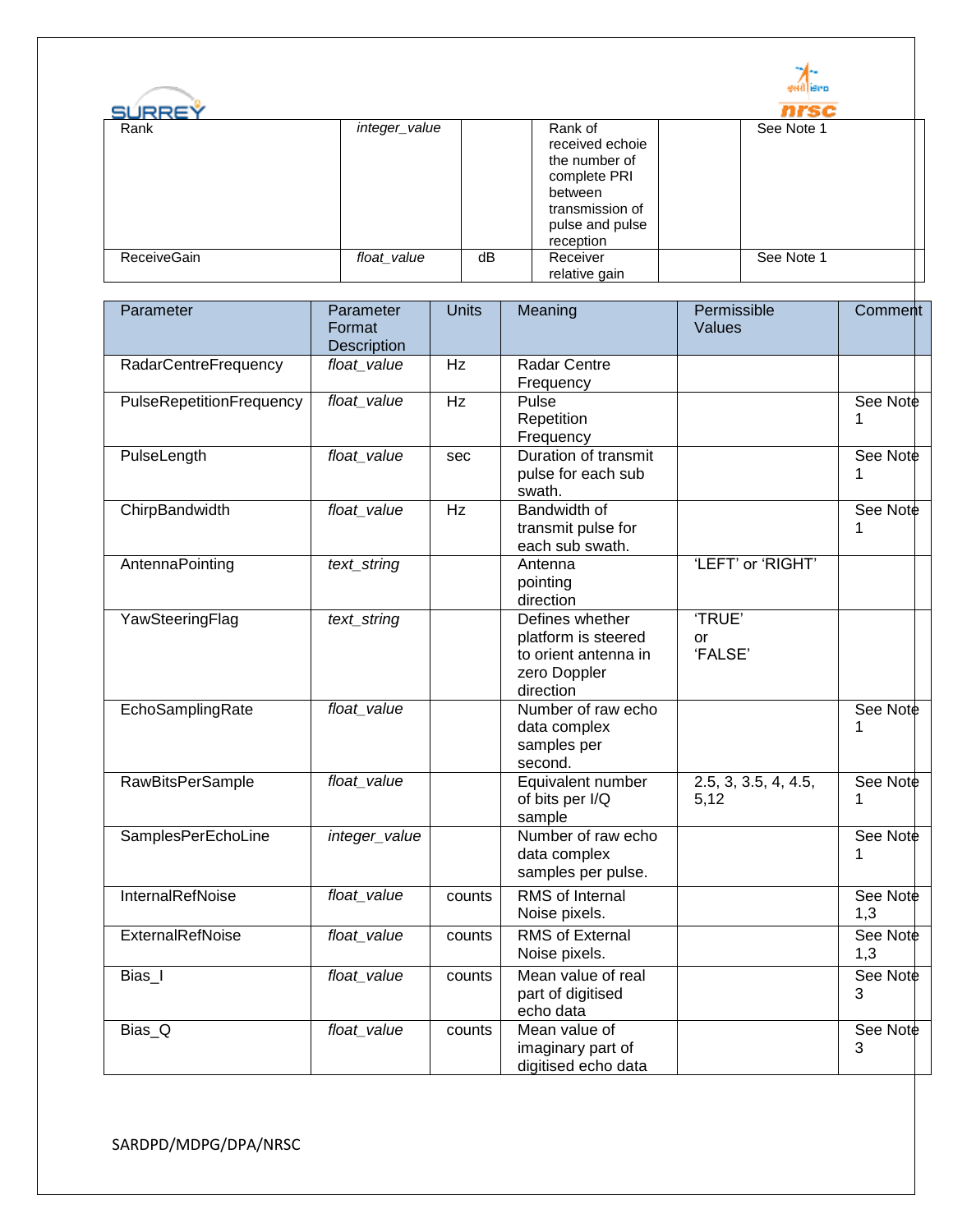| | | | | | |
|---|---|---|---|---|---|
| Rank | *integer_value* | | Rank of received echoie the number of complete PRI between transmission of pulse and pulse reception | | See Note 1 |
| ReceiveGain | *float_value* | dB | Receiver relative gain | | See Note 1 |

| Parameter | Parameter Format Description | Units | Meaning | Permissible Values | Comment |
|---|---|---|---|---|---|
| RadarCentreFrequency | *float_value* | Hz | Radar Centre Frequency | | |
| PulseRepetitionFrequency | *float_value* | Hz | Pulse Repetition Frequency | | See Note 1 |
| PulseLength | *float_value* | sec | Duration of transmit pulse for each sub swath. | | See Note 1 |
| ChirpBandwidth | *float_value* | Hz | Bandwidth of transmit pulse for each sub swath. | | See Note 1 |
| AntennaPointing | *text_string* | | Antenna pointing direction | 'LEFT' or 'RIGHT' | |
| YawSteeringFlag | *text_string* | | Defines whether platform is steered to orient antenna in zero Doppler direction | 'TRUE' or 'FALSE' | |
| EchoSamplingRate | *float_value* | | Number of raw echo data complex samples per second. | | See Note 1 |
| RawBitsPerSample | *float_value* | | Equivalent number of bits per I/Q sample | 2.5, 3, 3.5, 4, 4.5, 5,12 | See Note 1 |
| SamplesPerEchoLine | *integer_value* | | Number of raw echo data complex samples per pulse. | | See Note 1 |
| InternalRefNoise | *float_value* | counts | RMS of Internal Noise pixels. | | See Note 1,3 |
| ExternalRefNoise | *float_value* | counts | RMS of External Noise pixels. | | See Note 1,3 |
| Bias_I | *float_value* | counts | Mean value of real part of digitised echo data | | See Note 3 |
| Bias_Q | *float_value* | counts | Mean value of imaginary part of digitised echo data | | See Note 3 |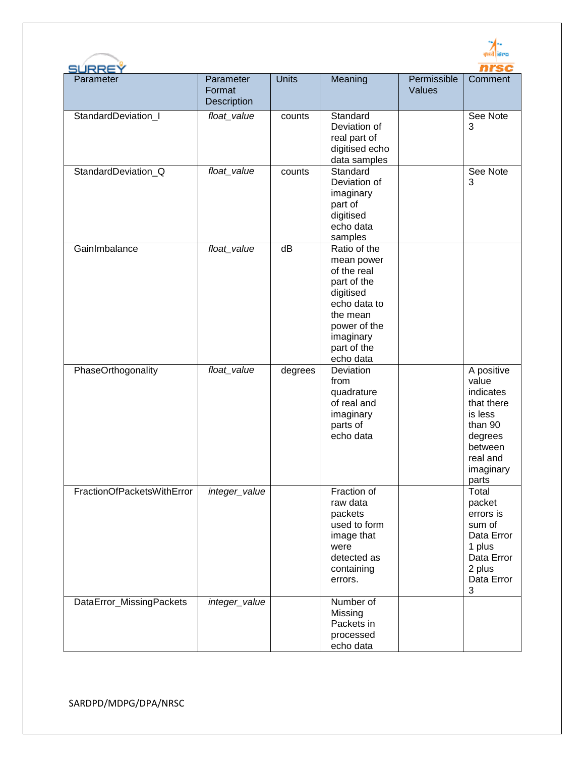| Parameter | Parameter Format Description | Units | Meaning | Permissible Values | Comment |
|---|---|---|---|---|---|
| StandardDeviation_I | *float_value* | counts | Standard Deviation of real part of digitised echo data samples | | See Note 3 |
| StandardDeviation_Q | *float_value* | counts | Standard Deviation of imaginary part of digitised echo data samples | | See Note 3 |
| GainImbalance | *float_value* | dB | Ratio of the mean power of the real part of the digitised echo data to the mean power of the imaginary part of the echo data | | |
| PhaseOrthogonality | *float_value* | degrees | Deviation from quadrature of real and imaginary parts of echo data | | A positive value indicates that there is less than 90 degrees between real and imaginary parts |
| FractionOfPacketsWithError | *integer_value* | | Fraction of raw data packets used to form image that were detected as containing errors. | | Total packet errors is sum of Data Error 1 plus Data Error 2 plus Data Error 3 |
| DataError_MissingPackets | *integer_value* | | Number of Missing Packets in processed echo data | | |

SARDPD/MDPG/DPA/NRSC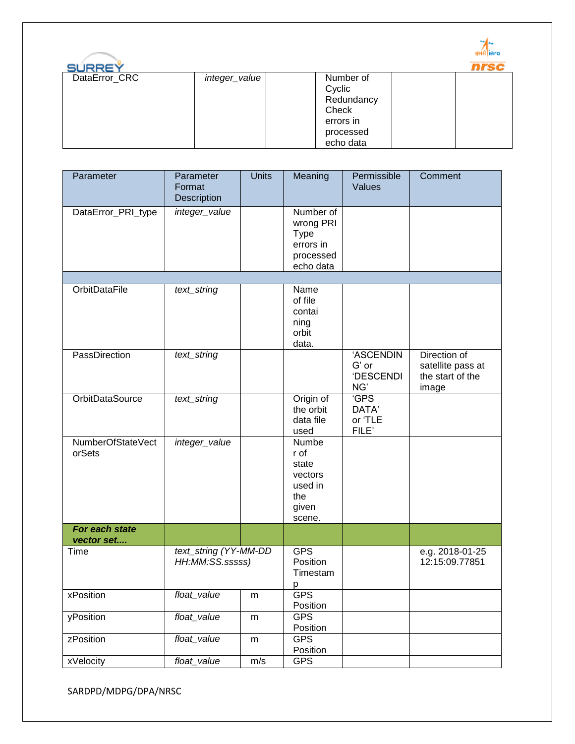| DataError_CRC | *integer_value* | | Number of Cyclic Redundancy Check errors in processed echo data | | |
|---|---|---|---|---|---|

| Parameter | Parameter Format Description | Units | Meaning | Permissible Values | Comment |
|---|---|---|---|---|---|
| DataError_PRI_type | *integer_value* | | Number of wrong PRI Type errors in processed echo data | | |
| | | | | | |
| OrbitDataFile | *text_string* | | Name of file containing orbit data. | | |
| PassDirection | *text_string* | | | 'ASCENDING' or 'DESCENDING' | Direction of satellite pass at the start of the image |
| OrbitDataSource | *text_string* | | Origin of the orbit data file used | 'GPS DATA' or 'TLE FILE' | |
| NumberOfStateVectorSets | *integer_value* | | Number of state vectors used in the given scene. | | |
| ***For each state vector set....*** | | | | | |
| Time | *text_string (YY-MM-DD HH:MM:SS.sssss)* | | GPS Position Timestamp | | e.g. 2018-01-25 12:15:09.77851 |
| xPosition | *float_value* | m | GPS Position | | |
| yPosition | *float_value* | m | GPS Position | | |
| zPosition | *float_value* | m | GPS Position | | |
| xVelocity | *float_value* | m/s | GPS | | |

SARDPD/MDPG/DPA/NRSC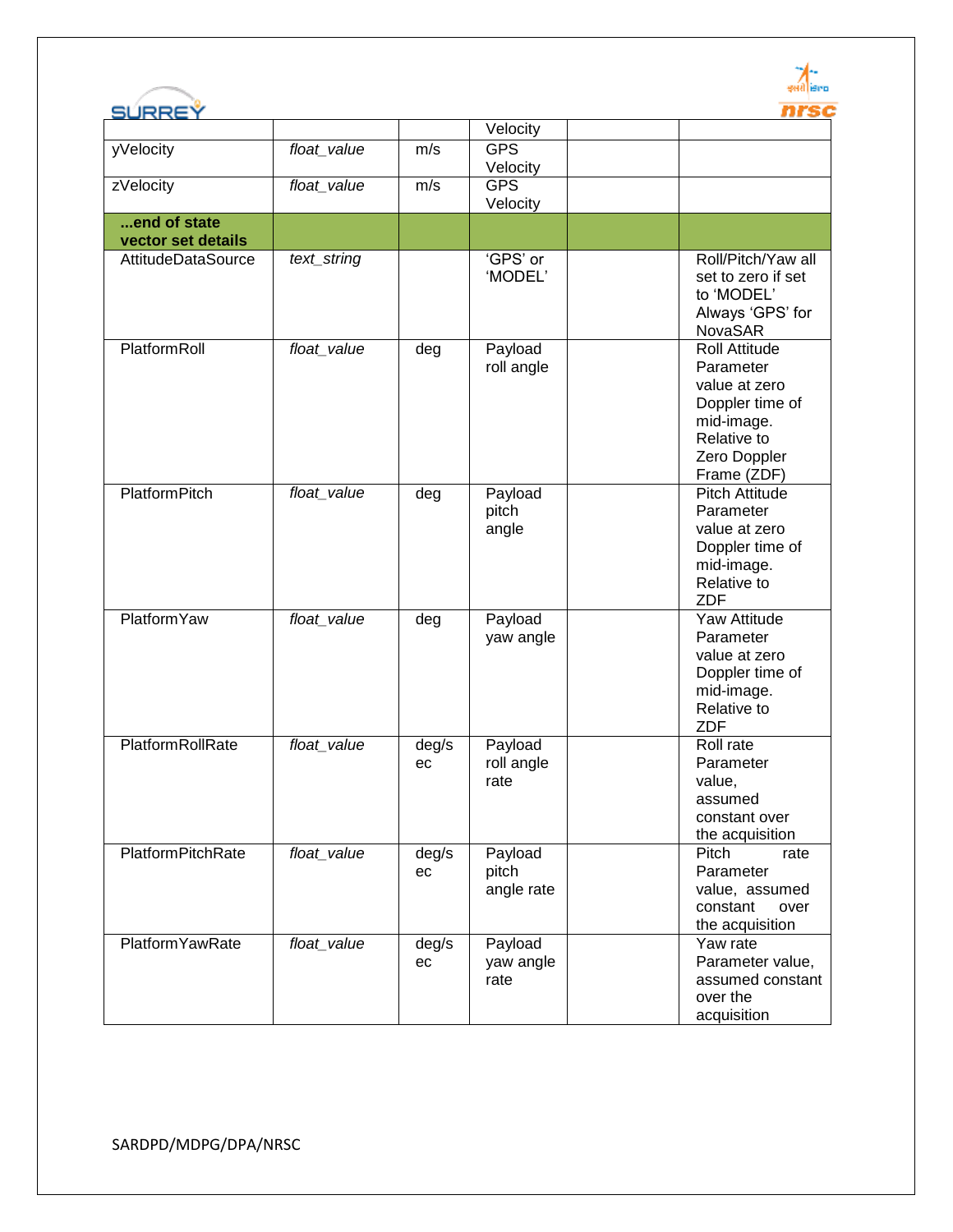| | | | Velocity | | |
|---|---|---|---|---|---|
| yVelocity | *float_value* | m/s | GPS Velocity | | |
| zVelocity | *float_value* | m/s | GPS Velocity | | |
| **...end of state vector set details** | | | | | |
| AttitudeDataSource | *text_string* | | 'GPS' or 'MODEL' | | Roll/Pitch/Yaw all set to zero if set to 'MODEL' Always 'GPS' for NovaSAR |
| PlatformRoll | *float_value* | deg | Payload roll angle | | Roll Attitude Parameter value at zero Doppler time of mid-image. Relative to Zero Doppler Frame (ZDF) |
| PlatformPitch | *float_value* | deg | Payload pitch angle | | Pitch Attitude Parameter value at zero Doppler time of mid-image. Relative to ZDF |
| PlatformYaw | *float_value* | deg | Payload yaw angle | | Yaw Attitude Parameter value at zero Doppler time of mid-image. Relative to ZDF |
| PlatformRollRate | *float_value* | deg/sec | Payload roll angle rate | | Roll rate Parameter value, assumed constant over the acquisition |
| PlatformPitchRate | *float_value* | deg/sec | Payload pitch angle rate | | Pitch rate Parameter value, assumed constant over the acquisition |
| PlatformYawRate | *float_value* | deg/sec | Payload yaw angle rate | | Yaw rate Parameter value, assumed constant over the acquisition |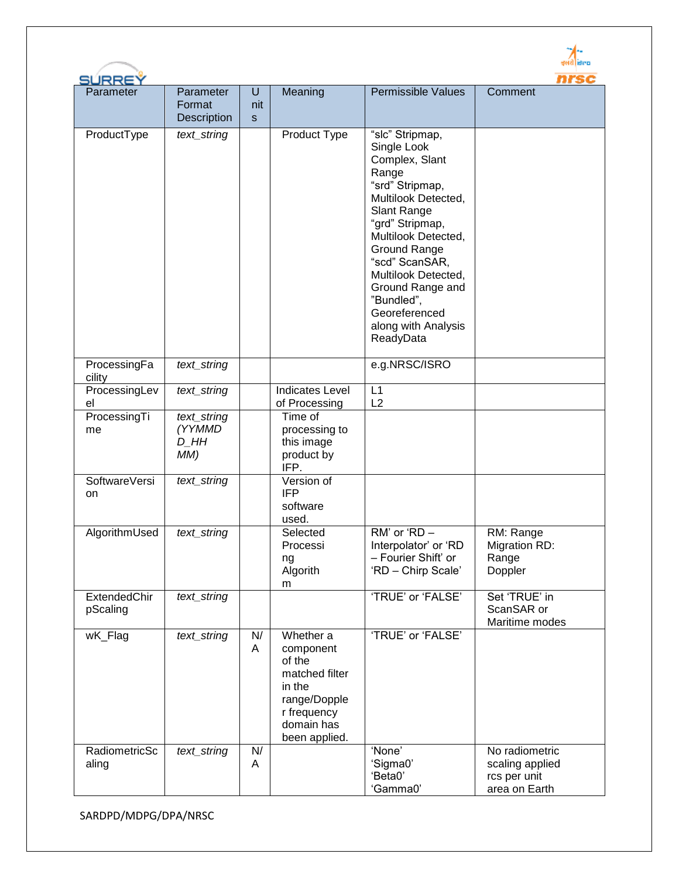| Parameter | Parameter Format Description | Units | Meaning | Permissible Values | Comment |
|---|---|---|---|---|---|
| ProductType | *text_string* | | Product Type | "slc" Stripmap, Single Look Complex, Slant Range<br>"srd" Stripmap, Multilook Detected, Slant Range<br>"grd" Stripmap, Multilook Detected, Ground Range<br>"scd" ScanSAR, Multilook Detected, Ground Range and "Bundled", Georeferenced along with Analysis ReadyData | |
| ProcessingFacility | *text_string* | | | e.g.NRSC/ISRO | |
| ProcessingLevel | *text_string* | | Indicates Level of Processing | L1<br>L2 | |
| ProcessingTime | *text_string (YYMMDD_HHMM)* | | Time of processing to this image product by IFP. | | |
| SoftwareVersion | *text_string* | | Version of IFP software used. | | |
| AlgorithmUsed | *text_string* | | Selected Processing Algorithm | RM' or 'RD – Interpolator' or 'RD – Fourier Shift' or 'RD – Chirp Scale' | RM: Range Migration RD: Range Doppler |
| ExtendedChirpScaling | *text_string* | | | 'TRUE' or 'FALSE' | Set 'TRUE' in ScanSAR or Maritime modes |
| wK_Flag | *text_string* | N/A | Whether a component of the matched filter in the range/Doppler frequency domain has been applied. | 'TRUE' or 'FALSE' | |
| RadiometricScaling | *text_string* | N/A | | 'None'<br>'Sigma0'<br>'Beta0'<br>'Gamma0' | No radiometric scaling applied rcs per unit area on Earth |

SARDPD/MDPG/DPA/NRSC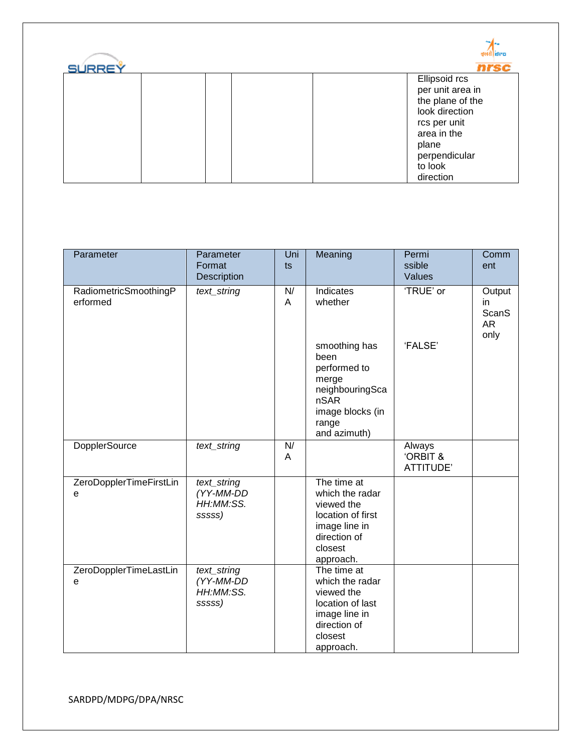| | | | | | |
|---|---|---|---|---|---|
| | | | | | Ellipsoid rcs per unit area in the plane of the look direction rcs per unit area in the plane perpendicular to look direction |

| Parameter | Parameter Format Description | Units | Meaning | Permissible Values | Comment |
|---|---|---|---|---|---|
| RadiometricSmoothingPerformed | *text_string* | N/A | Indicates whether smoothing has been performed to merge neighbouringScanSAR image blocks (in range and azimuth) | 'TRUE' or 'FALSE' | Output in ScanSAR only |
| DopplerSource | *text_string* | N/A | | Always 'ORBIT & ATTITUDE' | |
| ZeroDopplerTimeFirstLine | *text_string (YY-MM-DD HH:MM:SS. sssss)* | | The time at which the radar viewed the location of first image line in direction of closest approach. | | |
| ZeroDopplerTimeLastLine | *text_string (YY-MM-DD HH:MM:SS. sssss)* | | The time at which the radar viewed the location of last image line in direction of closest approach. | | |

SARDPD/MDPG/DPA/NRSC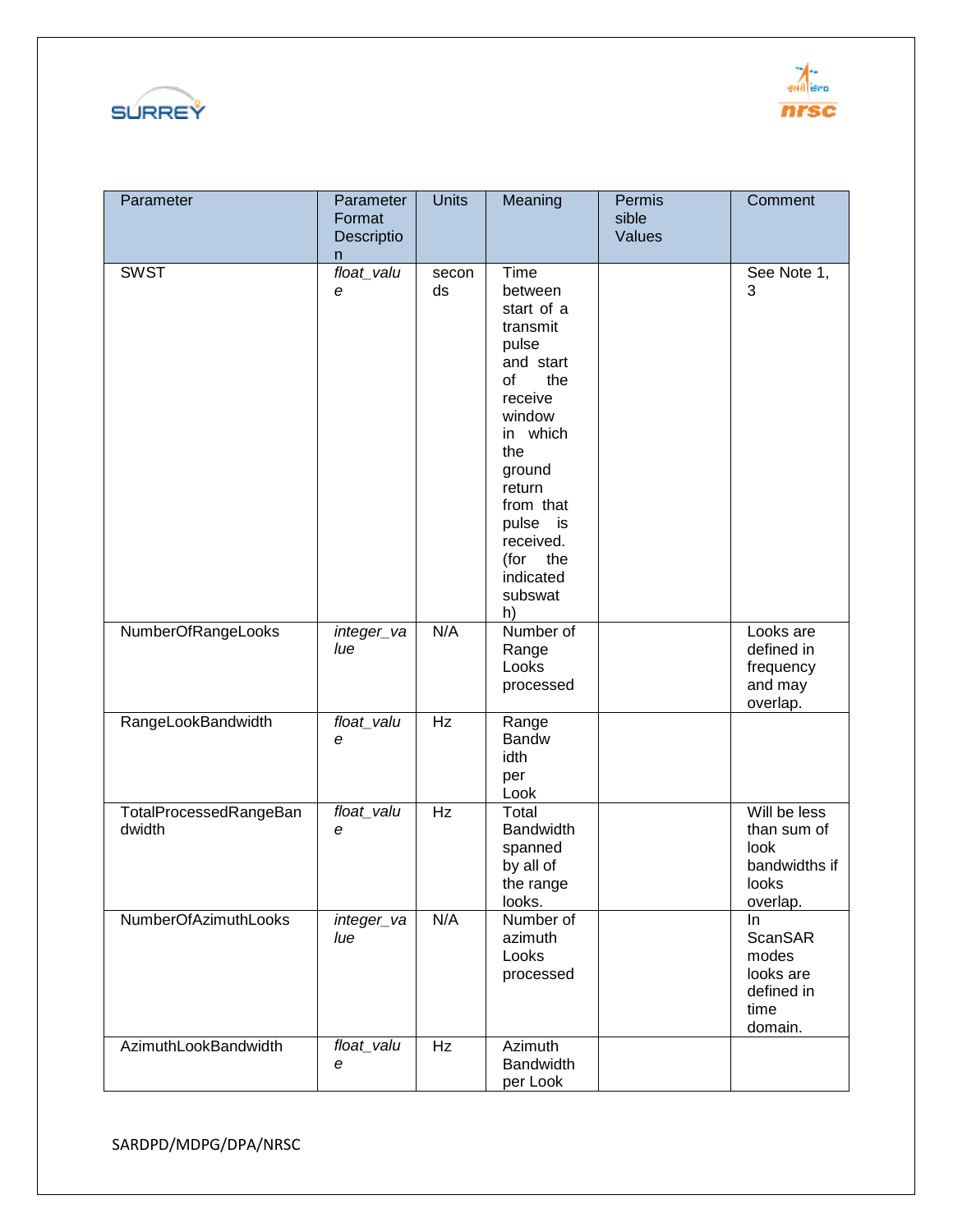| Parameter | Parameter Format Description | Units | Meaning | Permissible Values | Comment |
|---|---|---|---|---|---|
| SWST | *float_value* | seconds | Time between start of a transmit pulse and start of the receive window in which the ground return from that pulse is received. (for the indicated subswath) | | See Note 1, 3 |
| NumberOfRangeLooks | *integer_value* | N/A | Number of Range Looks processed | | Looks are defined in frequency and may overlap. |
| RangeLookBandwidth | *float_value* | Hz | Range Bandwidth per Look | | |
| TotalProcessedRangeBandwidth | *float_value* | Hz | Total Bandwidth spanned by all of the range looks. | | Will be less than sum of look bandwidths if looks overlap. |
| NumberOfAzimuthLooks | *integer_value* | N/A | Number of azimuth Looks processed | | In ScanSAR modes looks are defined in time domain. |
| AzimuthLookBandwidth | *float_value* | Hz | Azimuth Bandwidth per Look | | |

SARDPD/MDPG/DPA/NRSC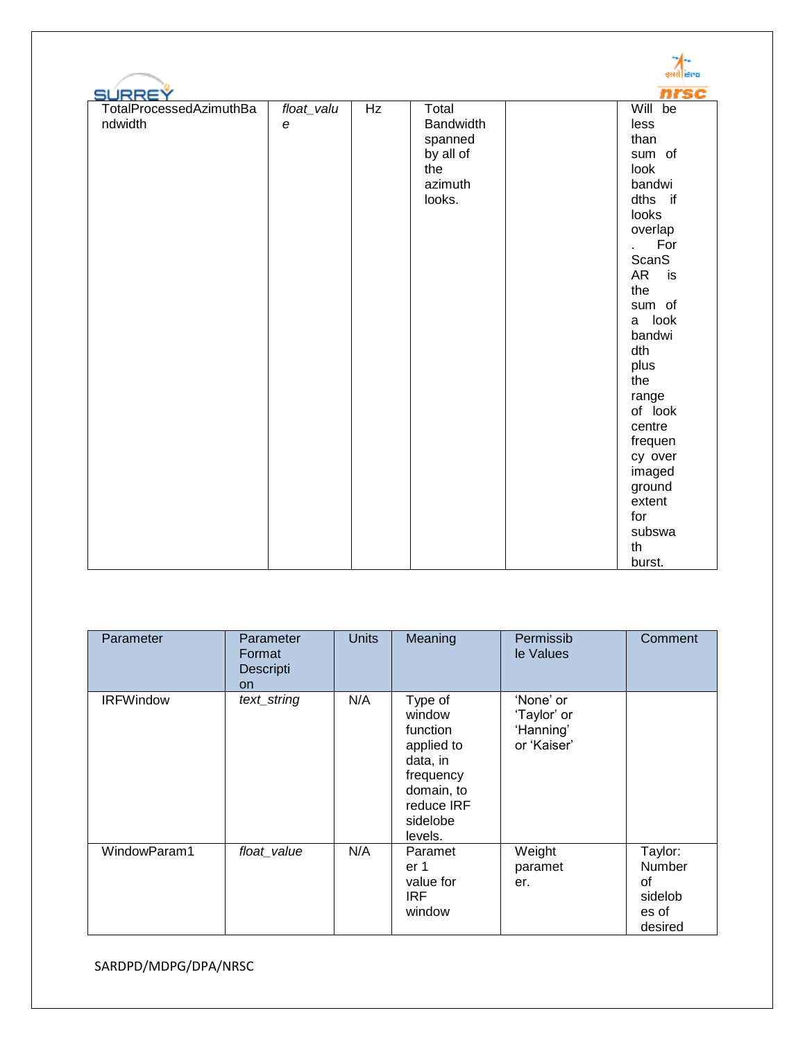| | | | | | |
|---|---|---|---|---|---|
| TotalProcessedAzimuthBandwidth | *float_value* | Hz | Total Bandwidth spanned by all of the azimuth looks. | | Will be less than sum of look bandwidths if looks overlap. For ScanSAR is the sum of a look bandwidth plus the range of look centre frequency over imaged ground extent for subswath burst. |

| Parameter | Parameter Format Description | Units | Meaning | Permissible Values | Comment |
|---|---|---|---|---|---|
| IRFWindow | *text_string* | N/A | Type of window function applied to data, in frequency domain, to reduce IRF sidelobe levels. | 'None' or 'Taylor' or 'Hanning' or 'Kaiser' | |
| WindowParam1 | *float_value* | N/A | Parameter 1 value for IRF window | Weight parameter. | Taylor: Number of sidelobes of desired |

SARDPD/MDPG/DPA/NRSC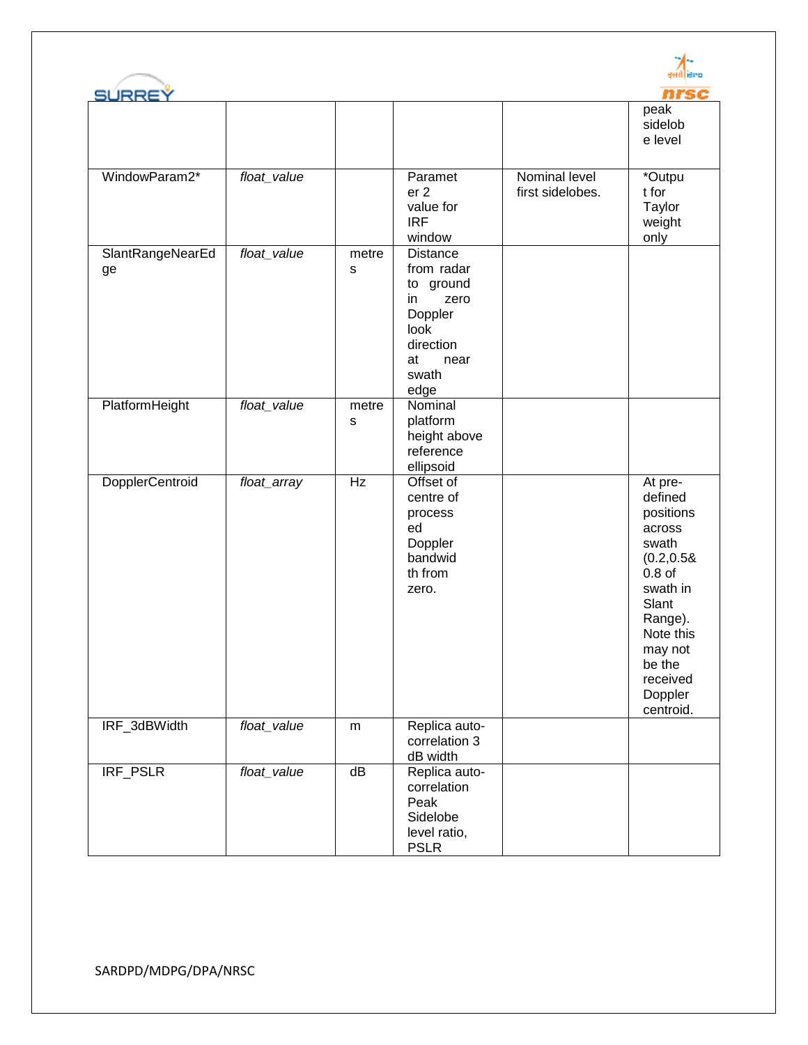| | | | | | |
|---|---|---|---|---|---|
| | | | | | peak sidelobe level |
| WindowParam2* | *float_value* | | Parameter 2 value for IRF window | Nominal level first sidelobes. | *Output for Taylor weight only |
| SlantRangeNearEdge | *float_value* | metres | Distance from radar to ground in zero Doppler look direction at near swath edge | | |
| PlatformHeight | *float_value* | metres | Nominal platform height above reference ellipsoid | | |
| DopplerCentroid | *float_array* | Hz | Offset of centre of processed Doppler bandwidth from zero. | | At pre-defined positions across swath (0.2,0.5& 0.8 of swath in Slant Range). Note this may not be the received Doppler centroid. |
| IRF_3dBWidth | *float_value* | m | Replica auto-correlation 3 dB width | | |
| IRF_PSLR | *float_value* | dB | Replica auto-correlation Peak Sidelobe level ratio, PSLR | | |

SARDPD/MDPG/DPA/NRSC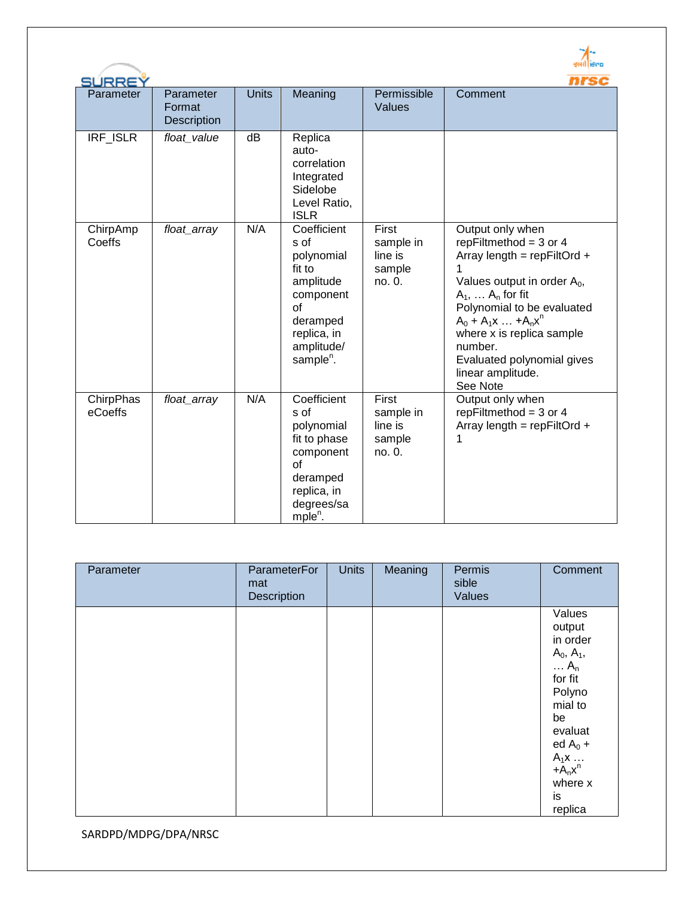| Parameter | Parameter Format Description | Units | Meaning | Permissible Values | Comment |
|---|---|---|---|---|---|
| IRF_ISLR | *float_value* | dB | Replica auto-correlation Integrated Sidelobe Level Ratio, ISLR | | |
| ChirpAmpCoeffs | *float_array* | N/A | Coefficients of polynomial fit to amplitude component of deramped replica, in amplitude/ $sample^n$. | First sample in line is sample no. 0. | Output only when repFiltmethod = 3 or 4<br>Array length = repFiltOrd + 1<br>Values output in order $A_0$, $A_1$, … $A_n$ for fit<br>Polynomial to be evaluated $A_0 + A_1x \ldots +A_nx^n$<br>where x is replica sample number.<br>Evaluated polynomial gives linear amplitude.<br>See Note |
| ChirpPhaseCoeffs | *float_array* | N/A | Coefficients of polynomial fit to phase component of deramped replica, in degrees/ $sample^n$. | First sample in line is sample no. 0. | Output only when repFiltmethod = 3 or 4<br>Array length = repFiltOrd + 1 |

| Parameter | ParameterFormat Description | Units | Meaning | Permissible Values | Comment |
|---|---|---|---|---|---|
| | | | | | Values output in order $A_0$, $A_1$, … $A_n$ for fit Polynomial to be evaluated $A_0 + A_1x \ldots +A_nx^n$ where x is replica |

SARDPD/MDPG/DPA/NRSC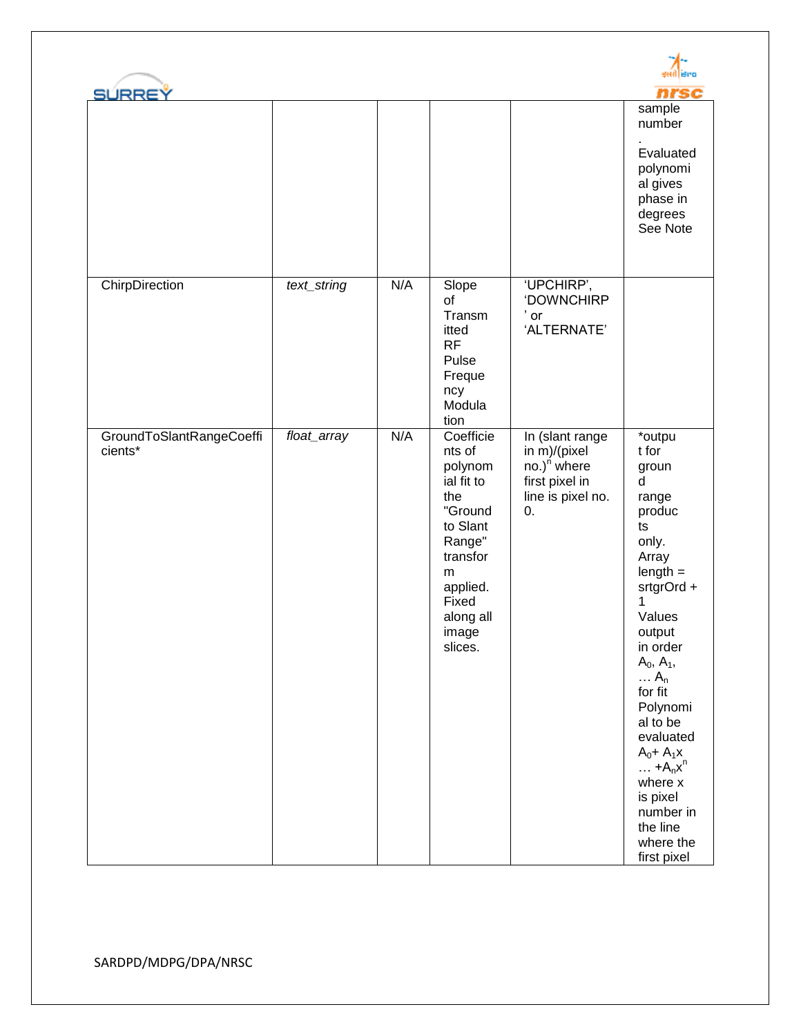| | | | | | |
|---|---|---|---|---|---|
| | | | | | sample number . Evaluated polynomial gives phase in degrees See Note |
| ChirpDirection | *text_string* | N/A | Slope of Transmitted RF Pulse Frequency Modulation | 'UPCHIRP', 'DOWNCHIRP' or 'ALTERNATE' | |
| GroundToSlantRangeCoefficients* | *float_array* | N/A | Coefficients of polynomial fit to the "Ground to Slant Range" transform applied. Fixed along all image slices. | In (slant range in m)/(pixel no.)$^n$ where first pixel in line is pixel no. 0. | *output for ground range products only. Array length = srtgrOrd + 1 Values output in order $A_0$, $A_1$, … $A_n$ for fit Polynomial to be evaluated $A_0 + A_1x \ldots + A_nx^n$ where x is pixel number in the line where the first pixel |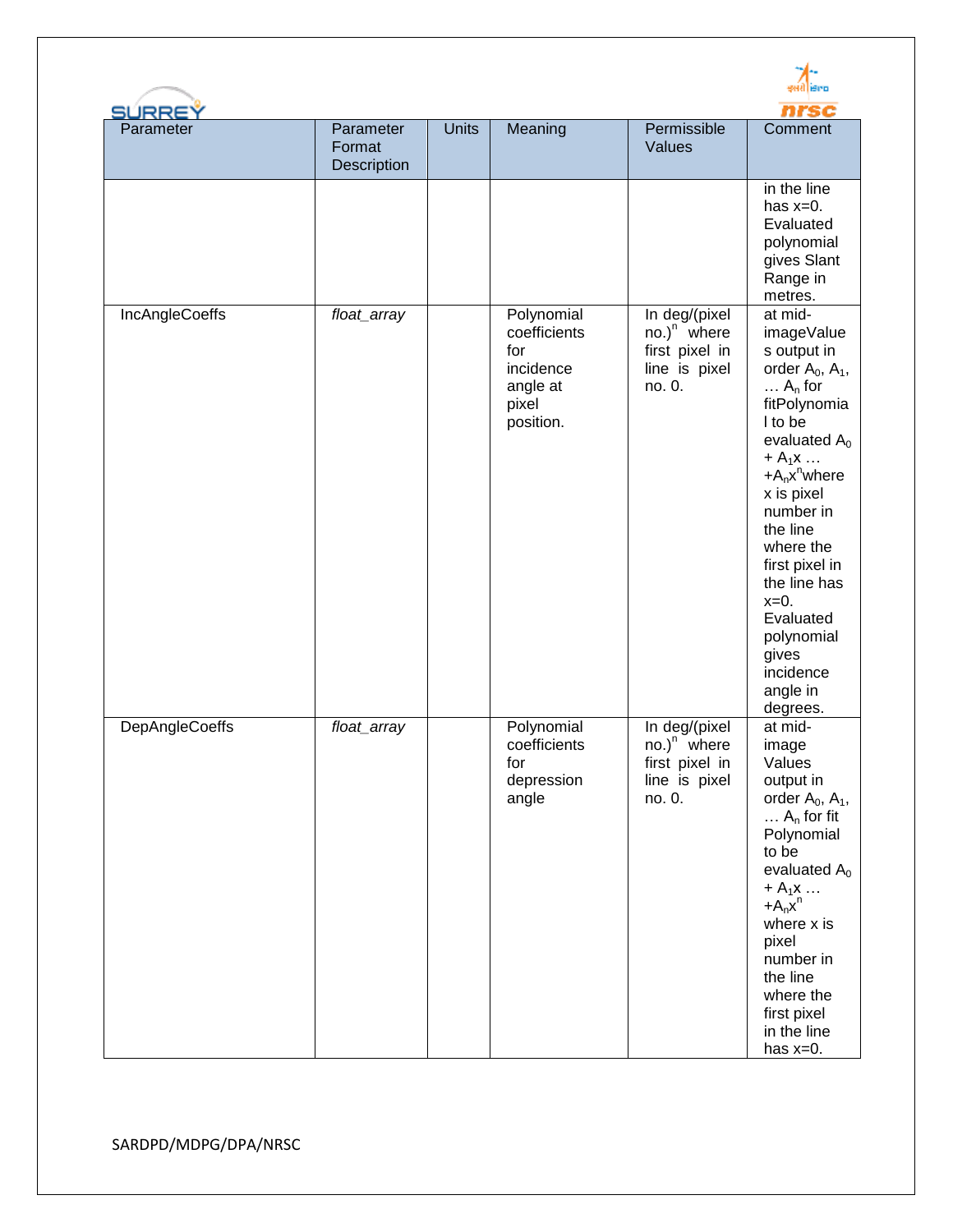| Parameter | Parameter Format Description | Units | Meaning | Permissible Values | Comment |
|---|---|---|---|---|---|
| | | | | | in the line has x=0. Evaluated polynomial gives Slant Range in metres. |
| IncAngleCoeffs | *float_array* | | Polynomial coefficients for incidence angle at pixel position. | In deg/(pixel no.)$^n$ where first pixel in line is pixel no. 0. | at mid-imageValues output in order $A_0$, $A_1$, … $A_n$ for fitPolynomial to be evaluated $A_0 + A_1x … +A_nx^n$where x is pixel number in the line where the first pixel in the line has x=0. Evaluated polynomial gives incidence angle in degrees. |
| DepAngleCoeffs | *float_array* | | Polynomial coefficients for depression angle | In deg/(pixel no.)$^n$ where first pixel in line is pixel no. 0. | at mid-image Values output in order $A_0$, $A_1$, … $A_n$ for fit Polynomial to be evaluated $A_0 + A_1x … +A_nx^n$ where x is pixel number in the line where the first pixel in the line has x=0. |

SARDPD/MDPG/DPA/NRSC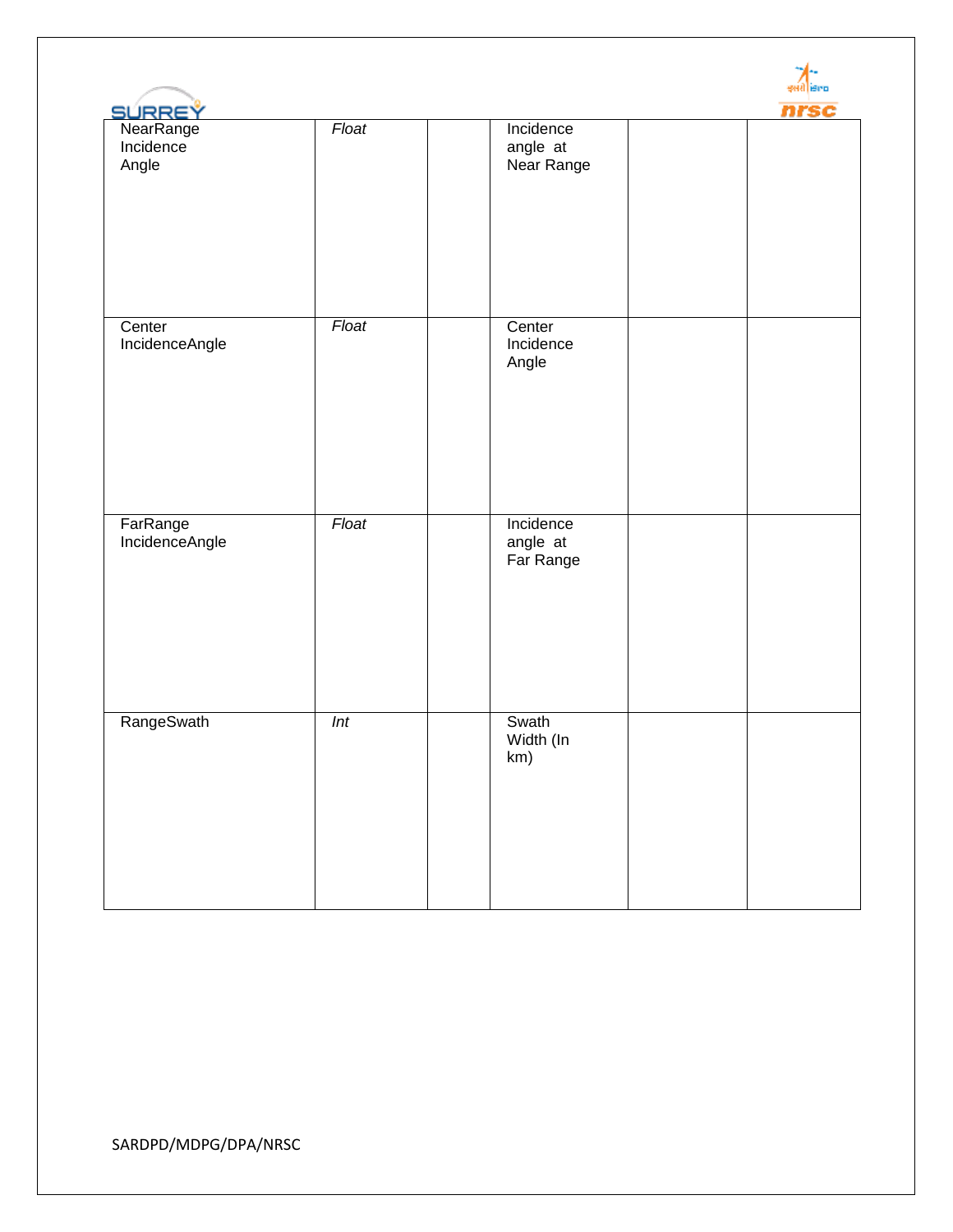| NearRange Incidence Angle | *Float* | | Incidence angle at Near Range | | |
|---|---|---|---|---|---|
| Center IncidenceAngle | *Float* | | Center Incidence Angle | | |
| FarRange IncidenceAngle | *Float* | | Incidence angle at Far Range | | |
| RangeSwath | *Int* | | Swath Width (In km) | | |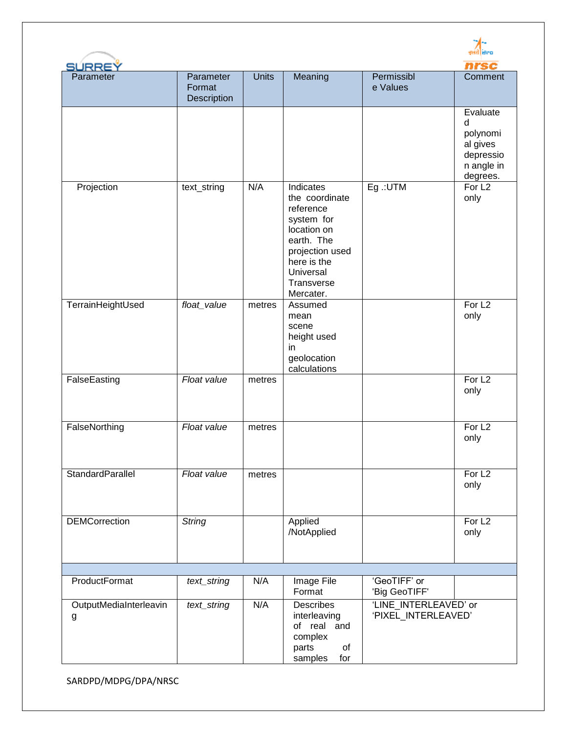| Parameter | Parameter Format Description | Units | Meaning | Permissible Values | Comment |
|---|---|---|---|---|---|
| | | | | | Evaluated polynomial gives depression angle in degrees. |
| Projection | text_string | N/A | Indicates the coordinate reference system for location on earth. The projection used here is the Universal Transverse Mercater. | Eg .:UTM | For L2 only |
| TerrainHeightUsed | *float_value* | metres | Assumed mean scene height used in geolocation calculations | | For L2 only |
| FalseEasting | *Float value* | metres | | | For L2 only |
| FalseNorthing | *Float value* | metres | | | For L2 only |
| StandardParallel | *Float value* | metres | | | For L2 only |
| DEMCorrection | *String* | | Applied /NotApplied | | For L2 only |
| | | | | | |
| ProductFormat | *text_string* | N/A | Image File Format | 'GeoTIFF' or 'Big GeoTIFF' | |
| OutputMediaInterleaving | *text_string* | N/A | Describes interleaving of real and complex parts of samples for | 'LINE_INTERLEAVED' or 'PIXEL_INTERLEAVED' | |

SARDPD/MDPG/DPA/NRSC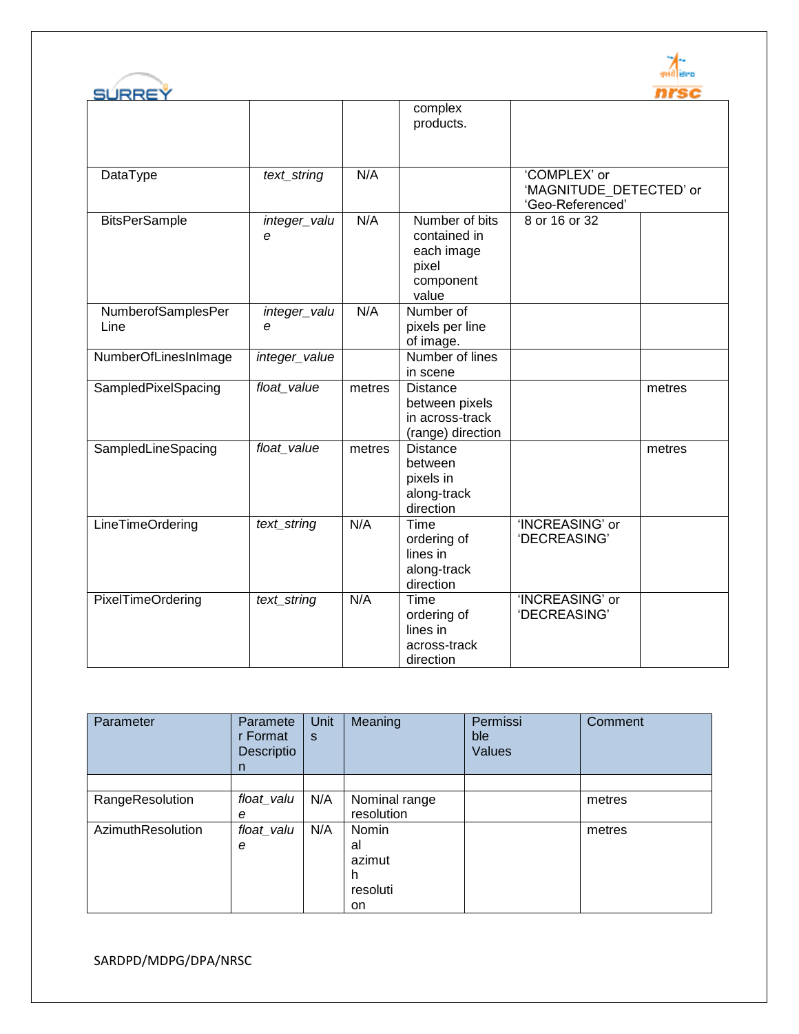| | | | complex products. | | |
|---|---|---|---|---|---|
| DataType | *text_string* | N/A | | 'COMPLEX' or 'MAGNITUDE_DETECTED' or 'Geo-Referenced' | |
| BitsPerSample | *integer_value* | N/A | Number of bits contained in each image pixel component value | 8 or 16 or 32 | |
| NumberofSamplesPerLine | *integer_value* | N/A | Number of pixels per line of image. | | |
| NumberOfLinesInImage | *integer_value* | | Number of lines in scene | | |
| SampledPixelSpacing | *float_value* | metres | Distance between pixels in across-track (range) direction | | metres |
| SampledLineSpacing | *float_value* | metres | Distance between pixels in along-track direction | | metres |
| LineTimeOrdering | *text_string* | N/A | Time ordering of lines in along-track direction | 'INCREASING' or 'DECREASING' | |
| PixelTimeOrdering | *text_string* | N/A | Time ordering of lines in across-track direction | 'INCREASING' or 'DECREASING' | |

| Parameter | Parameter Format Description | Units | Meaning | Permissible Values | Comment |
|---|---|---|---|---|---|
| | | | | | |
| RangeResolution | *float_value* | N/A | Nominal range resolution | | metres |
| AzimuthResolution | *float_value* | N/A | Nominal azimuth resolution | | metres |

SARDPD/MDPG/DPA/NRSC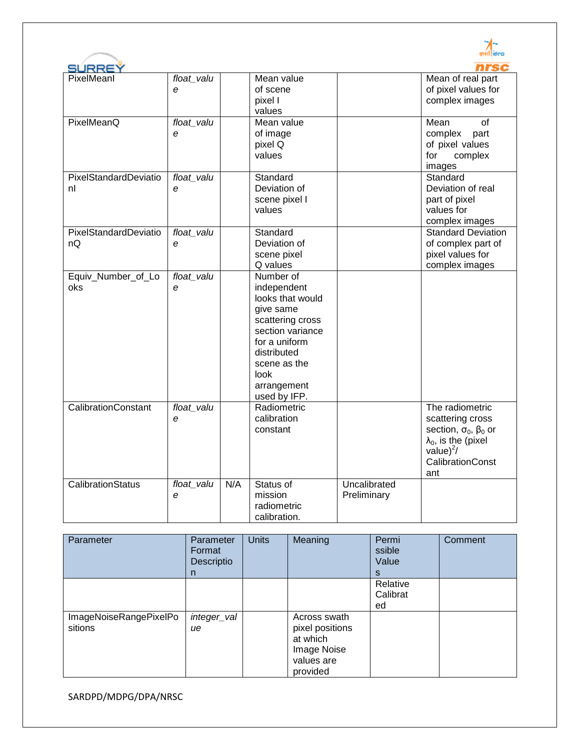| PixelMeanI | *float_value* | | Mean value of scene pixel I values | | Mean of real part of pixel values for complex images |
|---|---|---|---|---|---|
| PixelMeanQ | *float_value* | | Mean value of image pixel Q values | | Mean of complex part of pixel values for complex images |
| PixelStandardDeviationI | *float_value* | | Standard Deviation of scene pixel I values | | Standard Deviation of real part of pixel values for complex images |
| PixelStandardDeviationQ | *float_value* | | Standard Deviation of scene pixel Q values | | Standard Deviation of complex part of pixel values for complex images |
| Equiv_Number_of_Looks | *float_value* | | Number of independent looks that would give same scattering cross section variance for a uniform distributed scene as the look arrangement used by IFP. | | |
| CalibrationConstant | *float_value* | | Radiometric calibration constant | | The radiometric scattering cross section, $\sigma_0$, $\beta_0$ or $\lambda_0$, is the (pixel value)$^2$/ CalibrationConstant |
| CalibrationStatus | *float_value* | N/A | Status of mission radiometric calibration. | Uncalibrated Preliminary Relative Calibrated | |

| Parameter | Parameter Format Description | Units | Meaning | Permissible Values | Comment |
|---|---|---|---|---|---|
| ImageNoiseRangePixelPositions | *integer_value* | | Across swath pixel positions at which Image Noise values are provided | | |

SARDPD/MDPG/DPA/NRSC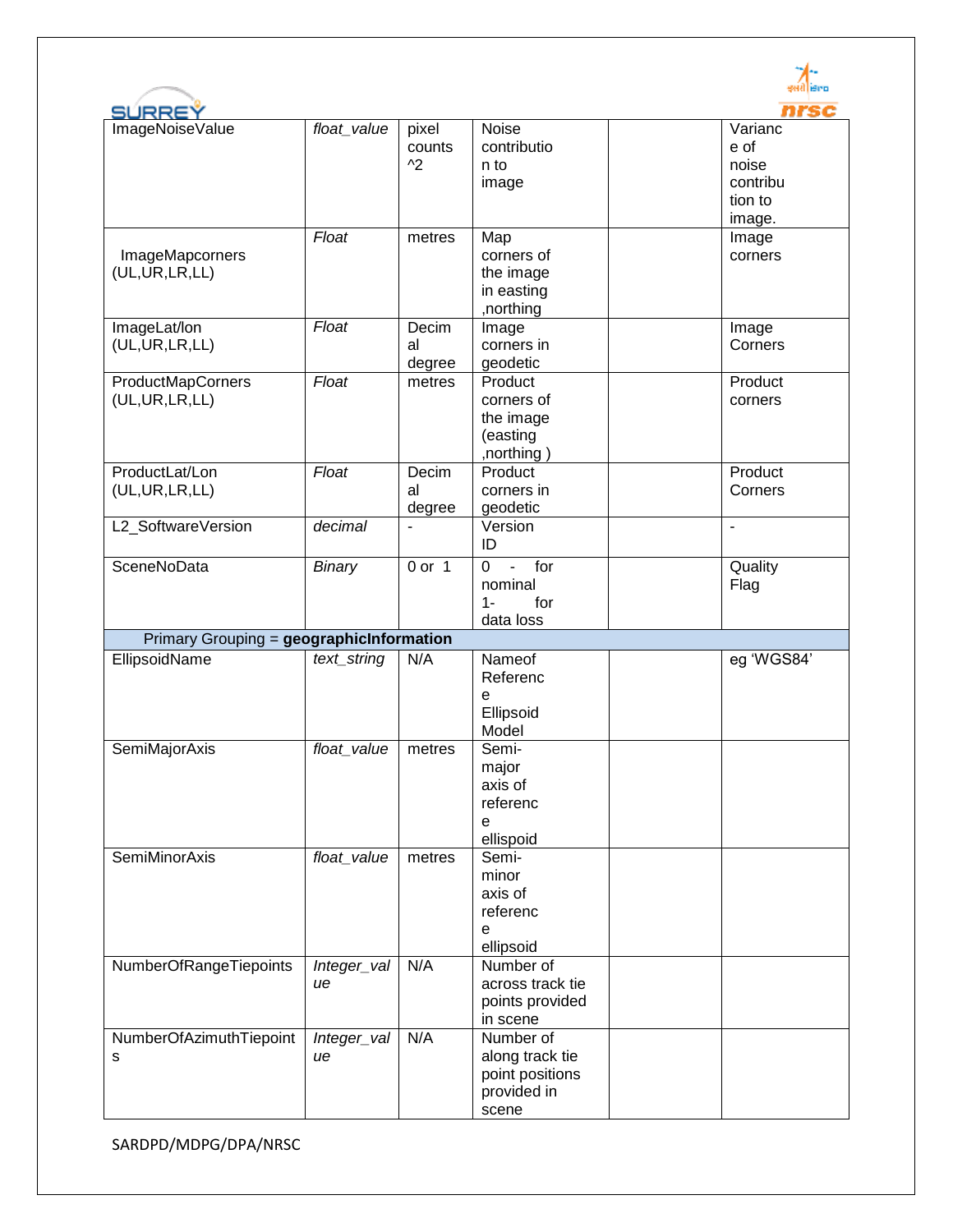| ImageNoiseValue | *float_value* | pixel counts ^2 | Noise contribution to image | | Variance of noise contribution to image. |
|---|---|---|---|---|---|
| ImageMapcorners (UL,UR,LR,LL) | *Float* | metres | Map corners of the image in easting ,northing | | Image corners |
| ImageLat/lon (UL,UR,LR,LL) | *Float* | Decimal degree | Image corners in geodetic | | Image Corners |
| ProductMapCorners (UL,UR,LR,LL) | *Float* | metres | Product corners of the image (easting ,northing ) | | Product corners |
| ProductLat/Lon (UL,UR,LR,LL) | *Float* | Decimal degree | Product corners in geodetic | | Product Corners |
| L2_SoftwareVersion | *decimal* | - | Version ID | | - |
| SceneNoData | *Binary* | 0 or 1 | 0 - for nominal 1- for data loss | | Quality Flag |
| Primary Grouping = **geographicInformation** | | | | | |
| EllipsoidName | *text_string* | N/A | Nameof Reference Ellipsoid Model | | eg 'WGS84' |
| SemiMajorAxis | *float_value* | metres | Semi-major axis of reference ellipsoid | | |
| SemiMinorAxis | *float_value* | metres | Semi-minor axis of reference ellipsoid | | |
| NumberOfRangeTiepoints | *Integer_value* | N/A | Number of across track tie points provided in scene | | |
| NumberOfAzimuthTiepoints | *Integer_value* | N/A | Number of along track tie point positions provided in scene | | |

SARDPD/MDPG/DPA/NRSC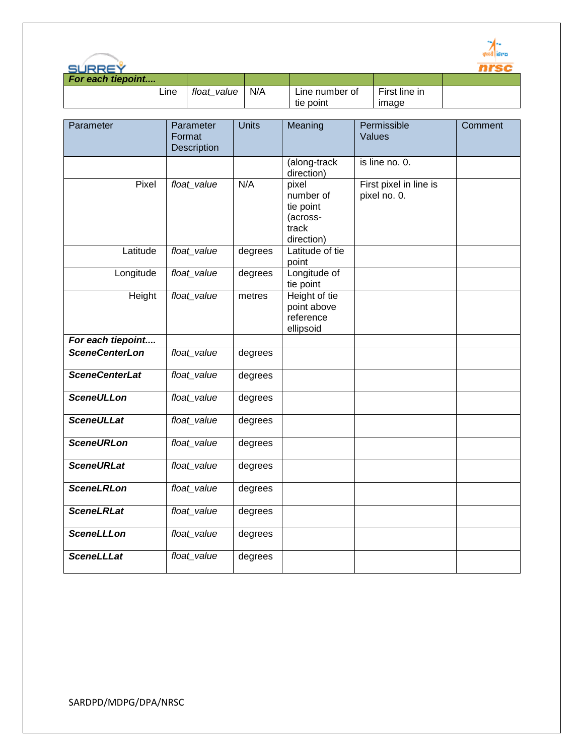| *For each tiepoint....* | | | | | |
|---|---|---|---|---|---|
| Line | *float_value* | N/A | Line number of tie point | First line in image | |

| Parameter | Parameter Format Description | Units | Meaning | Permissible Values | Comment |
|---|---|---|---|---|---|
| | | | (along-track direction) | is line no. 0. | |
| Pixel | *float_value* | N/A | pixel number of tie point (across-track direction) | First pixel in line is pixel no. 0. | |
| Latitude | *float_value* | degrees | Latitude of tie point | | |
| Longitude | *float_value* | degrees | Longitude of tie point | | |
| Height | *float_value* | metres | Height of tie point above reference ellipsoid | | |
| ***For each tiepoint....*** | | | | | |
| ***SceneCenterLon*** | *float_value* | degrees | | | |
| ***SceneCenterLat*** | *float_value* | degrees | | | |
| ***SceneULLon*** | *float_value* | degrees | | | |
| ***SceneULLat*** | *float_value* | degrees | | | |
| ***SceneURLon*** | *float_value* | degrees | | | |
| ***SceneURLat*** | *float_value* | degrees | | | |
| ***SceneLRLon*** | *float_value* | degrees | | | |
| ***SceneLRLat*** | *float_value* | degrees | | | |
| ***SceneLLLon*** | *float_value* | degrees | | | |
| ***SceneLLLat*** | *float_value* | degrees | | | |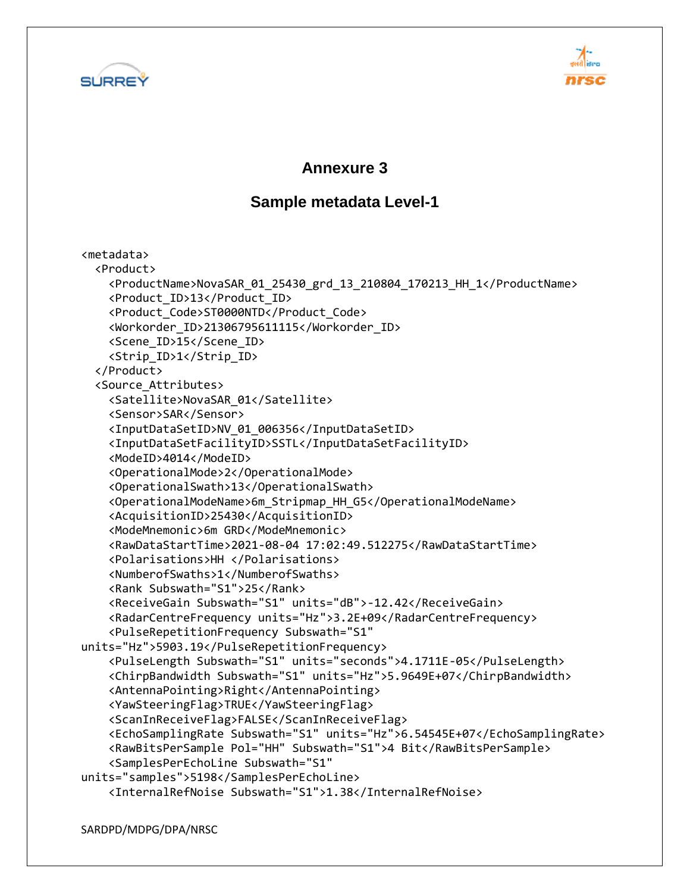# Annexure 3

## Sample metadata Level-1

```
<metadata>
  <Product>
    <ProductName>NovaSAR_01_25430_grd_13_210804_170213_HH_1</ProductName>
    <Product_ID>13</Product_ID>
    <Product_Code>ST0000NTD</Product_Code>
    <Workorder_ID>21306795611115</Workorder_ID>
    <Scene_ID>15</Scene_ID>
    <Strip_ID>1</Strip_ID>
  </Product>
  <Source_Attributes>
    <Satellite>NovaSAR_01</Satellite>
    <Sensor>SAR</Sensor>
    <InputDataSetID>NV_01_006356</InputDataSetID>
    <InputDataSetFacilityID>SSTL</InputDataSetFacilityID>
    <ModeID>4014</ModeID>
    <OperationalMode>2</OperationalMode>
    <OperationalSwath>13</OperationalSwath>
    <OperationalModeName>6m_Stripmap_HH_G5</OperationalModeName>
    <AcquisitionID>25430</AcquisitionID>
    <ModeMnemonic>6m GRD</ModeMnemonic>
    <RawDataStartTime>2021-08-04 17:02:49.512275</RawDataStartTime>
    <Polarisations>HH </Polarisations>
    <NumberofSwaths>1</NumberofSwaths>
    <Rank Subswath="S1">25</Rank>
    <ReceiveGain Subswath="S1" units="dB">-12.42</ReceiveGain>
    <RadarCentreFrequency units="Hz">3.2E+09</RadarCentreFrequency>
    <PulseRepetitionFrequency Subswath="S1"
units="Hz">5903.19</PulseRepetitionFrequency>
    <PulseLength Subswath="S1" units="seconds">4.1711E-05</PulseLength>
    <ChirpBandwidth Subswath="S1" units="Hz">5.9649E+07</ChirpBandwidth>
    <AntennaPointing>Right</AntennaPointing>
    <YawSteeringFlag>TRUE</YawSteeringFlag>
    <ScanInReceiveFlag>FALSE</ScanInReceiveFlag>
    <EchoSamplingRate Subswath="S1" units="Hz">6.54545E+07</EchoSamplingRate>
    <RawBitsPerSample Pol="HH" Subswath="S1">4 Bit</RawBitsPerSample>
    <SamplesPerEchoLine Subswath="S1"
units="samples">5198</SamplesPerEchoLine>
    <InternalRefNoise Subswath="S1">1.38</InternalRefNoise>
```

SARDPD/MDPG/DPA/NRSC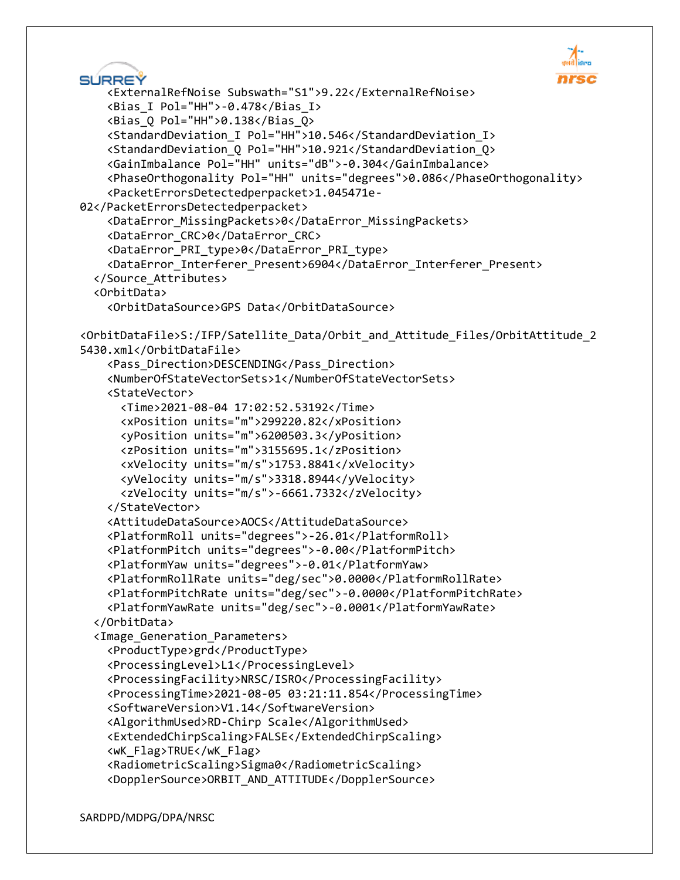```
    <ExternalRefNoise Subswath="S1">9.22</ExternalRefNoise>
    <Bias_I Pol="HH">-0.478</Bias_I>
    <Bias_Q Pol="HH">0.138</Bias_Q>
    <StandardDeviation_I Pol="HH">10.546</StandardDeviation_I>
    <StandardDeviation_Q Pol="HH">10.921</StandardDeviation_Q>
    <GainImbalance Pol="HH" units="dB">-0.304</GainImbalance>
    <PhaseOrthogonality Pol="HH" units="degrees">0.086</PhaseOrthogonality>
    <PacketErrorsDetectedperpacket>1.045471e-
02</PacketErrorsDetectedperpacket>
    <DataError_MissingPackets>0</DataError_MissingPackets>
    <DataError_CRC>0</DataError_CRC>
    <DataError_PRI_type>0</DataError_PRI_type>
    <DataError_Interferer_Present>6904</DataError_Interferer_Present>
  </Source_Attributes>
  <OrbitData>
    <OrbitDataSource>GPS Data</OrbitDataSource>

<OrbitDataFile>S:/IFP/Satellite_Data/Orbit_and_Attitude_Files/OrbitAttitude_2
5430.xml</OrbitDataFile>
    <Pass_Direction>DESCENDING</Pass_Direction>
    <NumberOfStateVectorSets>1</NumberOfStateVectorSets>
    <StateVector>
      <Time>2021-08-04 17:02:52.53192</Time>
      <xPosition units="m">299220.82</xPosition>
      <yPosition units="m">6200503.3</yPosition>
      <zPosition units="m">3155695.1</zPosition>
      <xVelocity units="m/s">1753.8841</xVelocity>
      <yVelocity units="m/s">3318.8944</yVelocity>
      <zVelocity units="m/s">-6661.7332</zVelocity>
    </StateVector>
    <AttitudeDataSource>AOCS</AttitudeDataSource>
    <PlatformRoll units="degrees">-26.01</PlatformRoll>
    <PlatformPitch units="degrees">-0.00</PlatformPitch>
    <PlatformYaw units="degrees">-0.01</PlatformYaw>
    <PlatformRollRate units="deg/sec">0.0000</PlatformRollRate>
    <PlatformPitchRate units="deg/sec">-0.0000</PlatformPitchRate>
    <PlatformYawRate units="deg/sec">-0.0001</PlatformYawRate>
  </OrbitData>
  <Image_Generation_Parameters>
    <ProductType>grd</ProductType>
    <ProcessingLevel>L1</ProcessingLevel>
    <ProcessingFacility>NRSC/ISRO</ProcessingFacility>
    <ProcessingTime>2021-08-05 03:21:11.854</ProcessingTime>
    <SoftwareVersion>V1.14</SoftwareVersion>
    <AlgorithmUsed>RD-Chirp Scale</AlgorithmUsed>
    <ExtendedChirpScaling>FALSE</ExtendedChirpScaling>
    <wK_Flag>TRUE</wK_Flag>
    <RadiometricScaling>Sigma0</RadiometricScaling>
    <DopplerSource>ORBIT_AND_ATTITUDE</DopplerSource>
```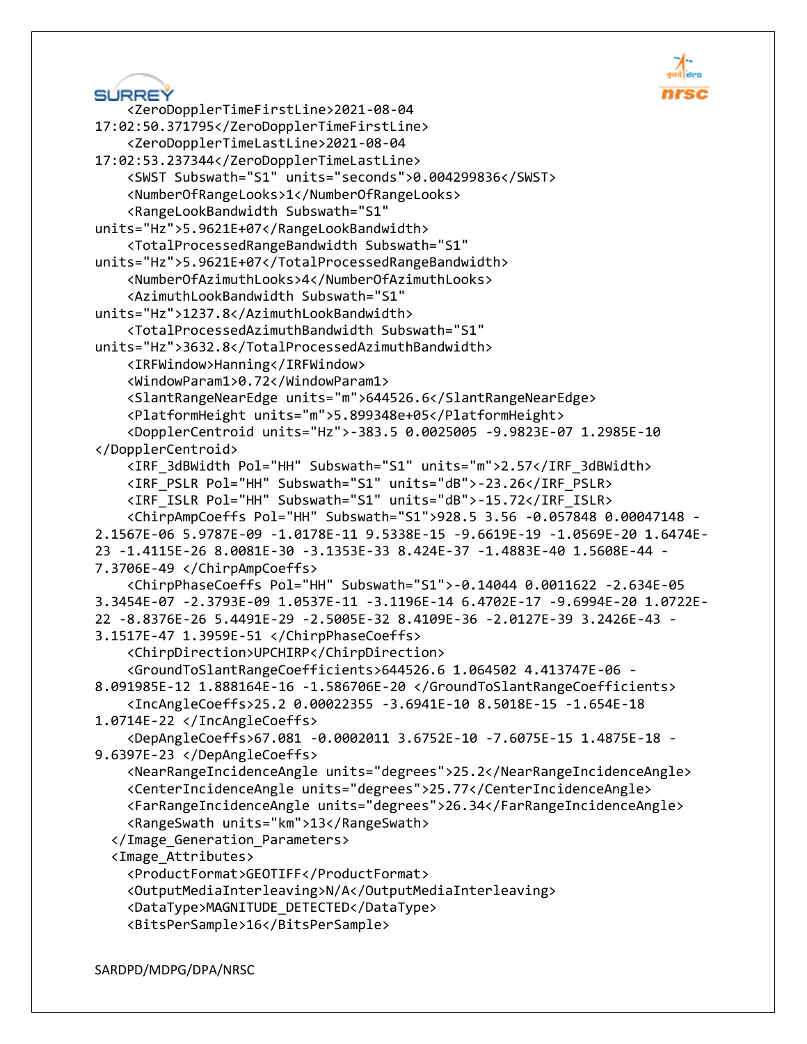```
    <ZeroDopplerTimeFirstLine>2021-08-04
17:02:50.371795</ZeroDopplerTimeFirstLine>
    <ZeroDopplerTimeLastLine>2021-08-04
17:02:53.237344</ZeroDopplerTimeLastLine>
    <SWST Subswath="S1" units="seconds">0.004299836</SWST>
    <NumberOfRangeLooks>1</NumberOfRangeLooks>
    <RangeLookBandwidth Subswath="S1"
units="Hz">5.9621E+07</RangeLookBandwidth>
    <TotalProcessedRangeBandwidth Subswath="S1"
units="Hz">5.9621E+07</TotalProcessedRangeBandwidth>
    <NumberOfAzimuthLooks>4</NumberOfAzimuthLooks>
    <AzimuthLookBandwidth Subswath="S1"
units="Hz">1237.8</AzimuthLookBandwidth>
    <TotalProcessedAzimuthBandwidth Subswath="S1"
units="Hz">3632.8</TotalProcessedAzimuthBandwidth>
    <IRFWindow>Hanning</IRFWindow>
    <WindowParam1>0.72</WindowParam1>
    <SlantRangeNearEdge units="m">644526.6</SlantRangeNearEdge>
    <PlatformHeight units="m">5.899348e+05</PlatformHeight>
    <DopplerCentroid units="Hz">-383.5 0.0025005 -9.9823E-07 1.2985E-10
</DopplerCentroid>
    <IRF_3dBWidth Pol="HH" Subswath="S1" units="m">2.57</IRF_3dBWidth>
    <IRF_PSLR Pol="HH" Subswath="S1" units="dB">-23.26</IRF_PSLR>
    <IRF_ISLR Pol="HH" Subswath="S1" units="dB">-15.72</IRF_ISLR>
    <ChirpAmpCoeffs Pol="HH" Subswath="S1">928.5 3.56 -0.057848 0.00047148 -
2.1567E-06 5.9787E-09 -1.0178E-11 9.5338E-15 -9.6619E-19 -1.0569E-20 1.6474E-
23 -1.4115E-26 8.0081E-30 -3.1353E-33 8.424E-37 -1.4883E-40 1.5608E-44 -
7.3706E-49 </ChirpAmpCoeffs>
    <ChirpPhaseCoeffs Pol="HH" Subswath="S1">-0.14044 0.0011622 -2.634E-05
3.3454E-07 -2.3793E-09 1.0537E-11 -3.1196E-14 6.4702E-17 -9.6994E-20 1.0722E-
22 -8.8376E-26 5.4491E-29 -2.5005E-32 8.4109E-36 -2.0127E-39 3.2426E-43 -
3.1517E-47 1.3959E-51 </ChirpPhaseCoeffs>
    <ChirpDirection>UPCHIRP</ChirpDirection>
    <GroundToSlantRangeCoefficients>644526.6 1.064502 4.413747E-06 -
8.091985E-12 1.888164E-16 -1.586706E-20 </GroundToSlantRangeCoefficients>
    <IncAngleCoeffs>25.2 0.00022355 -3.6941E-10 8.5018E-15 -1.654E-18
1.0714E-22 </IncAngleCoeffs>
    <DepAngleCoeffs>67.081 -0.0002011 3.6752E-10 -7.6075E-15 1.4875E-18 -
9.6397E-23 </DepAngleCoeffs>
    <NearRangeIncidenceAngle units="degrees">25.2</NearRangeIncidenceAngle>
    <CenterIncidenceAngle units="degrees">25.77</CenterIncidenceAngle>
    <FarRangeIncidenceAngle units="degrees">26.34</FarRangeIncidenceAngle>
    <RangeSwath units="km">13</RangeSwath>
  </Image_Generation_Parameters>
  <Image_Attributes>
    <ProductFormat>GEOTIFF</ProductFormat>
    <OutputMediaInterleaving>N/A</OutputMediaInterleaving>
    <DataType>MAGNITUDE_DETECTED</DataType>
    <BitsPerSample>16</BitsPerSample>
```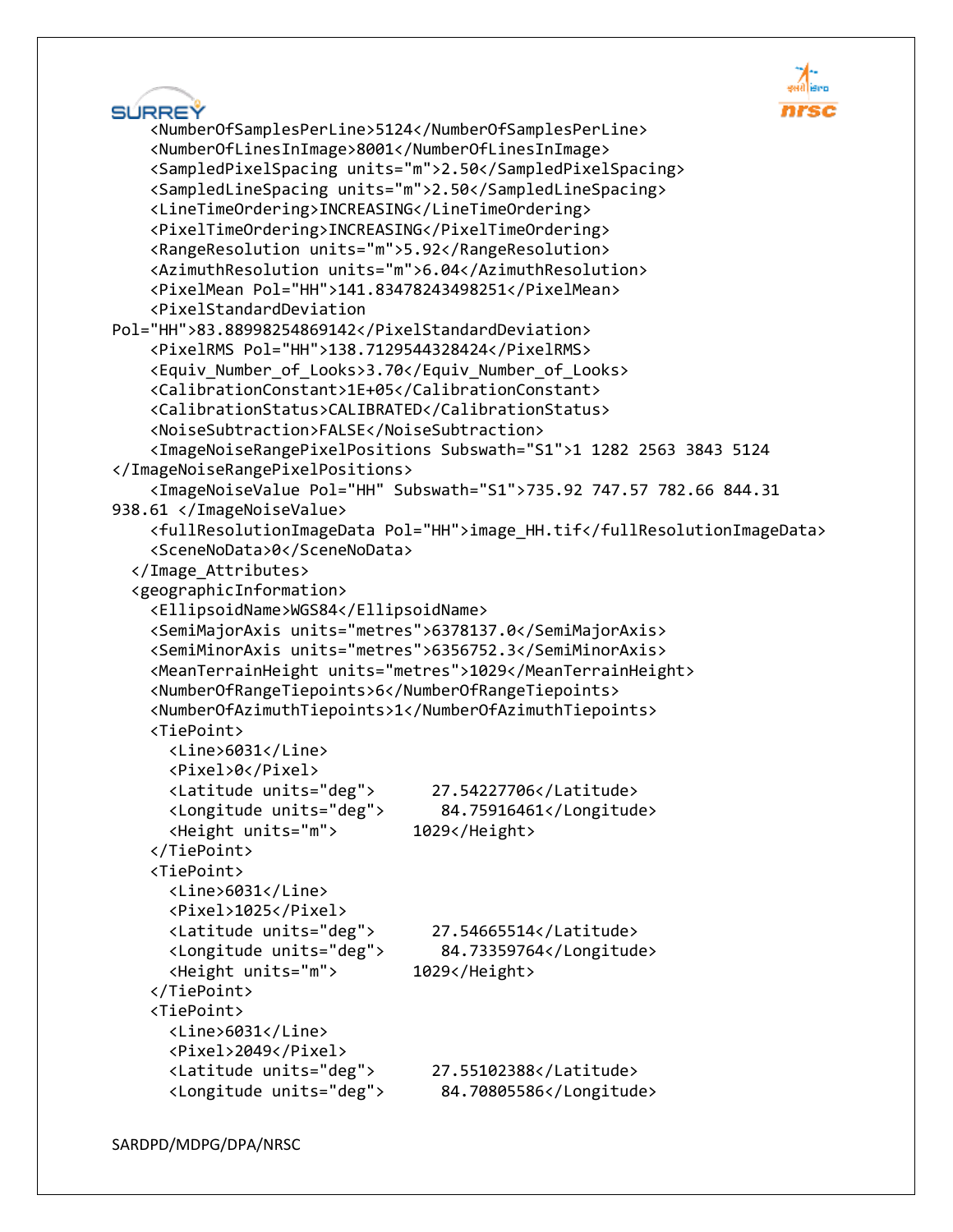```xml
    <NumberOfSamplesPerLine>5124</NumberOfSamplesPerLine>
    <NumberOfLinesInImage>8001</NumberOfLinesInImage>
    <SampledPixelSpacing units="m">2.50</SampledPixelSpacing>
    <SampledLineSpacing units="m">2.50</SampledLineSpacing>
    <LineTimeOrdering>INCREASING</LineTimeOrdering>
    <PixelTimeOrdering>INCREASING</PixelTimeOrdering>
    <RangeResolution units="m">5.92</RangeResolution>
    <AzimuthResolution units="m">6.04</AzimuthResolution>
    <PixelMean Pol="HH">141.83478243498251</PixelMean>
    <PixelStandardDeviation
Pol="HH">83.88998254869142</PixelStandardDeviation>
    <PixelRMS Pol="HH">138.7129544328424</PixelRMS>
    <Equiv_Number_of_Looks>3.70</Equiv_Number_of_Looks>
    <CalibrationConstant>1E+05</CalibrationConstant>
    <CalibrationStatus>CALIBRATED</CalibrationStatus>
    <NoiseSubtraction>FALSE</NoiseSubtraction>
    <ImageNoiseRangePixelPositions Subswath="S1">1 1282 2563 3843 5124
</ImageNoiseRangePixelPositions>
    <ImageNoiseValue Pol="HH" Subswath="S1">735.92 747.57 782.66 844.31
938.61 </ImageNoiseValue>
    <fullResolutionImageData Pol="HH">image_HH.tif</fullResolutionImageData>
    <SceneNoData>0</SceneNoData>
  </Image_Attributes>
  <geographicInformation>
    <EllipsoidName>WGS84</EllipsoidName>
    <SemiMajorAxis units="metres">6378137.0</SemiMajorAxis>
    <SemiMinorAxis units="metres">6356752.3</SemiMinorAxis>
    <MeanTerrainHeight units="metres">1029</MeanTerrainHeight>
    <NumberOfRangeTiepoints>6</NumberOfRangeTiepoints>
    <NumberOfAzimuthTiepoints>1</NumberOfAzimuthTiepoints>
    <TiePoint>
      <Line>6031</Line>
      <Pixel>0</Pixel>
      <Latitude units="deg">      27.54227706</Latitude>
      <Longitude units="deg">      84.75916461</Longitude>
      <Height units="m">        1029</Height>
    </TiePoint>
    <TiePoint>
      <Line>6031</Line>
      <Pixel>1025</Pixel>
      <Latitude units="deg">      27.54665514</Latitude>
      <Longitude units="deg">      84.73359764</Longitude>
      <Height units="m">        1029</Height>
    </TiePoint>
    <TiePoint>
      <Line>6031</Line>
      <Pixel>2049</Pixel>
      <Latitude units="deg">      27.55102388</Latitude>
      <Longitude units="deg">      84.70805586</Longitude>
```

SARDPD/MDPG/DPA/NRSC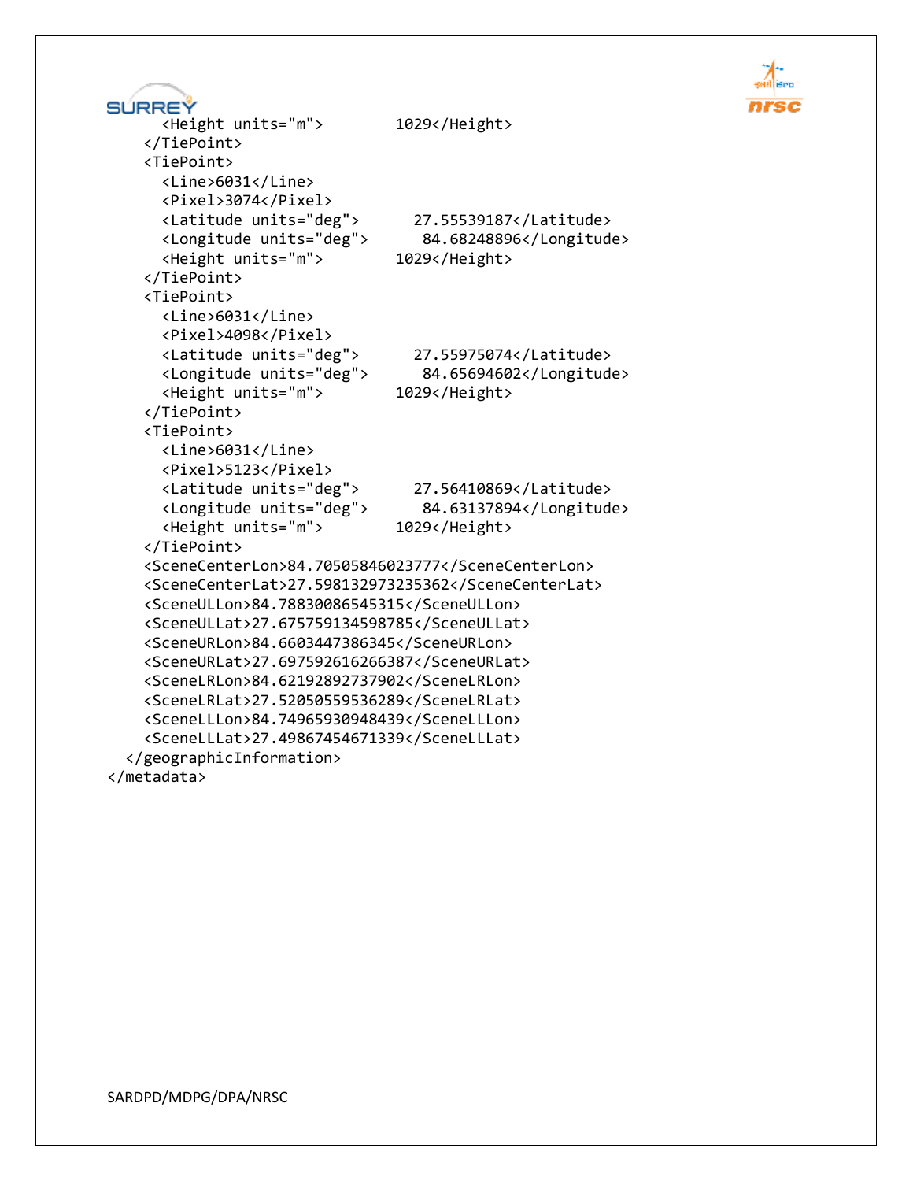```
      <Height units="m">        1029</Height>
    </TiePoint>
    <TiePoint>
      <Line>6031</Line>
      <Pixel>3074</Pixel>
      <Latitude units="deg">      27.55539187</Latitude>
      <Longitude units="deg">      84.68248896</Longitude>
      <Height units="m">        1029</Height>
    </TiePoint>
    <TiePoint>
      <Line>6031</Line>
      <Pixel>4098</Pixel>
      <Latitude units="deg">      27.55975074</Latitude>
      <Longitude units="deg">      84.65694602</Longitude>
      <Height units="m">        1029</Height>
    </TiePoint>
    <TiePoint>
      <Line>6031</Line>
      <Pixel>5123</Pixel>
      <Latitude units="deg">      27.56410869</Latitude>
      <Longitude units="deg">      84.63137894</Longitude>
      <Height units="m">        1029</Height>
    </TiePoint>
    <SceneCenterLon>84.70505846023777</SceneCenterLon>
    <SceneCenterLat>27.598132973235362</SceneCenterLat>
    <SceneULLon>84.78830086545315</SceneULLon>
    <SceneULLat>27.675759134598785</SceneULLat>
    <SceneURLon>84.6603447386345</SceneURLon>
    <SceneURLat>27.697592616266387</SceneURLat>
    <SceneLRLon>84.62192892737902</SceneLRLon>
    <SceneLRLat>27.52050559536289</SceneLRLat>
    <SceneLLLon>84.74965930948439</SceneLLLon>
    <SceneLLLat>27.49867454671339</SceneLLLat>
  </geographicInformation>
</metadata>
```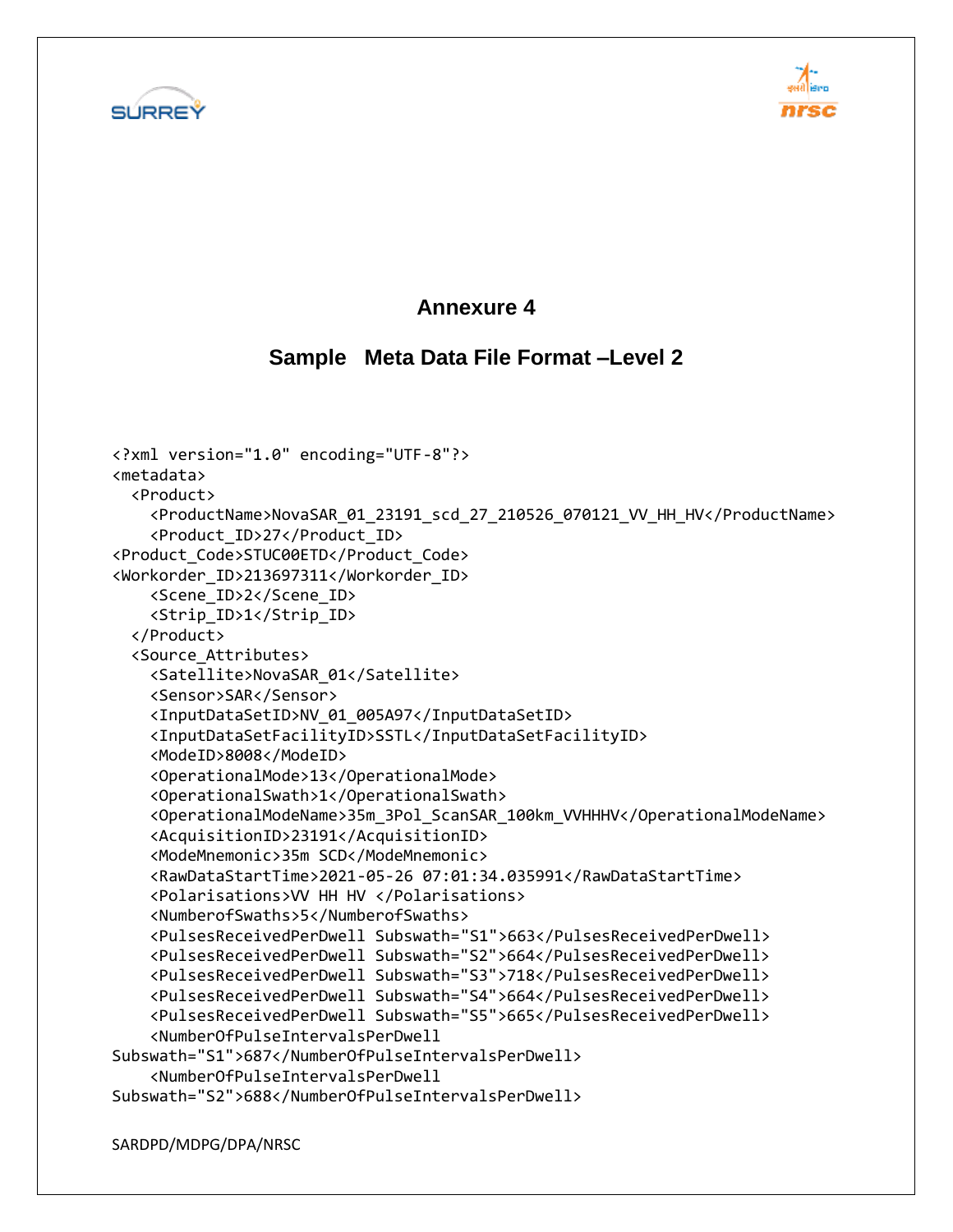# Annexure 4

## Sample Meta Data File Format –Level 2

```
<?xml version="1.0" encoding="UTF-8"?>
<metadata>
  <Product>
    <ProductName>NovaSAR_01_23191_scd_27_210526_070121_VV_HH_HV</ProductName>
    <Product_ID>27</Product_ID>
<Product_Code>STUC00ETD</Product_Code>
<Workorder_ID>213697311</Workorder_ID>
    <Scene_ID>2</Scene_ID>
    <Strip_ID>1</Strip_ID>
  </Product>
  <Source_Attributes>
    <Satellite>NovaSAR_01</Satellite>
    <Sensor>SAR</Sensor>
    <InputDataSetID>NV_01_005A97</InputDataSetID>
    <InputDataSetFacilityID>SSTL</InputDataSetFacilityID>
    <ModeID>8008</ModeID>
    <OperationalMode>13</OperationalMode>
    <OperationalSwath>1</OperationalSwath>
    <OperationalModeName>35m_3Pol_ScanSAR_100km_VVHHHV</OperationalModeName>
    <AcquisitionID>23191</AcquisitionID>
    <ModeMnemonic>35m SCD</ModeMnemonic>
    <RawDataStartTime>2021-05-26 07:01:34.035991</RawDataStartTime>
    <Polarisations>VV HH HV </Polarisations>
    <NumberofSwaths>5</NumberofSwaths>
    <PulsesReceivedPerDwell Subswath="S1">663</PulsesReceivedPerDwell>
    <PulsesReceivedPerDwell Subswath="S2">664</PulsesReceivedPerDwell>
    <PulsesReceivedPerDwell Subswath="S3">718</PulsesReceivedPerDwell>
    <PulsesReceivedPerDwell Subswath="S4">664</PulsesReceivedPerDwell>
    <PulsesReceivedPerDwell Subswath="S5">665</PulsesReceivedPerDwell>
    <NumberOfPulseIntervalsPerDwell
Subswath="S1">687</NumberOfPulseIntervalsPerDwell>
    <NumberOfPulseIntervalsPerDwell
Subswath="S2">688</NumberOfPulseIntervalsPerDwell>
```

SARDPD/MDPG/DPA/NRSC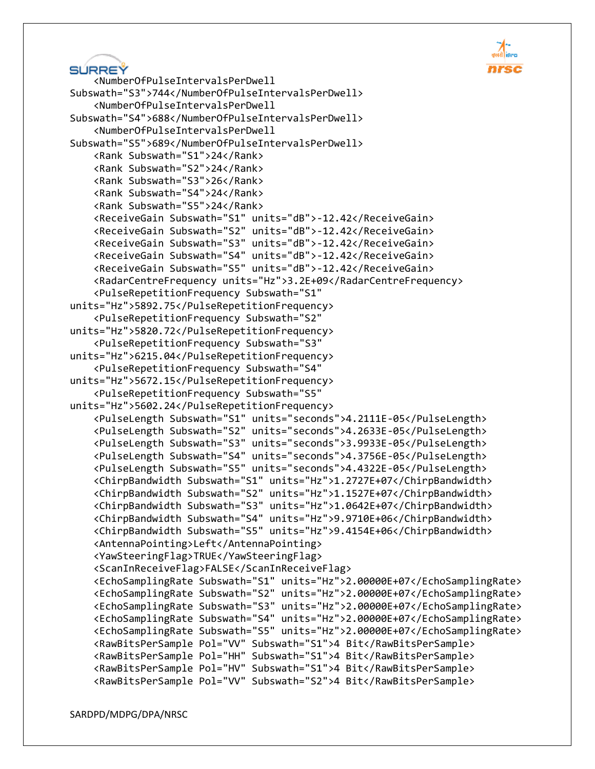```
    <NumberOfPulseIntervalsPerDwell
Subswath="S3">744</NumberOfPulseIntervalsPerDwell>
    <NumberOfPulseIntervalsPerDwell
Subswath="S4">688</NumberOfPulseIntervalsPerDwell>
    <NumberOfPulseIntervalsPerDwell
Subswath="S5">689</NumberOfPulseIntervalsPerDwell>
    <Rank Subswath="S1">24</Rank>
    <Rank Subswath="S2">24</Rank>
    <Rank Subswath="S3">26</Rank>
    <Rank Subswath="S4">24</Rank>
    <Rank Subswath="S5">24</Rank>
    <ReceiveGain Subswath="S1" units="dB">-12.42</ReceiveGain>
    <ReceiveGain Subswath="S2" units="dB">-12.42</ReceiveGain>
    <ReceiveGain Subswath="S3" units="dB">-12.42</ReceiveGain>
    <ReceiveGain Subswath="S4" units="dB">-12.42</ReceiveGain>
    <ReceiveGain Subswath="S5" units="dB">-12.42</ReceiveGain>
    <RadarCentreFrequency units="Hz">3.2E+09</RadarCentreFrequency>
    <PulseRepetitionFrequency Subswath="S1"
units="Hz">5892.75</PulseRepetitionFrequency>
    <PulseRepetitionFrequency Subswath="S2"
units="Hz">5820.72</PulseRepetitionFrequency>
    <PulseRepetitionFrequency Subswath="S3"
units="Hz">6215.04</PulseRepetitionFrequency>
    <PulseRepetitionFrequency Subswath="S4"
units="Hz">5672.15</PulseRepetitionFrequency>
    <PulseRepetitionFrequency Subswath="S5"
units="Hz">5602.24</PulseRepetitionFrequency>
    <PulseLength Subswath="S1" units="seconds">4.2111E-05</PulseLength>
    <PulseLength Subswath="S2" units="seconds">4.2633E-05</PulseLength>
    <PulseLength Subswath="S3" units="seconds">3.9933E-05</PulseLength>
    <PulseLength Subswath="S4" units="seconds">4.3756E-05</PulseLength>
    <PulseLength Subswath="S5" units="seconds">4.4322E-05</PulseLength>
    <ChirpBandwidth Subswath="S1" units="Hz">1.2727E+07</ChirpBandwidth>
    <ChirpBandwidth Subswath="S2" units="Hz">1.1527E+07</ChirpBandwidth>
    <ChirpBandwidth Subswath="S3" units="Hz">1.0642E+07</ChirpBandwidth>
    <ChirpBandwidth Subswath="S4" units="Hz">9.9710E+06</ChirpBandwidth>
    <ChirpBandwidth Subswath="S5" units="Hz">9.4154E+06</ChirpBandwidth>
    <AntennaPointing>Left</AntennaPointing>
    <YawSteeringFlag>TRUE</YawSteeringFlag>
    <ScanInReceiveFlag>FALSE</ScanInReceiveFlag>
    <EchoSamplingRate Subswath="S1" units="Hz">2.00000E+07</EchoSamplingRate>
    <EchoSamplingRate Subswath="S2" units="Hz">2.00000E+07</EchoSamplingRate>
    <EchoSamplingRate Subswath="S3" units="Hz">2.00000E+07</EchoSamplingRate>
    <EchoSamplingRate Subswath="S4" units="Hz">2.00000E+07</EchoSamplingRate>
    <EchoSamplingRate Subswath="S5" units="Hz">2.00000E+07</EchoSamplingRate>
    <RawBitsPerSample Pol="VV" Subswath="S1">4 Bit</RawBitsPerSample>
    <RawBitsPerSample Pol="HH" Subswath="S1">4 Bit</RawBitsPerSample>
    <RawBitsPerSample Pol="HV" Subswath="S1">4 Bit</RawBitsPerSample>
    <RawBitsPerSample Pol="VV" Subswath="S2">4 Bit</RawBitsPerSample>
```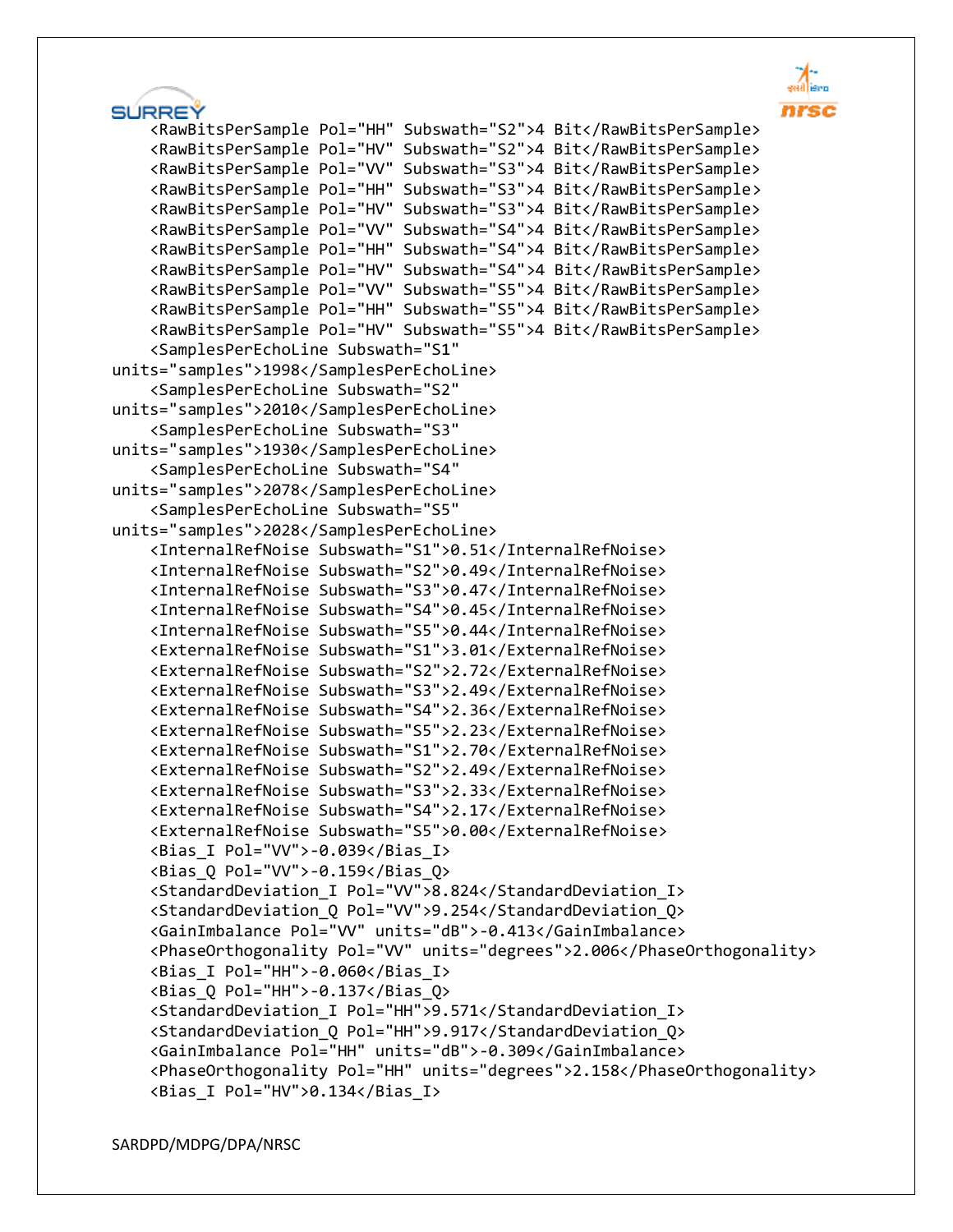```
    <RawBitsPerSample Pol="HH" Subswath="S2">4 Bit</RawBitsPerSample>
    <RawBitsPerSample Pol="HV" Subswath="S2">4 Bit</RawBitsPerSample>
    <RawBitsPerSample Pol="VV" Subswath="S3">4 Bit</RawBitsPerSample>
    <RawBitsPerSample Pol="HH" Subswath="S3">4 Bit</RawBitsPerSample>
    <RawBitsPerSample Pol="HV" Subswath="S3">4 Bit</RawBitsPerSample>
    <RawBitsPerSample Pol="VV" Subswath="S4">4 Bit</RawBitsPerSample>
    <RawBitsPerSample Pol="HH" Subswath="S4">4 Bit</RawBitsPerSample>
    <RawBitsPerSample Pol="HV" Subswath="S4">4 Bit</RawBitsPerSample>
    <RawBitsPerSample Pol="VV" Subswath="S5">4 Bit</RawBitsPerSample>
    <RawBitsPerSample Pol="HH" Subswath="S5">4 Bit</RawBitsPerSample>
    <RawBitsPerSample Pol="HV" Subswath="S5">4 Bit</RawBitsPerSample>
    <SamplesPerEchoLine Subswath="S1"
units="samples">1998</SamplesPerEchoLine>
    <SamplesPerEchoLine Subswath="S2"
units="samples">2010</SamplesPerEchoLine>
    <SamplesPerEchoLine Subswath="S3"
units="samples">1930</SamplesPerEchoLine>
    <SamplesPerEchoLine Subswath="S4"
units="samples">2078</SamplesPerEchoLine>
    <SamplesPerEchoLine Subswath="S5"
units="samples">2028</SamplesPerEchoLine>
    <InternalRefNoise Subswath="S1">0.51</InternalRefNoise>
    <InternalRefNoise Subswath="S2">0.49</InternalRefNoise>
    <InternalRefNoise Subswath="S3">0.47</InternalRefNoise>
    <InternalRefNoise Subswath="S4">0.45</InternalRefNoise>
    <InternalRefNoise Subswath="S5">0.44</InternalRefNoise>
    <ExternalRefNoise Subswath="S1">3.01</ExternalRefNoise>
    <ExternalRefNoise Subswath="S2">2.72</ExternalRefNoise>
    <ExternalRefNoise Subswath="S3">2.49</ExternalRefNoise>
    <ExternalRefNoise Subswath="S4">2.36</ExternalRefNoise>
    <ExternalRefNoise Subswath="S5">2.23</ExternalRefNoise>
    <ExternalRefNoise Subswath="S1">2.70</ExternalRefNoise>
    <ExternalRefNoise Subswath="S2">2.49</ExternalRefNoise>
    <ExternalRefNoise Subswath="S3">2.33</ExternalRefNoise>
    <ExternalRefNoise Subswath="S4">2.17</ExternalRefNoise>
    <ExternalRefNoise Subswath="S5">0.00</ExternalRefNoise>
    <Bias_I Pol="VV">-0.039</Bias_I>
    <Bias_Q Pol="VV">-0.159</Bias_Q>
    <StandardDeviation_I Pol="VV">8.824</StandardDeviation_I>
    <StandardDeviation_Q Pol="VV">9.254</StandardDeviation_Q>
    <GainImbalance Pol="VV" units="dB">-0.413</GainImbalance>
    <PhaseOrthogonality Pol="VV" units="degrees">2.006</PhaseOrthogonality>
    <Bias_I Pol="HH">-0.060</Bias_I>
    <Bias_Q Pol="HH">-0.137</Bias_Q>
    <StandardDeviation_I Pol="HH">9.571</StandardDeviation_I>
    <StandardDeviation_Q Pol="HH">9.917</StandardDeviation_Q>
    <GainImbalance Pol="HH" units="dB">-0.309</GainImbalance>
    <PhaseOrthogonality Pol="HH" units="degrees">2.158</PhaseOrthogonality>
    <Bias_I Pol="HV">0.134</Bias_I>
```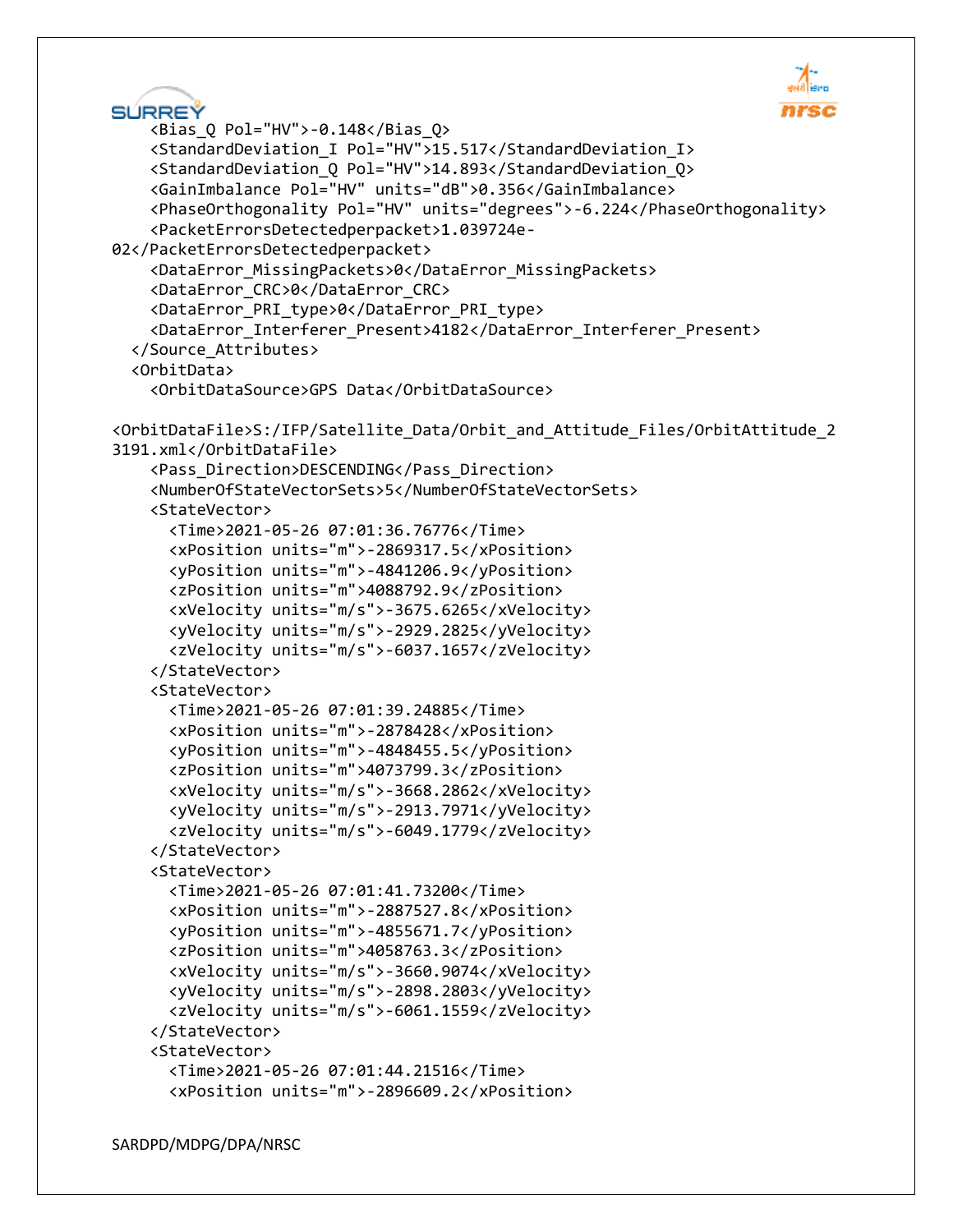```
    <Bias_Q Pol="HV">-0.148</Bias_Q>
    <StandardDeviation_I Pol="HV">15.517</StandardDeviation_I>
    <StandardDeviation_Q Pol="HV">14.893</StandardDeviation_Q>
    <GainImbalance Pol="HV" units="dB">0.356</GainImbalance>
    <PhaseOrthogonality Pol="HV" units="degrees">-6.224</PhaseOrthogonality>
    <PacketErrorsDetectedperpacket>1.039724e-
02</PacketErrorsDetectedperpacket>
    <DataError_MissingPackets>0</DataError_MissingPackets>
    <DataError_CRC>0</DataError_CRC>
    <DataError_PRI_type>0</DataError_PRI_type>
    <DataError_Interferer_Present>4182</DataError_Interferer_Present>
  </Source_Attributes>
  <OrbitData>
    <OrbitDataSource>GPS Data</OrbitDataSource>

<OrbitDataFile>S:/IFP/Satellite_Data/Orbit_and_Attitude_Files/OrbitAttitude_2
3191.xml</OrbitDataFile>
    <Pass_Direction>DESCENDING</Pass_Direction>
    <NumberOfStateVectorSets>5</NumberOfStateVectorSets>
    <StateVector>
      <Time>2021-05-26 07:01:36.76776</Time>
      <xPosition units="m">-2869317.5</xPosition>
      <yPosition units="m">-4841206.9</yPosition>
      <zPosition units="m">4088792.9</zPosition>
      <xVelocity units="m/s">-3675.6265</xVelocity>
      <yVelocity units="m/s">-2929.2825</yVelocity>
      <zVelocity units="m/s">-6037.1657</zVelocity>
    </StateVector>
    <StateVector>
      <Time>2021-05-26 07:01:39.24885</Time>
      <xPosition units="m">-2878428</xPosition>
      <yPosition units="m">-4848455.5</yPosition>
      <zPosition units="m">4073799.3</zPosition>
      <xVelocity units="m/s">-3668.2862</xVelocity>
      <yVelocity units="m/s">-2913.7971</yVelocity>
      <zVelocity units="m/s">-6049.1779</zVelocity>
    </StateVector>
    <StateVector>
      <Time>2021-05-26 07:01:41.73200</Time>
      <xPosition units="m">-2887527.8</xPosition>
      <yPosition units="m">-4855671.7</yPosition>
      <zPosition units="m">4058763.3</zPosition>
      <xVelocity units="m/s">-3660.9074</xVelocity>
      <yVelocity units="m/s">-2898.2803</yVelocity>
      <zVelocity units="m/s">-6061.1559</zVelocity>
    </StateVector>
    <StateVector>
      <Time>2021-05-26 07:01:44.21516</Time>
      <xPosition units="m">-2896609.2</xPosition>
```

SARDPD/MDPG/DPA/NRSC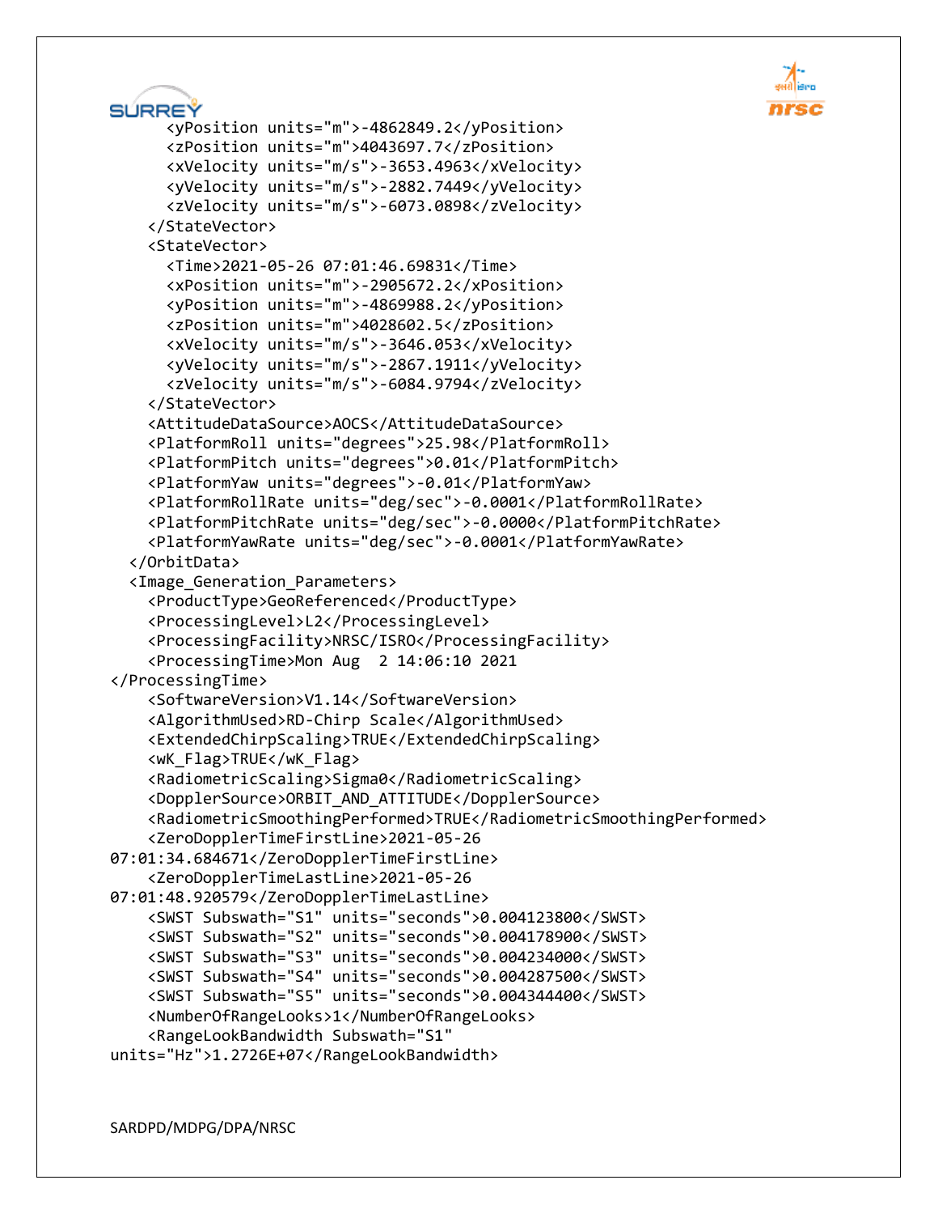```
      <yPosition units="m">-4862849.2</yPosition>
      <zPosition units="m">4043697.7</zPosition>
      <xVelocity units="m/s">-3653.4963</xVelocity>
      <yVelocity units="m/s">-2882.7449</yVelocity>
      <zVelocity units="m/s">-6073.0898</zVelocity>
    </StateVector>
    <StateVector>
      <Time>2021-05-26 07:01:46.69831</Time>
      <xPosition units="m">-2905672.2</xPosition>
      <yPosition units="m">-4869988.2</yPosition>
      <zPosition units="m">4028602.5</zPosition>
      <xVelocity units="m/s">-3646.053</xVelocity>
      <yVelocity units="m/s">-2867.1911</yVelocity>
      <zVelocity units="m/s">-6084.9794</zVelocity>
    </StateVector>
    <AttitudeDataSource>AOCS</AttitudeDataSource>
    <PlatformRoll units="degrees">25.98</PlatformRoll>
    <PlatformPitch units="degrees">0.01</PlatformPitch>
    <PlatformYaw units="degrees">-0.01</PlatformYaw>
    <PlatformRollRate units="deg/sec">-0.0001</PlatformRollRate>
    <PlatformPitchRate units="deg/sec">-0.0000</PlatformPitchRate>
    <PlatformYawRate units="deg/sec">-0.0001</PlatformYawRate>
  </OrbitData>
  <Image_Generation_Parameters>
    <ProductType>GeoReferenced</ProductType>
    <ProcessingLevel>L2</ProcessingLevel>
    <ProcessingFacility>NRSC/ISRO</ProcessingFacility>
    <ProcessingTime>Mon Aug  2 14:06:10 2021
</ProcessingTime>
    <SoftwareVersion>V1.14</SoftwareVersion>
    <AlgorithmUsed>RD-Chirp Scale</AlgorithmUsed>
    <ExtendedChirpScaling>TRUE</ExtendedChirpScaling>
    <wK_Flag>TRUE</wK_Flag>
    <RadiometricScaling>Sigma0</RadiometricScaling>
    <DopplerSource>ORBIT_AND_ATTITUDE</DopplerSource>
    <RadiometricSmoothingPerformed>TRUE</RadiometricSmoothingPerformed>
    <ZeroDopplerTimeFirstLine>2021-05-26
07:01:34.684671</ZeroDopplerTimeFirstLine>
    <ZeroDopplerTimeLastLine>2021-05-26
07:01:48.920579</ZeroDopplerTimeLastLine>
    <SWST Subswath="S1" units="seconds">0.004123800</SWST>
    <SWST Subswath="S2" units="seconds">0.004178900</SWST>
    <SWST Subswath="S3" units="seconds">0.004234000</SWST>
    <SWST Subswath="S4" units="seconds">0.004287500</SWST>
    <SWST Subswath="S5" units="seconds">0.004344400</SWST>
    <NumberOfRangeLooks>1</NumberOfRangeLooks>
    <RangeLookBandwidth Subswath="S1"
units="Hz">1.2726E+07</RangeLookBandwidth>
```

SARDPD/MDPG/DPA/NRSC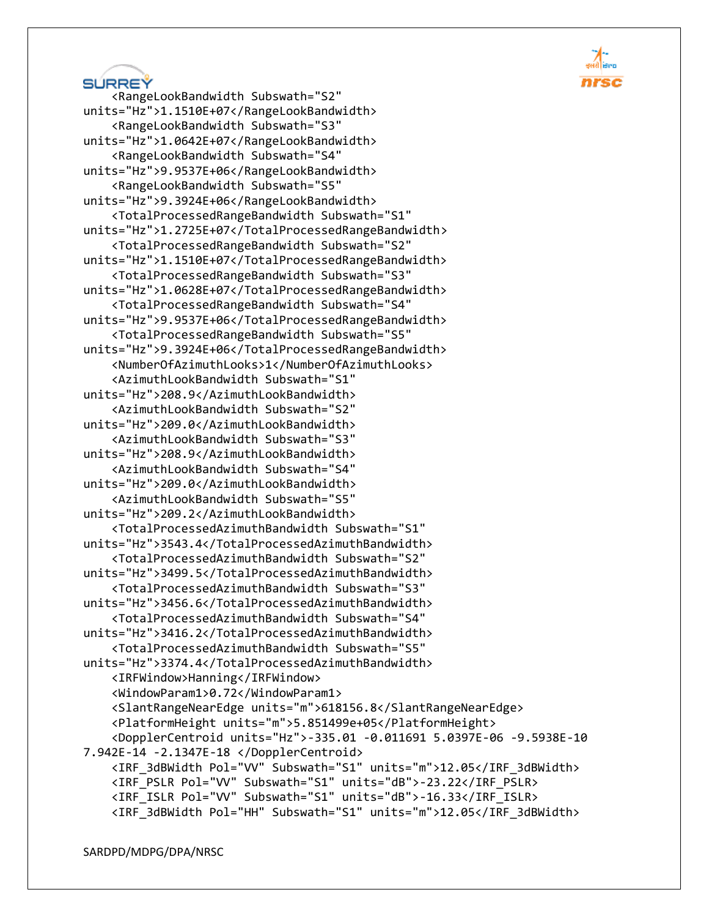```
    <RangeLookBandwidth Subswath="S2"
units="Hz">1.1510E+07</RangeLookBandwidth>
    <RangeLookBandwidth Subswath="S3"
units="Hz">1.0642E+07</RangeLookBandwidth>
    <RangeLookBandwidth Subswath="S4"
units="Hz">9.9537E+06</RangeLookBandwidth>
    <RangeLookBandwidth Subswath="S5"
units="Hz">9.3924E+06</RangeLookBandwidth>
    <TotalProcessedRangeBandwidth Subswath="S1"
units="Hz">1.2725E+07</TotalProcessedRangeBandwidth>
    <TotalProcessedRangeBandwidth Subswath="S2"
units="Hz">1.1510E+07</TotalProcessedRangeBandwidth>
    <TotalProcessedRangeBandwidth Subswath="S3"
units="Hz">1.0628E+07</TotalProcessedRangeBandwidth>
    <TotalProcessedRangeBandwidth Subswath="S4"
units="Hz">9.9537E+06</TotalProcessedRangeBandwidth>
    <TotalProcessedRangeBandwidth Subswath="S5"
units="Hz">9.3924E+06</TotalProcessedRangeBandwidth>
    <NumberOfAzimuthLooks>1</NumberOfAzimuthLooks>
    <AzimuthLookBandwidth Subswath="S1"
units="Hz">208.9</AzimuthLookBandwidth>
    <AzimuthLookBandwidth Subswath="S2"
units="Hz">209.0</AzimuthLookBandwidth>
    <AzimuthLookBandwidth Subswath="S3"
units="Hz">208.9</AzimuthLookBandwidth>
    <AzimuthLookBandwidth Subswath="S4"
units="Hz">209.0</AzimuthLookBandwidth>
    <AzimuthLookBandwidth Subswath="S5"
units="Hz">209.2</AzimuthLookBandwidth>
    <TotalProcessedAzimuthBandwidth Subswath="S1"
units="Hz">3543.4</TotalProcessedAzimuthBandwidth>
    <TotalProcessedAzimuthBandwidth Subswath="S2"
units="Hz">3499.5</TotalProcessedAzimuthBandwidth>
    <TotalProcessedAzimuthBandwidth Subswath="S3"
units="Hz">3456.6</TotalProcessedAzimuthBandwidth>
    <TotalProcessedAzimuthBandwidth Subswath="S4"
units="Hz">3416.2</TotalProcessedAzimuthBandwidth>
    <TotalProcessedAzimuthBandwidth Subswath="S5"
units="Hz">3374.4</TotalProcessedAzimuthBandwidth>
    <IRFWindow>Hanning</IRFWindow>
    <WindowParam1>0.72</WindowParam1>
    <SlantRangeNearEdge units="m">618156.8</SlantRangeNearEdge>
    <PlatformHeight units="m">5.851499e+05</PlatformHeight>
    <DopplerCentroid units="Hz">-335.01 -0.011691 5.0397E-06 -9.5938E-10
7.942E-14 -2.1347E-18 </DopplerCentroid>
    <IRF_3dBWidth Pol="VV" Subswath="S1" units="m">12.05</IRF_3dBWidth>
    <IRF_PSLR Pol="VV" Subswath="S1" units="dB">-23.22</IRF_PSLR>
    <IRF_ISLR Pol="VV" Subswath="S1" units="dB">-16.33</IRF_ISLR>
    <IRF_3dBWidth Pol="HH" Subswath="S1" units="m">12.05</IRF_3dBWidth>
```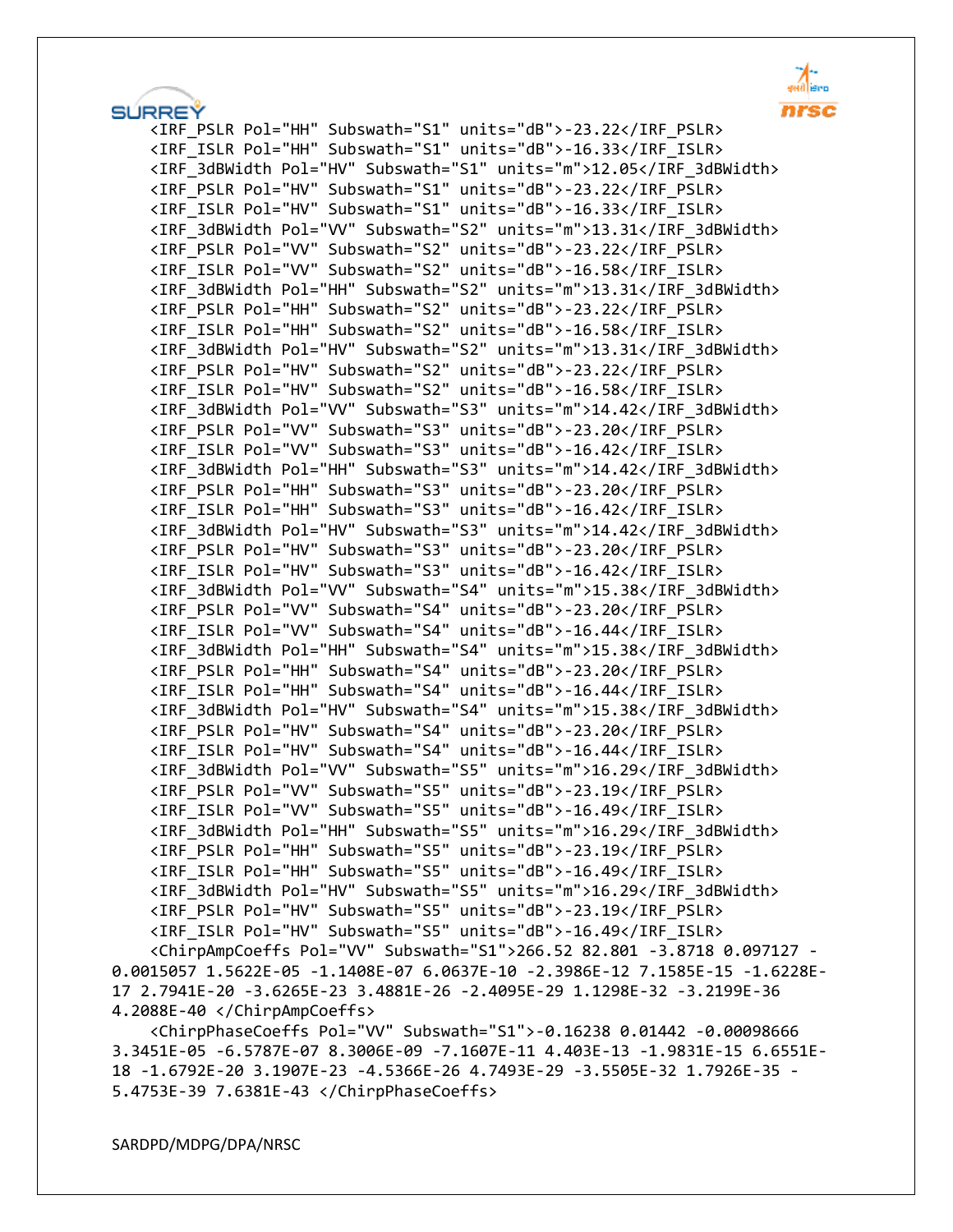```
    <IRF_PSLR Pol="HH" Subswath="S1" units="dB">-23.22</IRF_PSLR>
    <IRF_ISLR Pol="HH" Subswath="S1" units="dB">-16.33</IRF_ISLR>
    <IRF_3dBWidth Pol="HV" Subswath="S1" units="m">12.05</IRF_3dBWidth>
    <IRF_PSLR Pol="HV" Subswath="S1" units="dB">-23.22</IRF_PSLR>
    <IRF_ISLR Pol="HV" Subswath="S1" units="dB">-16.33</IRF_ISLR>
    <IRF_3dBWidth Pol="VV" Subswath="S2" units="m">13.31</IRF_3dBWidth>
    <IRF_PSLR Pol="VV" Subswath="S2" units="dB">-23.22</IRF_PSLR>
    <IRF_ISLR Pol="VV" Subswath="S2" units="dB">-16.58</IRF_ISLR>
    <IRF_3dBWidth Pol="HH" Subswath="S2" units="m">13.31</IRF_3dBWidth>
    <IRF_PSLR Pol="HH" Subswath="S2" units="dB">-23.22</IRF_PSLR>
    <IRF_ISLR Pol="HH" Subswath="S2" units="dB">-16.58</IRF_ISLR>
    <IRF_3dBWidth Pol="HV" Subswath="S2" units="m">13.31</IRF_3dBWidth>
    <IRF_PSLR Pol="HV" Subswath="S2" units="dB">-23.22</IRF_PSLR>
    <IRF_ISLR Pol="HV" Subswath="S2" units="dB">-16.58</IRF_ISLR>
    <IRF_3dBWidth Pol="VV" Subswath="S3" units="m">14.42</IRF_3dBWidth>
    <IRF_PSLR Pol="VV" Subswath="S3" units="dB">-23.20</IRF_PSLR>
    <IRF_ISLR Pol="VV" Subswath="S3" units="dB">-16.42</IRF_ISLR>
    <IRF_3dBWidth Pol="HH" Subswath="S3" units="m">14.42</IRF_3dBWidth>
    <IRF_PSLR Pol="HH" Subswath="S3" units="dB">-23.20</IRF_PSLR>
    <IRF_ISLR Pol="HH" Subswath="S3" units="dB">-16.42</IRF_ISLR>
    <IRF_3dBWidth Pol="HV" Subswath="S3" units="m">14.42</IRF_3dBWidth>
    <IRF_PSLR Pol="HV" Subswath="S3" units="dB">-23.20</IRF_PSLR>
    <IRF_ISLR Pol="HV" Subswath="S3" units="dB">-16.42</IRF_ISLR>
    <IRF_3dBWidth Pol="VV" Subswath="S4" units="m">15.38</IRF_3dBWidth>
    <IRF_PSLR Pol="VV" Subswath="S4" units="dB">-23.20</IRF_PSLR>
    <IRF_ISLR Pol="VV" Subswath="S4" units="dB">-16.44</IRF_ISLR>
    <IRF_3dBWidth Pol="HH" Subswath="S4" units="m">15.38</IRF_3dBWidth>
    <IRF_PSLR Pol="HH" Subswath="S4" units="dB">-23.20</IRF_PSLR>
    <IRF_ISLR Pol="HH" Subswath="S4" units="dB">-16.44</IRF_ISLR>
    <IRF_3dBWidth Pol="HV" Subswath="S4" units="m">15.38</IRF_3dBWidth>
    <IRF_PSLR Pol="HV" Subswath="S4" units="dB">-23.20</IRF_PSLR>
    <IRF_ISLR Pol="HV" Subswath="S4" units="dB">-16.44</IRF_ISLR>
    <IRF_3dBWidth Pol="VV" Subswath="S5" units="m">16.29</IRF_3dBWidth>
    <IRF_PSLR Pol="VV" Subswath="S5" units="dB">-23.19</IRF_PSLR>
    <IRF_ISLR Pol="VV" Subswath="S5" units="dB">-16.49</IRF_ISLR>
    <IRF_3dBWidth Pol="HH" Subswath="S5" units="m">16.29</IRF_3dBWidth>
    <IRF_PSLR Pol="HH" Subswath="S5" units="dB">-23.19</IRF_PSLR>
    <IRF_ISLR Pol="HH" Subswath="S5" units="dB">-16.49</IRF_ISLR>
    <IRF_3dBWidth Pol="HV" Subswath="S5" units="m">16.29</IRF_3dBWidth>
    <IRF_PSLR Pol="HV" Subswath="S5" units="dB">-23.19</IRF_PSLR>
    <IRF_ISLR Pol="HV" Subswath="S5" units="dB">-16.49</IRF_ISLR>
    <ChirpAmpCoeffs Pol="VV" Subswath="S1">266.52 82.801 -3.8718 0.097127 -0.0015057 1.5622E-05 -1.1408E-07 6.0637E-10 -2.3986E-12 7.1585E-15 -1.6228E-17 2.7941E-20 -3.6265E-23 3.4881E-26 -2.4095E-29 1.1298E-32 -3.2199E-36 4.2088E-40 </ChirpAmpCoeffs>
    <ChirpPhaseCoeffs Pol="VV" Subswath="S1">-0.16238 0.01442 -0.00098666 3.3451E-05 -6.5787E-07 8.3006E-09 -7.1607E-11 4.403E-13 -1.9831E-15 6.6551E-18 -1.6792E-20 3.1907E-23 -4.5366E-26 4.7493E-29 -3.5505E-32 1.7926E-35 -5.4753E-39 7.6381E-43 </ChirpPhaseCoeffs>
```

SARDPD/MDPG/DPA/NRSC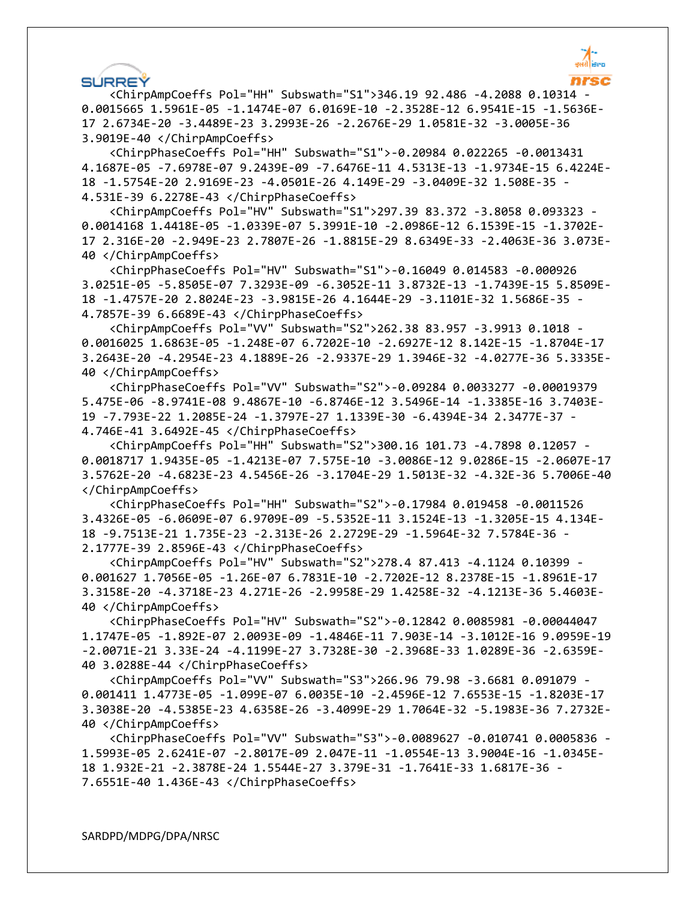```
    <ChirpAmpCoeffs Pol="HH" Subswath="S1">346.19 92.486 -4.2088 0.10314 -0.0015665 1.5961E-05 -1.1474E-07 6.0169E-10 -2.3528E-12 6.9541E-15 -1.5636E-17 2.6734E-20 -3.4489E-23 3.2993E-26 -2.2676E-29 1.0581E-32 -3.0005E-36 3.9019E-40 </ChirpAmpCoeffs>
    <ChirpPhaseCoeffs Pol="HH" Subswath="S1">-0.20984 0.022265 -0.0013431 4.1687E-05 -7.6978E-07 9.2439E-09 -7.6476E-11 4.5313E-13 -1.9734E-15 6.4224E-18 -1.5754E-20 2.9169E-23 -4.0501E-26 4.149E-29 -3.0409E-32 1.508E-35 -4.531E-39 6.2278E-43 </ChirpPhaseCoeffs>
    <ChirpAmpCoeffs Pol="HV" Subswath="S1">297.39 83.372 -3.8058 0.093323 -0.0014168 1.4418E-05 -1.0339E-07 5.3991E-10 -2.0986E-12 6.1539E-15 -1.3702E-17 2.316E-20 -2.949E-23 2.7807E-26 -1.8815E-29 8.6349E-33 -2.4063E-36 3.073E-40 </ChirpAmpCoeffs>
    <ChirpPhaseCoeffs Pol="HV" Subswath="S1">-0.16049 0.014583 -0.000926 3.0251E-05 -5.8505E-07 7.3293E-09 -6.3052E-11 3.8732E-13 -1.7439E-15 5.8509E-18 -1.4757E-20 2.8024E-23 -3.9815E-26 4.1644E-29 -3.1101E-32 1.5686E-35 -4.7857E-39 6.6689E-43 </ChirpPhaseCoeffs>
    <ChirpAmpCoeffs Pol="VV" Subswath="S2">262.38 83.957 -3.9913 0.1018 -0.0016025 1.6863E-05 -1.248E-07 6.7202E-10 -2.6927E-12 8.142E-15 -1.8704E-17 3.2643E-20 -4.2954E-23 4.1889E-26 -2.9337E-29 1.3946E-32 -4.0277E-36 5.3335E-40 </ChirpAmpCoeffs>
    <ChirpPhaseCoeffs Pol="VV" Subswath="S2">-0.09284 0.0033277 -0.00019379 5.475E-06 -8.9741E-08 9.4867E-10 -6.8746E-12 3.5496E-14 -1.3385E-16 3.7403E-19 -7.793E-22 1.2085E-24 -1.3797E-27 1.1339E-30 -6.4394E-34 2.3477E-37 -4.746E-41 3.6492E-45 </ChirpPhaseCoeffs>
    <ChirpAmpCoeffs Pol="HH" Subswath="S2">300.16 101.73 -4.7898 0.12057 -0.0018717 1.9435E-05 -1.4213E-07 7.575E-10 -3.0086E-12 9.0286E-15 -2.0607E-17 3.5762E-20 -4.6823E-23 4.5456E-26 -3.1704E-29 1.5013E-32 -4.32E-36 5.7006E-40 </ChirpAmpCoeffs>
    <ChirpPhaseCoeffs Pol="HH" Subswath="S2">-0.17984 0.019458 -0.0011526 3.4326E-05 -6.0609E-07 6.9709E-09 -5.5352E-11 3.1524E-13 -1.3205E-15 4.134E-18 -9.7513E-21 1.735E-23 -2.313E-26 2.2729E-29 -1.5964E-32 7.5784E-36 -2.1777E-39 2.8596E-43 </ChirpPhaseCoeffs>
    <ChirpAmpCoeffs Pol="HV" Subswath="S2">278.4 87.413 -4.1124 0.10399 -0.001627 1.7056E-05 -1.26E-07 6.7831E-10 -2.7202E-12 8.2378E-15 -1.8961E-17 3.3158E-20 -4.3718E-23 4.271E-26 -2.9958E-29 1.4258E-32 -4.1213E-36 5.4603E-40 </ChirpAmpCoeffs>
    <ChirpPhaseCoeffs Pol="HV" Subswath="S2">-0.12842 0.0085981 -0.00044047 1.1747E-05 -1.892E-07 2.0093E-09 -1.4846E-11 7.903E-14 -3.1012E-16 9.0959E-19 -2.0071E-21 3.33E-24 -4.1199E-27 3.7328E-30 -2.3968E-33 1.0289E-36 -2.6359E-40 3.0288E-44 </ChirpPhaseCoeffs>
    <ChirpAmpCoeffs Pol="VV" Subswath="S3">266.96 79.98 -3.6681 0.091079 -0.001411 1.4773E-05 -1.099E-07 6.0035E-10 -2.4596E-12 7.6553E-15 -1.8203E-17 3.3038E-20 -4.5385E-23 4.6358E-26 -3.4099E-29 1.7064E-32 -5.1983E-36 7.2732E-40 </ChirpAmpCoeffs>
    <ChirpPhaseCoeffs Pol="VV" Subswath="S3">-0.0089627 -0.010741 0.0005836 -1.5993E-05 2.6241E-07 -2.8017E-09 2.047E-11 -1.0554E-13 3.9004E-16 -1.0345E-18 1.932E-21 -2.3878E-24 1.5544E-27 3.379E-31 -1.7641E-33 1.6817E-36 -7.6551E-40 1.436E-43 </ChirpPhaseCoeffs>
```

SARDPD/MDPG/DPA/NRSC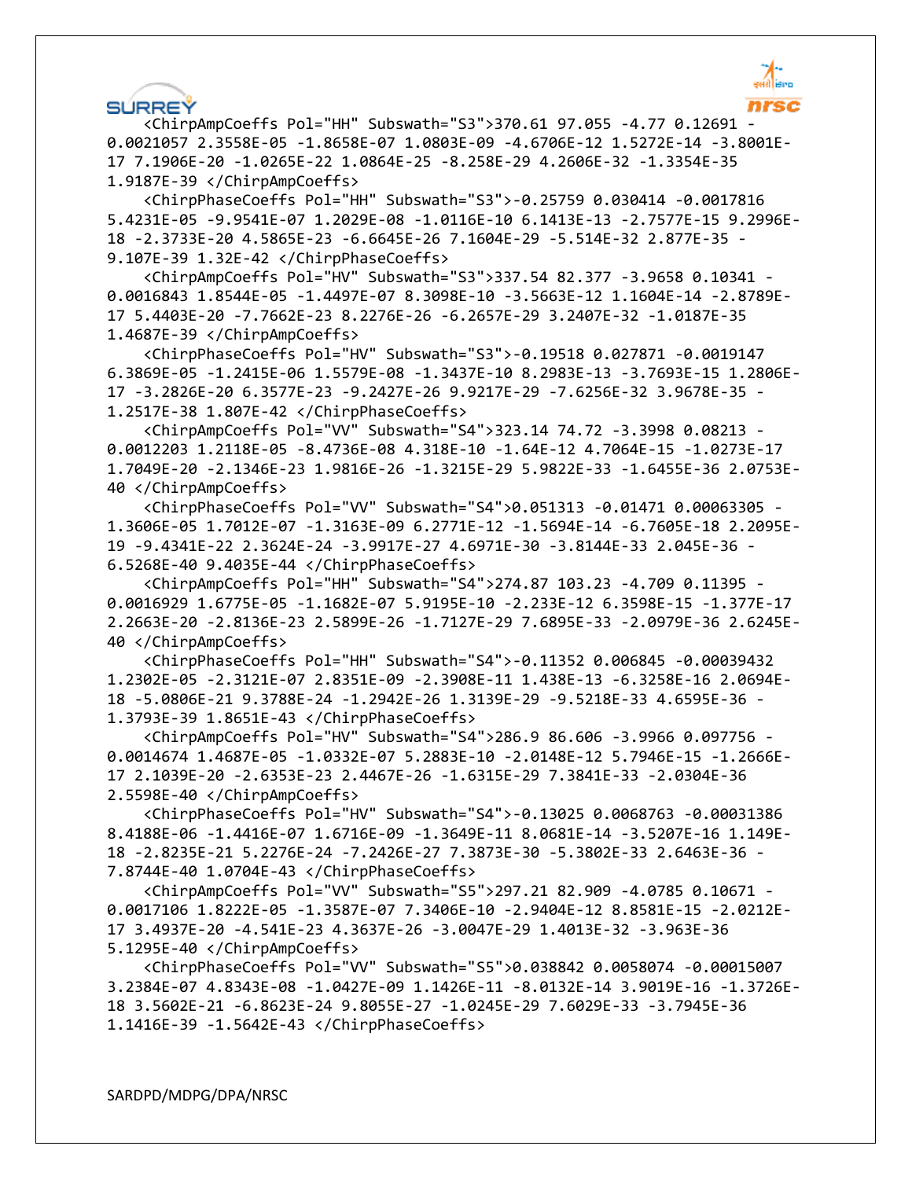```
    <ChirpAmpCoeffs Pol="HH" Subswath="S3">370.61 97.055 -4.77 0.12691 -0.0021057 2.3558E-05 -1.8658E-07 1.0803E-09 -4.6706E-12 1.5272E-14 -3.8001E-17 7.1906E-20 -1.0265E-22 1.0864E-25 -8.258E-29 4.2606E-32 -1.3354E-35 1.9187E-39 </ChirpAmpCoeffs>
    <ChirpPhaseCoeffs Pol="HH" Subswath="S3">-0.25759 0.030414 -0.0017816 5.4231E-05 -9.9541E-07 1.2029E-08 -1.0116E-10 6.1413E-13 -2.7577E-15 9.2996E-18 -2.3733E-20 4.5865E-23 -6.6645E-26 7.1604E-29 -5.514E-32 2.877E-35 -9.107E-39 1.32E-42 </ChirpPhaseCoeffs>
    <ChirpAmpCoeffs Pol="HV" Subswath="S3">337.54 82.377 -3.9658 0.10341 -0.0016843 1.8544E-05 -1.4497E-07 8.3098E-10 -3.5663E-12 1.1604E-14 -2.8789E-17 5.4403E-20 -7.7662E-23 8.2276E-26 -6.2657E-29 3.2407E-32 -1.0187E-35 1.4687E-39 </ChirpAmpCoeffs>
    <ChirpPhaseCoeffs Pol="HV" Subswath="S3">-0.19518 0.027871 -0.0019147 6.3869E-05 -1.2415E-06 1.5579E-08 -1.3437E-10 8.2983E-13 -3.7693E-15 1.2806E-17 -3.2826E-20 6.3577E-23 -9.2427E-26 9.9217E-29 -7.6256E-32 3.9678E-35 -1.2517E-38 1.807E-42 </ChirpPhaseCoeffs>
    <ChirpAmpCoeffs Pol="VV" Subswath="S4">323.14 74.72 -3.3998 0.08213 -0.0012203 1.2118E-05 -8.4736E-08 4.318E-10 -1.64E-12 4.7064E-15 -1.0273E-17 1.7049E-20 -2.1346E-23 1.9816E-26 -1.3215E-29 5.9822E-33 -1.6455E-36 2.0753E-40 </ChirpAmpCoeffs>
    <ChirpPhaseCoeffs Pol="VV" Subswath="S4">0.051313 -0.01471 0.00063305 -1.3606E-05 1.7012E-07 -1.3163E-09 6.2771E-12 -1.5694E-14 -6.7605E-18 2.2095E-19 -9.4341E-22 2.3624E-24 -3.9917E-27 4.6971E-30 -3.8144E-33 2.045E-36 -6.5268E-40 9.4035E-44 </ChirpPhaseCoeffs>
    <ChirpAmpCoeffs Pol="HH" Subswath="S4">274.87 103.23 -4.709 0.11395 -0.0016929 1.6775E-05 -1.1682E-07 5.9195E-10 -2.233E-12 6.3598E-15 -1.377E-17 2.2663E-20 -2.8136E-23 2.5899E-26 -1.7127E-29 7.6895E-33 -2.0979E-36 2.6245E-40 </ChirpAmpCoeffs>
    <ChirpPhaseCoeffs Pol="HH" Subswath="S4">-0.11352 0.006845 -0.00039432 1.2302E-05 -2.3121E-07 2.8351E-09 -2.3908E-11 1.438E-13 -6.3258E-16 2.0694E-18 -5.0806E-21 9.3788E-24 -1.2942E-26 1.3139E-29 -9.5218E-33 4.6595E-36 -1.3793E-39 1.8651E-43 </ChirpPhaseCoeffs>
    <ChirpAmpCoeffs Pol="HV" Subswath="S4">286.9 86.606 -3.9966 0.097756 -0.0014674 1.4687E-05 -1.0332E-07 5.2883E-10 -2.0148E-12 5.7946E-15 -1.2666E-17 2.1039E-20 -2.6353E-23 2.4467E-26 -1.6315E-29 7.3841E-33 -2.0304E-36 2.5598E-40 </ChirpAmpCoeffs>
    <ChirpPhaseCoeffs Pol="HV" Subswath="S4">-0.13025 0.0068763 -0.00031386 8.4188E-06 -1.4416E-07 1.6716E-09 -1.3649E-11 8.0681E-14 -3.5207E-16 1.149E-18 -2.8235E-21 5.2276E-24 -7.2426E-27 7.3873E-30 -5.3802E-33 2.6463E-36 -7.8744E-40 1.0704E-43 </ChirpPhaseCoeffs>
    <ChirpAmpCoeffs Pol="VV" Subswath="S5">297.21 82.909 -4.0785 0.10671 -0.0017106 1.8222E-05 -1.3587E-07 7.3406E-10 -2.9404E-12 8.8581E-15 -2.0212E-17 3.4937E-20 -4.541E-23 4.3637E-26 -3.0047E-29 1.4013E-32 -3.963E-36 5.1295E-40 </ChirpAmpCoeffs>
    <ChirpPhaseCoeffs Pol="VV" Subswath="S5">0.038842 0.0058074 -0.00015007 3.2384E-07 4.8343E-08 -1.0427E-09 1.1426E-11 -8.0132E-14 3.9019E-16 -1.3726E-18 3.5602E-21 -6.8623E-24 9.8055E-27 -1.0245E-29 7.6029E-33 -3.7945E-36 1.1416E-39 -1.5642E-43 </ChirpPhaseCoeffs>
```

SARDPD/MDPG/DPA/NRSC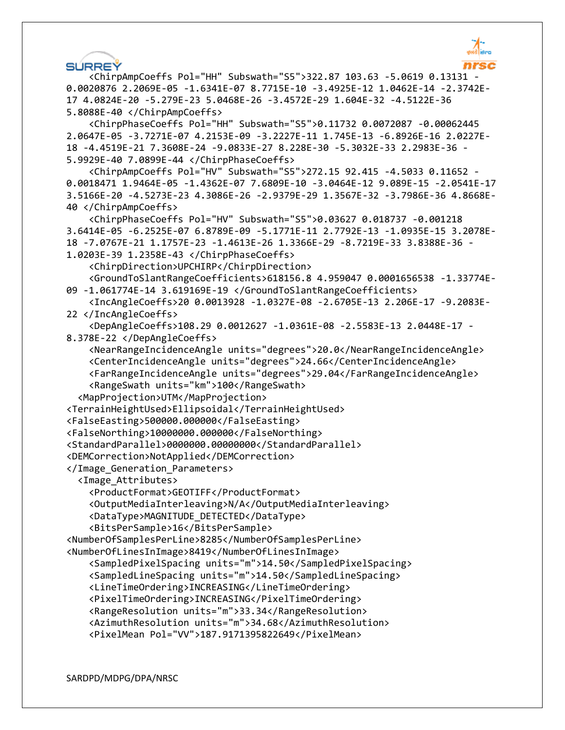```
    <ChirpAmpCoeffs Pol="HH" Subswath="S5">322.87 103.63 -5.0619 0.13131 -0.0020876 2.2069E-05 -1.6341E-07 8.7715E-10 -3.4925E-12 1.0462E-14 -2.3742E-17 4.0824E-20 -5.279E-23 5.0468E-26 -3.4572E-29 1.604E-32 -4.5122E-36 5.8088E-40 </ChirpAmpCoeffs>
    <ChirpPhaseCoeffs Pol="HH" Subswath="S5">0.11732 0.0072087 -0.00062445 2.0647E-05 -3.7271E-07 4.2153E-09 -3.2227E-11 1.745E-13 -6.8926E-16 2.0227E-18 -4.4519E-21 7.3608E-24 -9.0833E-27 8.228E-30 -5.3032E-33 2.2983E-36 -5.9929E-40 7.0899E-44 </ChirpPhaseCoeffs>
    <ChirpAmpCoeffs Pol="HV" Subswath="S5">272.15 92.415 -4.5033 0.11652 -0.0018471 1.9464E-05 -1.4362E-07 7.6809E-10 -3.0464E-12 9.089E-15 -2.0541E-17 3.5166E-20 -4.5273E-23 4.3086E-26 -2.9379E-29 1.3567E-32 -3.7986E-36 4.8668E-40 </ChirpAmpCoeffs>
    <ChirpPhaseCoeffs Pol="HV" Subswath="S5">0.03627 0.018737 -0.001218 3.6414E-05 -6.2525E-07 6.8789E-09 -5.1771E-11 2.7792E-13 -1.0935E-15 3.2078E-18 -7.0767E-21 1.1757E-23 -1.4613E-26 1.3366E-29 -8.7219E-33 3.8388E-36 -1.0203E-39 1.2358E-43 </ChirpPhaseCoeffs>
    <ChirpDirection>UPCHIRP</ChirpDirection>
    <GroundToSlantRangeCoefficients>618156.8 4.959047 0.0001656538 -1.33774E-09 -1.061774E-14 3.619169E-19 </GroundToSlantRangeCoefficients>
    <IncAngleCoeffs>20 0.0013928 -1.0327E-08 -2.6705E-13 2.206E-17 -9.2083E-22 </IncAngleCoeffs>
    <DepAngleCoeffs>108.29 0.0012627 -1.0361E-08 -2.5583E-13 2.0448E-17 -8.378E-22 </DepAngleCoeffs>
    <NearRangeIncidenceAngle units="degrees">20.0</NearRangeIncidenceAngle>
    <CenterIncidenceAngle units="degrees">24.66</CenterIncidenceAngle>
    <FarRangeIncidenceAngle units="degrees">29.04</FarRangeIncidenceAngle>
    <RangeSwath units="km">100</RangeSwath>
  <MapProjection>UTM</MapProjection>
<TerrainHeightUsed>Ellipsoidal</TerrainHeightUsed>
<FalseEasting>500000.000000</FalseEasting>
<FalseNorthing>10000000.000000</FalseNorthing>
<StandardParallel>0000000.00000000</StandardParallel>
<DEMCorrection>NotApplied</DEMCorrection>
</Image_Generation_Parameters>
  <Image_Attributes>
    <ProductFormat>GEOTIFF</ProductFormat>
    <OutputMediaInterleaving>N/A</OutputMediaInterleaving>
    <DataType>MAGNITUDE_DETECTED</DataType>
    <BitsPerSample>16</BitsPerSample>
<NumberOfSamplesPerLine>8285</NumberOfSamplesPerLine>
<NumberOfLinesInImage>8419</NumberOfLinesInImage>
    <SampledPixelSpacing units="m">14.50</SampledPixelSpacing>
    <SampledLineSpacing units="m">14.50</SampledLineSpacing>
    <LineTimeOrdering>INCREASING</LineTimeOrdering>
    <PixelTimeOrdering>INCREASING</PixelTimeOrdering>
    <RangeResolution units="m">33.34</RangeResolution>
    <AzimuthResolution units="m">34.68</AzimuthResolution>
    <PixelMean Pol="VV">187.9171395822649</PixelMean>
```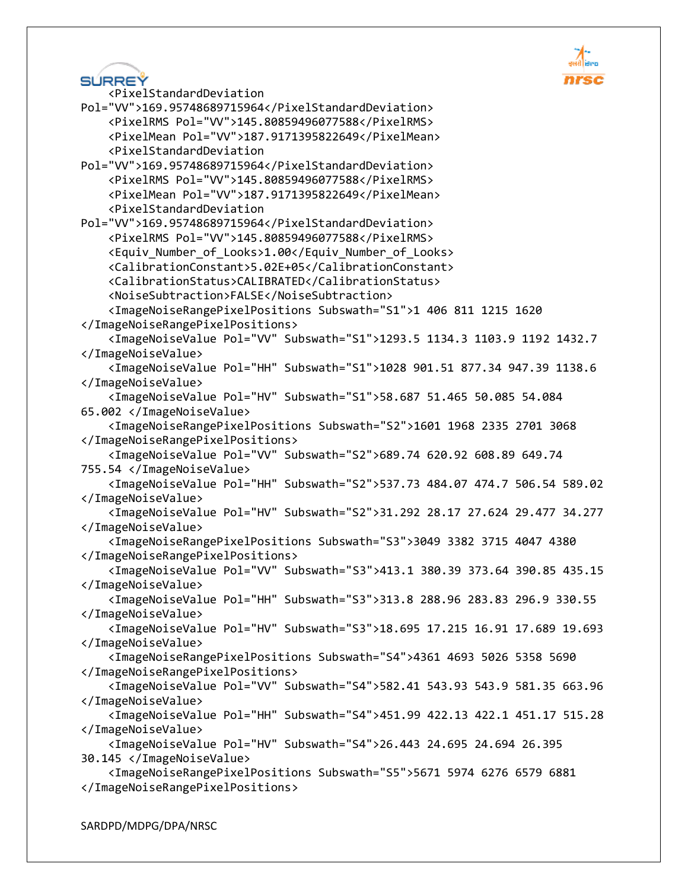```
    <PixelStandardDeviation
Pol="VV">169.95748689715964</PixelStandardDeviation>
    <PixelRMS Pol="VV">145.80859496077588</PixelRMS>
    <PixelMean Pol="VV">187.9171395822649</PixelMean>
    <PixelStandardDeviation
Pol="VV">169.95748689715964</PixelStandardDeviation>
    <PixelRMS Pol="VV">145.80859496077588</PixelRMS>
    <PixelMean Pol="VV">187.9171395822649</PixelMean>
    <PixelStandardDeviation
Pol="VV">169.95748689715964</PixelStandardDeviation>
    <PixelRMS Pol="VV">145.80859496077588</PixelRMS>
    <Equiv_Number_of_Looks>1.00</Equiv_Number_of_Looks>
    <CalibrationConstant>5.02E+05</CalibrationConstant>
    <CalibrationStatus>CALIBRATED</CalibrationStatus>
    <NoiseSubtraction>FALSE</NoiseSubtraction>
    <ImageNoiseRangePixelPositions Subswath="S1">1 406 811 1215 1620
</ImageNoiseRangePixelPositions>
    <ImageNoiseValue Pol="VV" Subswath="S1">1293.5 1134.3 1103.9 1192 1432.7
</ImageNoiseValue>
    <ImageNoiseValue Pol="HH" Subswath="S1">1028 901.51 877.34 947.39 1138.6
</ImageNoiseValue>
    <ImageNoiseValue Pol="HV" Subswath="S1">58.687 51.465 50.085 54.084
65.002 </ImageNoiseValue>
    <ImageNoiseRangePixelPositions Subswath="S2">1601 1968 2335 2701 3068
</ImageNoiseRangePixelPositions>
    <ImageNoiseValue Pol="VV" Subswath="S2">689.74 620.92 608.89 649.74
755.54 </ImageNoiseValue>
    <ImageNoiseValue Pol="HH" Subswath="S2">537.73 484.07 474.7 506.54 589.02
</ImageNoiseValue>
    <ImageNoiseValue Pol="HV" Subswath="S2">31.292 28.17 27.624 29.477 34.277
</ImageNoiseValue>
    <ImageNoiseRangePixelPositions Subswath="S3">3049 3382 3715 4047 4380
</ImageNoiseRangePixelPositions>
    <ImageNoiseValue Pol="VV" Subswath="S3">413.1 380.39 373.64 390.85 435.15
</ImageNoiseValue>
    <ImageNoiseValue Pol="HH" Subswath="S3">313.8 288.96 283.83 296.9 330.55
</ImageNoiseValue>
    <ImageNoiseValue Pol="HV" Subswath="S3">18.695 17.215 16.91 17.689 19.693
</ImageNoiseValue>
    <ImageNoiseRangePixelPositions Subswath="S4">4361 4693 5026 5358 5690
</ImageNoiseRangePixelPositions>
    <ImageNoiseValue Pol="VV" Subswath="S4">582.41 543.93 543.9 581.35 663.96
</ImageNoiseValue>
    <ImageNoiseValue Pol="HH" Subswath="S4">451.99 422.13 422.1 451.17 515.28
</ImageNoiseValue>
    <ImageNoiseValue Pol="HV" Subswath="S4">26.443 24.695 24.694 26.395
30.145 </ImageNoiseValue>
    <ImageNoiseRangePixelPositions Subswath="S5">5671 5974 6276 6579 6881
</ImageNoiseRangePixelPositions>
```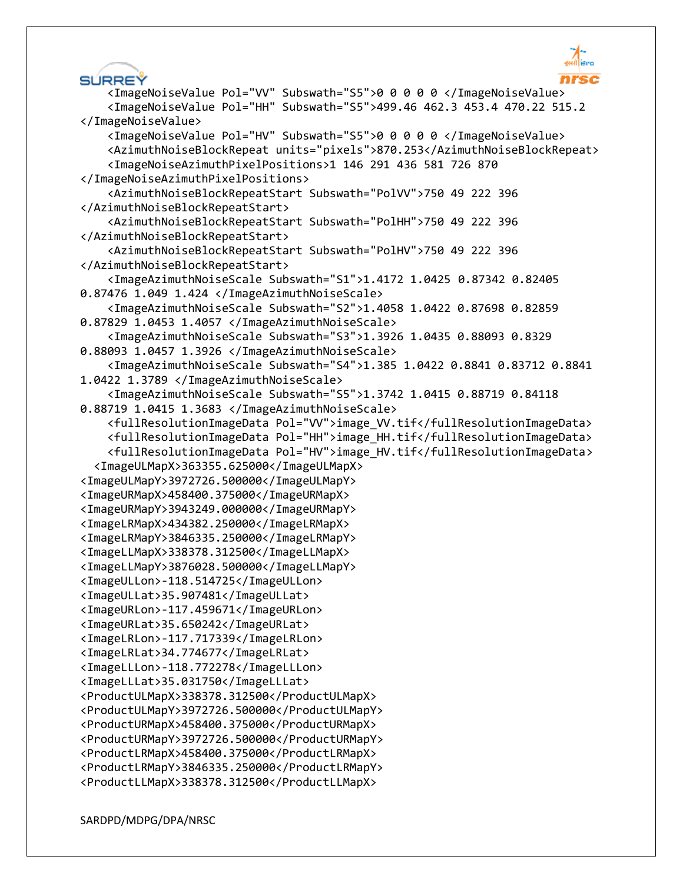```
    <ImageNoiseValue Pol="VV" Subswath="S5">0 0 0 0 0 </ImageNoiseValue>
    <ImageNoiseValue Pol="HH" Subswath="S5">499.46 462.3 453.4 470.22 515.2
</ImageNoiseValue>
    <ImageNoiseValue Pol="HV" Subswath="S5">0 0 0 0 0 </ImageNoiseValue>
    <AzimuthNoiseBlockRepeat units="pixels">870.253</AzimuthNoiseBlockRepeat>
    <ImageNoiseAzimuthPixelPositions>1 146 291 436 581 726 870
</ImageNoiseAzimuthPixelPositions>
    <AzimuthNoiseBlockRepeatStart Subswath="PolVV">750 49 222 396
</AzimuthNoiseBlockRepeatStart>
    <AzimuthNoiseBlockRepeatStart Subswath="PolHH">750 49 222 396
</AzimuthNoiseBlockRepeatStart>
    <AzimuthNoiseBlockRepeatStart Subswath="PolHV">750 49 222 396
</AzimuthNoiseBlockRepeatStart>
    <ImageAzimuthNoiseScale Subswath="S1">1.4172 1.0425 0.87342 0.82405
0.87476 1.049 1.424 </ImageAzimuthNoiseScale>
    <ImageAzimuthNoiseScale Subswath="S2">1.4058 1.0422 0.87698 0.82859
0.87829 1.0453 1.4057 </ImageAzimuthNoiseScale>
    <ImageAzimuthNoiseScale Subswath="S3">1.3926 1.0435 0.88093 0.8329
0.88093 1.0457 1.3926 </ImageAzimuthNoiseScale>
    <ImageAzimuthNoiseScale Subswath="S4">1.385 1.0422 0.8841 0.83712 0.8841
1.0422 1.3789 </ImageAzimuthNoiseScale>
    <ImageAzimuthNoiseScale Subswath="S5">1.3742 1.0415 0.88719 0.84118
0.88719 1.0415 1.3683 </ImageAzimuthNoiseScale>
    <fullResolutionImageData Pol="VV">image_VV.tif</fullResolutionImageData>
    <fullResolutionImageData Pol="HH">image_HH.tif</fullResolutionImageData>
    <fullResolutionImageData Pol="HV">image_HV.tif</fullResolutionImageData>
  <ImageULMapX>363355.625000</ImageULMapX>
<ImageULMapY>3972726.500000</ImageULMapY>
<ImageURMapX>458400.375000</ImageURMapX>
<ImageURMapY>3943249.000000</ImageURMapY>
<ImageLRMapX>434382.250000</ImageLRMapX>
<ImageLRMapY>3846335.250000</ImageLRMapY>
<ImageLLMapX>338378.312500</ImageLLMapX>
<ImageLLMapY>3876028.500000</ImageLLMapY>
<ImageULLon>-118.514725</ImageULLon>
<ImageULLat>35.907481</ImageULLat>
<ImageURLon>-117.459671</ImageURLon>
<ImageURLat>35.650242</ImageURLat>
<ImageLRLon>-117.717339</ImageLRLon>
<ImageLRLat>34.774677</ImageLRLat>
<ImageLLLon>-118.772278</ImageLLLon>
<ImageLLLat>35.031750</ImageLLLat>
<ProductULMapX>338378.312500</ProductULMapX>
<ProductULMapY>3972726.500000</ProductULMapY>
<ProductURMapX>458400.375000</ProductURMapX>
<ProductURMapY>3972726.500000</ProductURMapY>
<ProductLRMapX>458400.375000</ProductLRMapX>
<ProductLRMapY>3846335.250000</ProductLRMapY>
<ProductLLMapX>338378.312500</ProductLLMapX>
```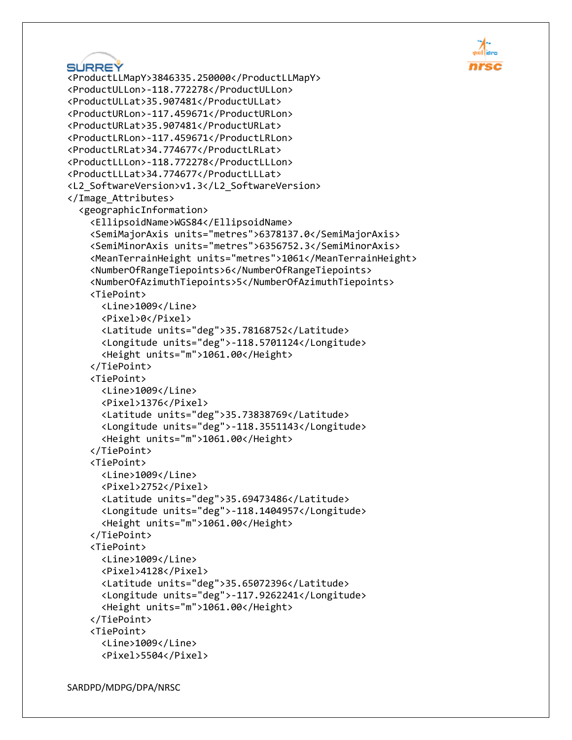```
<ProductLLMapY>3846335.250000</ProductLLMapY>
<ProductULLon>-118.772278</ProductULLon>
<ProductULLat>35.907481</ProductULLat>
<ProductURLon>-117.459671</ProductURLon>
<ProductURLat>35.907481</ProductURLat>
<ProductLRLon>-117.459671</ProductLRLon>
<ProductLRLat>34.774677</ProductLRLat>
<ProductLLLon>-118.772278</ProductLLLon>
<ProductLLLat>34.774677</ProductLLLat>
<L2_SoftwareVersion>v1.3</L2_SoftwareVersion>
</Image_Attributes>
  <geographicInformation>
    <EllipsoidName>WGS84</EllipsoidName>
    <SemiMajorAxis units="metres">6378137.0</SemiMajorAxis>
    <SemiMinorAxis units="metres">6356752.3</SemiMinorAxis>
    <MeanTerrainHeight units="metres">1061</MeanTerrainHeight>
    <NumberOfRangeTiepoints>6</NumberOfRangeTiepoints>
    <NumberOfAzimuthTiepoints>5</NumberOfAzimuthTiepoints>
    <TiePoint>
      <Line>1009</Line>
      <Pixel>0</Pixel>
      <Latitude units="deg">35.78168752</Latitude>
      <Longitude units="deg">-118.5701124</Longitude>
      <Height units="m">1061.00</Height>
    </TiePoint>
    <TiePoint>
      <Line>1009</Line>
      <Pixel>1376</Pixel>
      <Latitude units="deg">35.73838769</Latitude>
      <Longitude units="deg">-118.3551143</Longitude>
      <Height units="m">1061.00</Height>
    </TiePoint>
    <TiePoint>
      <Line>1009</Line>
      <Pixel>2752</Pixel>
      <Latitude units="deg">35.69473486</Latitude>
      <Longitude units="deg">-118.1404957</Longitude>
      <Height units="m">1061.00</Height>
    </TiePoint>
    <TiePoint>
      <Line>1009</Line>
      <Pixel>4128</Pixel>
      <Latitude units="deg">35.65072396</Latitude>
      <Longitude units="deg">-117.9262241</Longitude>
      <Height units="m">1061.00</Height>
    </TiePoint>
    <TiePoint>
      <Line>1009</Line>
      <Pixel>5504</Pixel>
```

SARDPD/MDPG/DPA/NRSC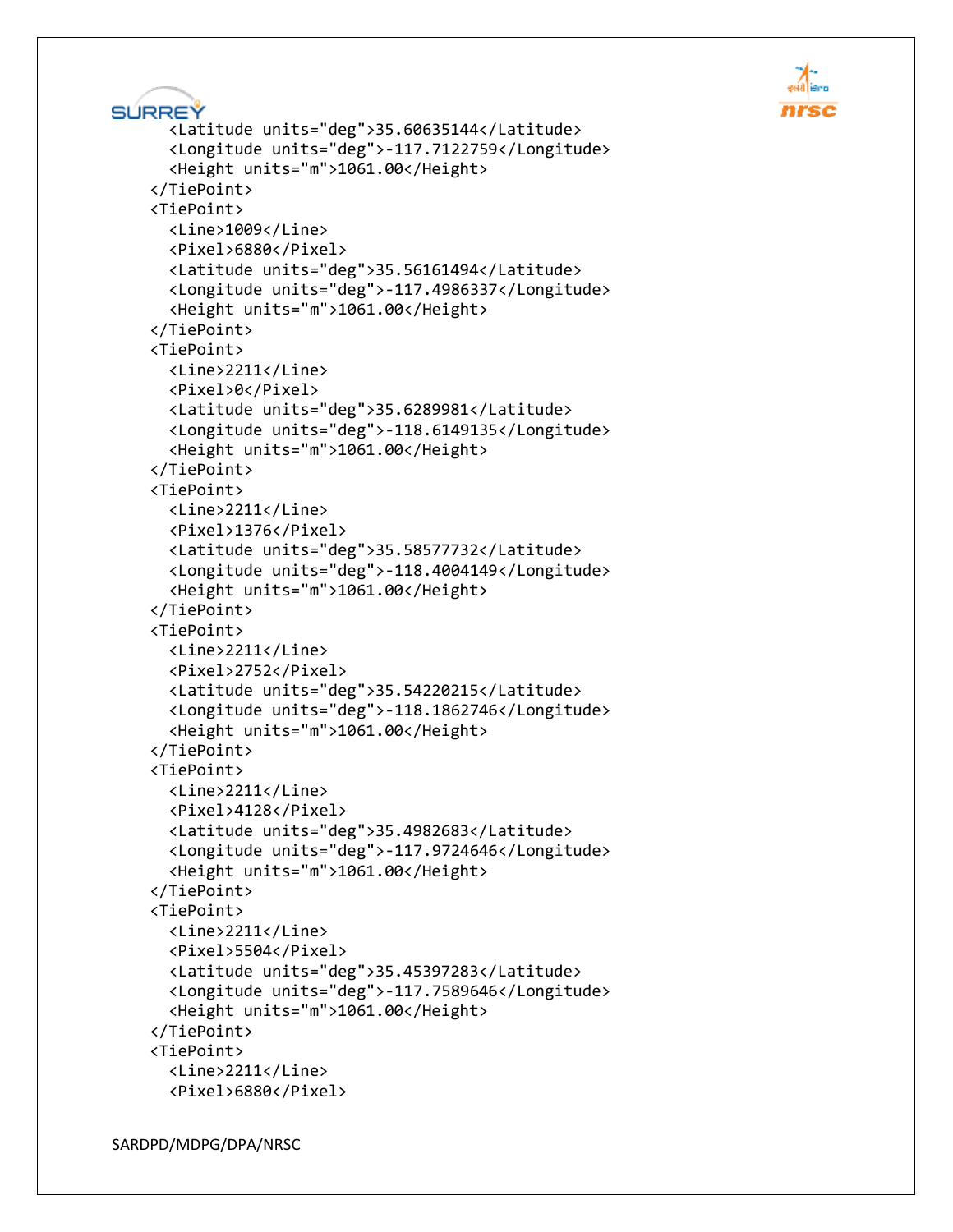```
      <Latitude units="deg">35.60635144</Latitude>
      <Longitude units="deg">-117.7122759</Longitude>
      <Height units="m">1061.00</Height>
    </TiePoint>
    <TiePoint>
      <Line>1009</Line>
      <Pixel>6880</Pixel>
      <Latitude units="deg">35.56161494</Latitude>
      <Longitude units="deg">-117.4986337</Longitude>
      <Height units="m">1061.00</Height>
    </TiePoint>
    <TiePoint>
      <Line>2211</Line>
      <Pixel>0</Pixel>
      <Latitude units="deg">35.6289981</Latitude>
      <Longitude units="deg">-118.6149135</Longitude>
      <Height units="m">1061.00</Height>
    </TiePoint>
    <TiePoint>
      <Line>2211</Line>
      <Pixel>1376</Pixel>
      <Latitude units="deg">35.58577732</Latitude>
      <Longitude units="deg">-118.4004149</Longitude>
      <Height units="m">1061.00</Height>
    </TiePoint>
    <TiePoint>
      <Line>2211</Line>
      <Pixel>2752</Pixel>
      <Latitude units="deg">35.54220215</Latitude>
      <Longitude units="deg">-118.1862746</Longitude>
      <Height units="m">1061.00</Height>
    </TiePoint>
    <TiePoint>
      <Line>2211</Line>
      <Pixel>4128</Pixel>
      <Latitude units="deg">35.4982683</Latitude>
      <Longitude units="deg">-117.9724646</Longitude>
      <Height units="m">1061.00</Height>
    </TiePoint>
    <TiePoint>
      <Line>2211</Line>
      <Pixel>5504</Pixel>
      <Latitude units="deg">35.45397283</Latitude>
      <Longitude units="deg">-117.7589646</Longitude>
      <Height units="m">1061.00</Height>
    </TiePoint>
    <TiePoint>
      <Line>2211</Line>
      <Pixel>6880</Pixel>
```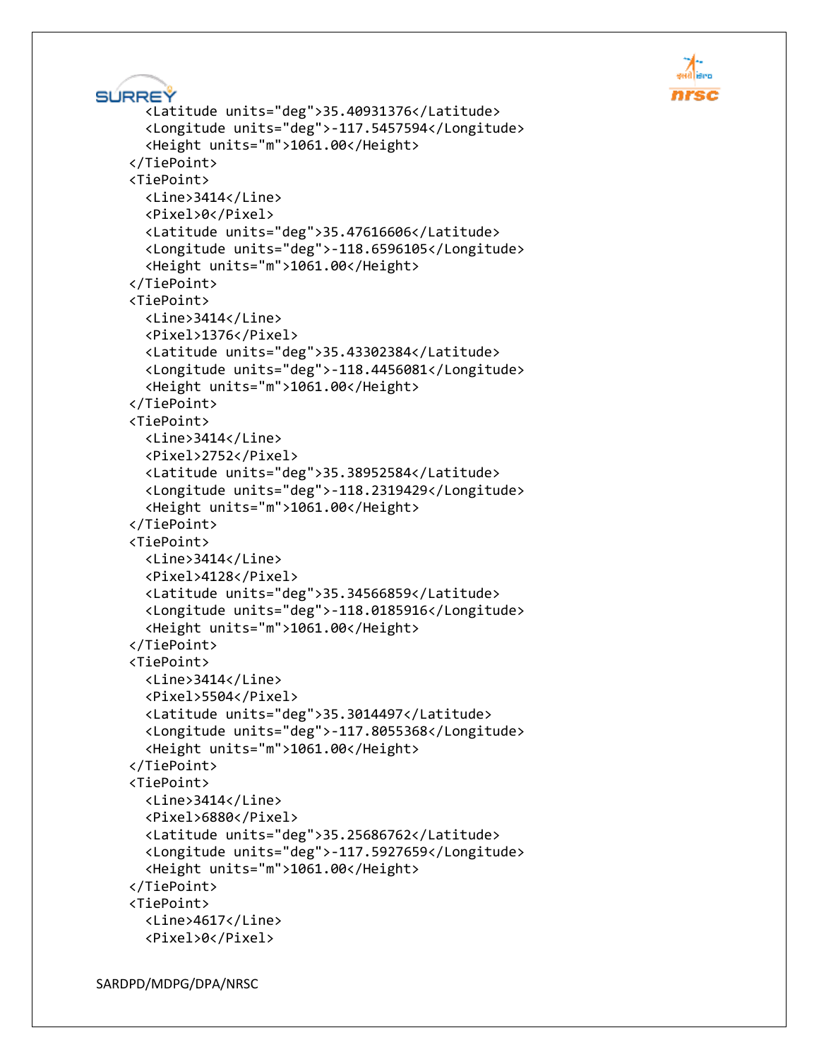```
      <Latitude units="deg">35.40931376</Latitude>
      <Longitude units="deg">-117.5457594</Longitude>
      <Height units="m">1061.00</Height>
    </TiePoint>
    <TiePoint>
      <Line>3414</Line>
      <Pixel>0</Pixel>
      <Latitude units="deg">35.47616606</Latitude>
      <Longitude units="deg">-118.6596105</Longitude>
      <Height units="m">1061.00</Height>
    </TiePoint>
    <TiePoint>
      <Line>3414</Line>
      <Pixel>1376</Pixel>
      <Latitude units="deg">35.43302384</Latitude>
      <Longitude units="deg">-118.4456081</Longitude>
      <Height units="m">1061.00</Height>
    </TiePoint>
    <TiePoint>
      <Line>3414</Line>
      <Pixel>2752</Pixel>
      <Latitude units="deg">35.38952584</Latitude>
      <Longitude units="deg">-118.2319429</Longitude>
      <Height units="m">1061.00</Height>
    </TiePoint>
    <TiePoint>
      <Line>3414</Line>
      <Pixel>4128</Pixel>
      <Latitude units="deg">35.34566859</Latitude>
      <Longitude units="deg">-118.0185916</Longitude>
      <Height units="m">1061.00</Height>
    </TiePoint>
    <TiePoint>
      <Line>3414</Line>
      <Pixel>5504</Pixel>
      <Latitude units="deg">35.3014497</Latitude>
      <Longitude units="deg">-117.8055368</Longitude>
      <Height units="m">1061.00</Height>
    </TiePoint>
    <TiePoint>
      <Line>3414</Line>
      <Pixel>6880</Pixel>
      <Latitude units="deg">35.25686762</Latitude>
      <Longitude units="deg">-117.5927659</Longitude>
      <Height units="m">1061.00</Height>
    </TiePoint>
    <TiePoint>
      <Line>4617</Line>
      <Pixel>0</Pixel>
```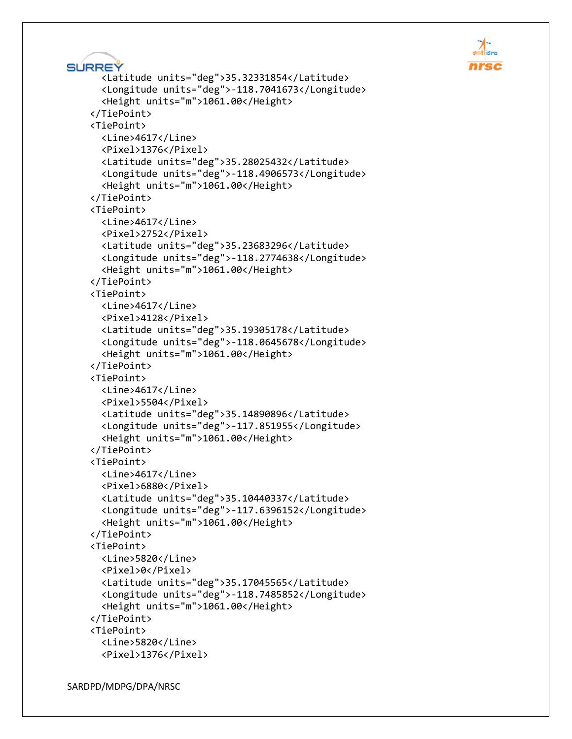```
      <Latitude units="deg">35.32331854</Latitude>
      <Longitude units="deg">-118.7041673</Longitude>
      <Height units="m">1061.00</Height>
    </TiePoint>
    <TiePoint>
      <Line>4617</Line>
      <Pixel>1376</Pixel>
      <Latitude units="deg">35.28025432</Latitude>
      <Longitude units="deg">-118.4906573</Longitude>
      <Height units="m">1061.00</Height>
    </TiePoint>
    <TiePoint>
      <Line>4617</Line>
      <Pixel>2752</Pixel>
      <Latitude units="deg">35.23683296</Latitude>
      <Longitude units="deg">-118.2774638</Longitude>
      <Height units="m">1061.00</Height>
    </TiePoint>
    <TiePoint>
      <Line>4617</Line>
      <Pixel>4128</Pixel>
      <Latitude units="deg">35.19305178</Latitude>
      <Longitude units="deg">-118.0645678</Longitude>
      <Height units="m">1061.00</Height>
    </TiePoint>
    <TiePoint>
      <Line>4617</Line>
      <Pixel>5504</Pixel>
      <Latitude units="deg">35.14890896</Latitude>
      <Longitude units="deg">-117.851955</Longitude>
      <Height units="m">1061.00</Height>
    </TiePoint>
    <TiePoint>
      <Line>4617</Line>
      <Pixel>6880</Pixel>
      <Latitude units="deg">35.10440337</Latitude>
      <Longitude units="deg">-117.6396152</Longitude>
      <Height units="m">1061.00</Height>
    </TiePoint>
    <TiePoint>
      <Line>5820</Line>
      <Pixel>0</Pixel>
      <Latitude units="deg">35.17045565</Latitude>
      <Longitude units="deg">-118.7485852</Longitude>
      <Height units="m">1061.00</Height>
    </TiePoint>
    <TiePoint>
      <Line>5820</Line>
      <Pixel>1376</Pixel>
```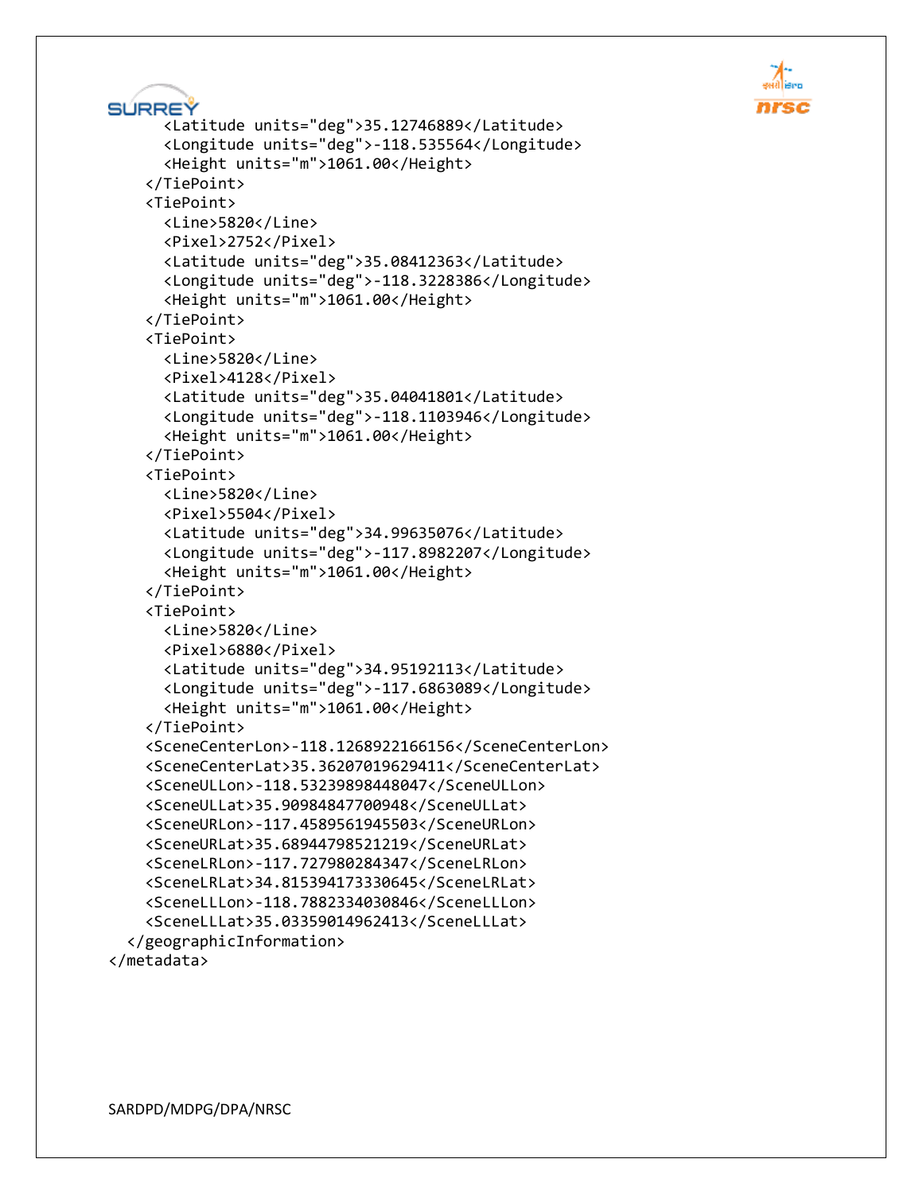```xml
      <Latitude units="deg">35.12746889</Latitude>
      <Longitude units="deg">-118.535564</Longitude>
      <Height units="m">1061.00</Height>
    </TiePoint>
    <TiePoint>
      <Line>5820</Line>
      <Pixel>2752</Pixel>
      <Latitude units="deg">35.08412363</Latitude>
      <Longitude units="deg">-118.3228386</Longitude>
      <Height units="m">1061.00</Height>
    </TiePoint>
    <TiePoint>
      <Line>5820</Line>
      <Pixel>4128</Pixel>
      <Latitude units="deg">35.04041801</Latitude>
      <Longitude units="deg">-118.1103946</Longitude>
      <Height units="m">1061.00</Height>
    </TiePoint>
    <TiePoint>
      <Line>5820</Line>
      <Pixel>5504</Pixel>
      <Latitude units="deg">34.99635076</Latitude>
      <Longitude units="deg">-117.8982207</Longitude>
      <Height units="m">1061.00</Height>
    </TiePoint>
    <TiePoint>
      <Line>5820</Line>
      <Pixel>6880</Pixel>
      <Latitude units="deg">34.95192113</Latitude>
      <Longitude units="deg">-117.6863089</Longitude>
      <Height units="m">1061.00</Height>
    </TiePoint>
    <SceneCenterLon>-118.1268922166156</SceneCenterLon>
    <SceneCenterLat>35.36207019629411</SceneCenterLat>
    <SceneULLon>-118.53239898448047</SceneULLon>
    <SceneULLat>35.90984847700948</SceneULLat>
    <SceneURLon>-117.4589561945503</SceneURLon>
    <SceneURLat>35.68944798521219</SceneURLat>
    <SceneLRLon>-117.727980284347</SceneLRLon>
    <SceneLRLat>34.815394173330645</SceneLRLat>
    <SceneLLLon>-118.7882334030846</SceneLLLon>
    <SceneLLLat>35.03359014962413</SceneLLLat>
  </geographicInformation>
</metadata>
```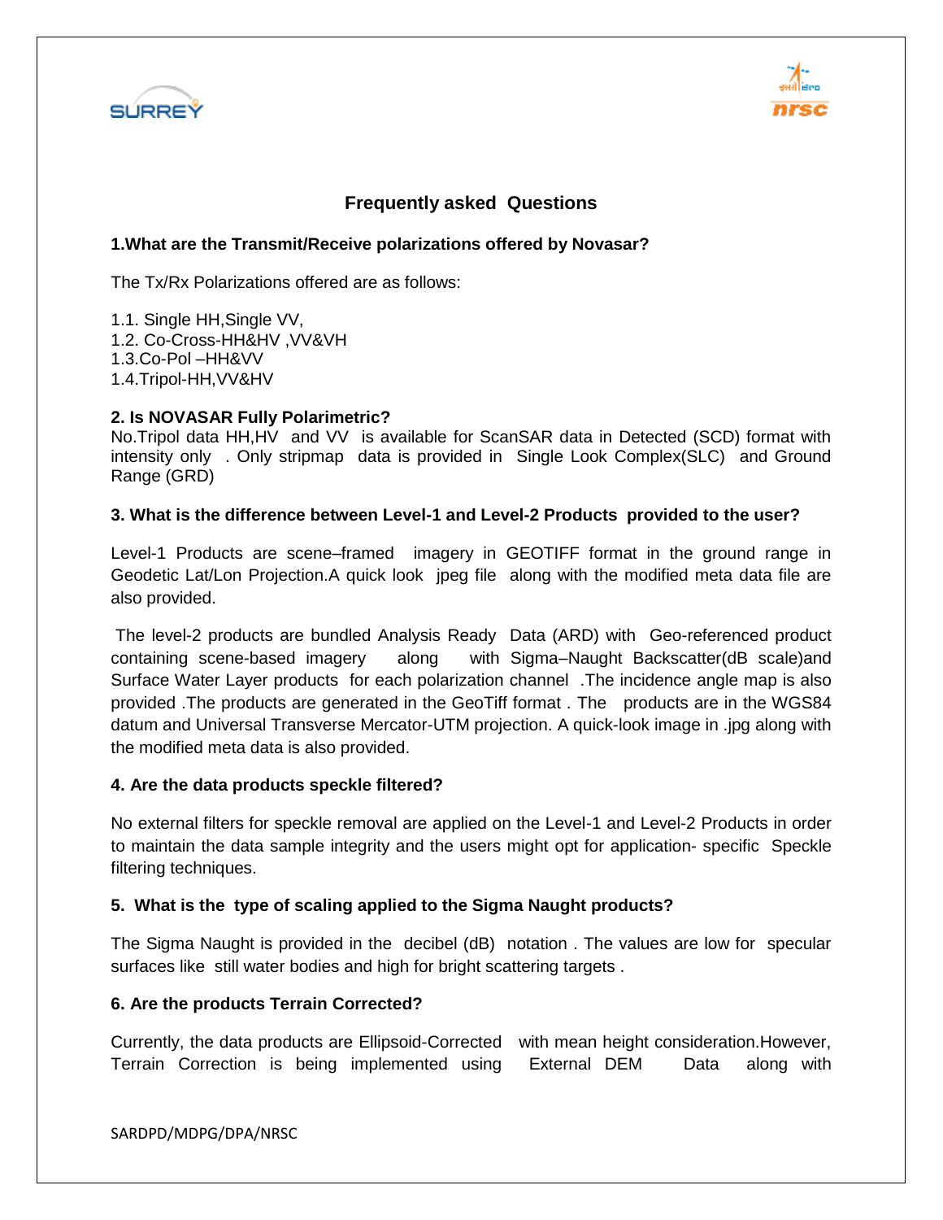## Frequently asked Questions

**1.What are the Transmit/Receive polarizations offered by Novasar?**

The Tx/Rx Polarizations offered are as follows:

1.1. Single HH,Single VV,
1.2. Co-Cross-HH&HV ,VV&VH
1.3.Co-Pol –HH&VV
1.4.Tripol-HH,VV&HV

**2. Is NOVASAR Fully Polarimetric?**

No.Tripol data HH,HV and VV is available for ScanSAR data in Detected (SCD) format with intensity only . Only stripmap data is provided in Single Look Complex(SLC) and Ground Range (GRD)

**3. What is the difference between Level-1 and Level-2 Products provided to the user?**

Level-1 Products are scene–framed imagery in GEOTIFF format in the ground range in Geodetic Lat/Lon Projection.A quick look jpeg file along with the modified meta data file are also provided.

The level-2 products are bundled Analysis Ready Data (ARD) with Geo-referenced product containing scene-based imagery along with Sigma–Naught Backscatter(dB scale)and Surface Water Layer products for each polarization channel .The incidence angle map is also provided .The products are generated in the GeoTiff format . The products are in the WGS84 datum and Universal Transverse Mercator-UTM projection. A quick-look image in .jpg along with the modified meta data is also provided.

**4. Are the data products speckle filtered?**

No external filters for speckle removal are applied on the Level-1 and Level-2 Products in order to maintain the data sample integrity and the users might opt for application- specific Speckle filtering techniques.

**5. What is the type of scaling applied to the Sigma Naught products?**

The Sigma Naught is provided in the decibel (dB) notation . The values are low for specular surfaces like still water bodies and high for bright scattering targets .

**6. Are the products Terrain Corrected?**

Currently, the data products are Ellipsoid-Corrected with mean height consideration.However, Terrain Correction is being implemented using External DEM Data along with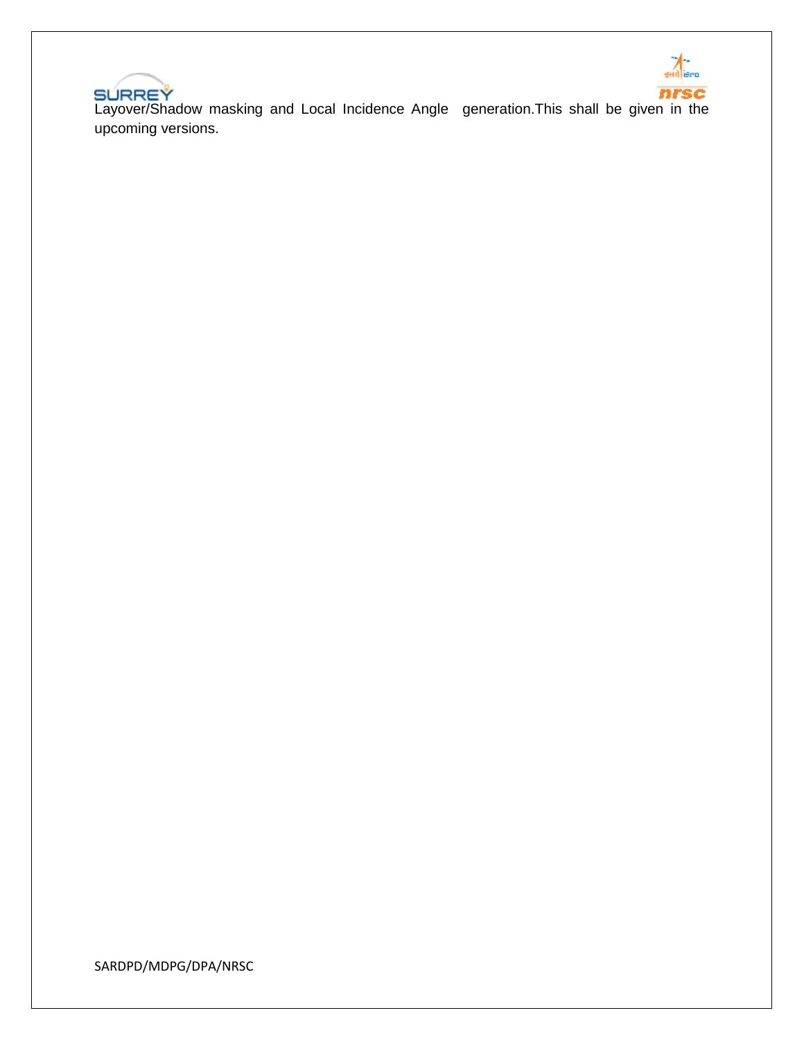Layover/Shadow masking and Local Incidence Angle generation.This shall be given in the upcoming versions.